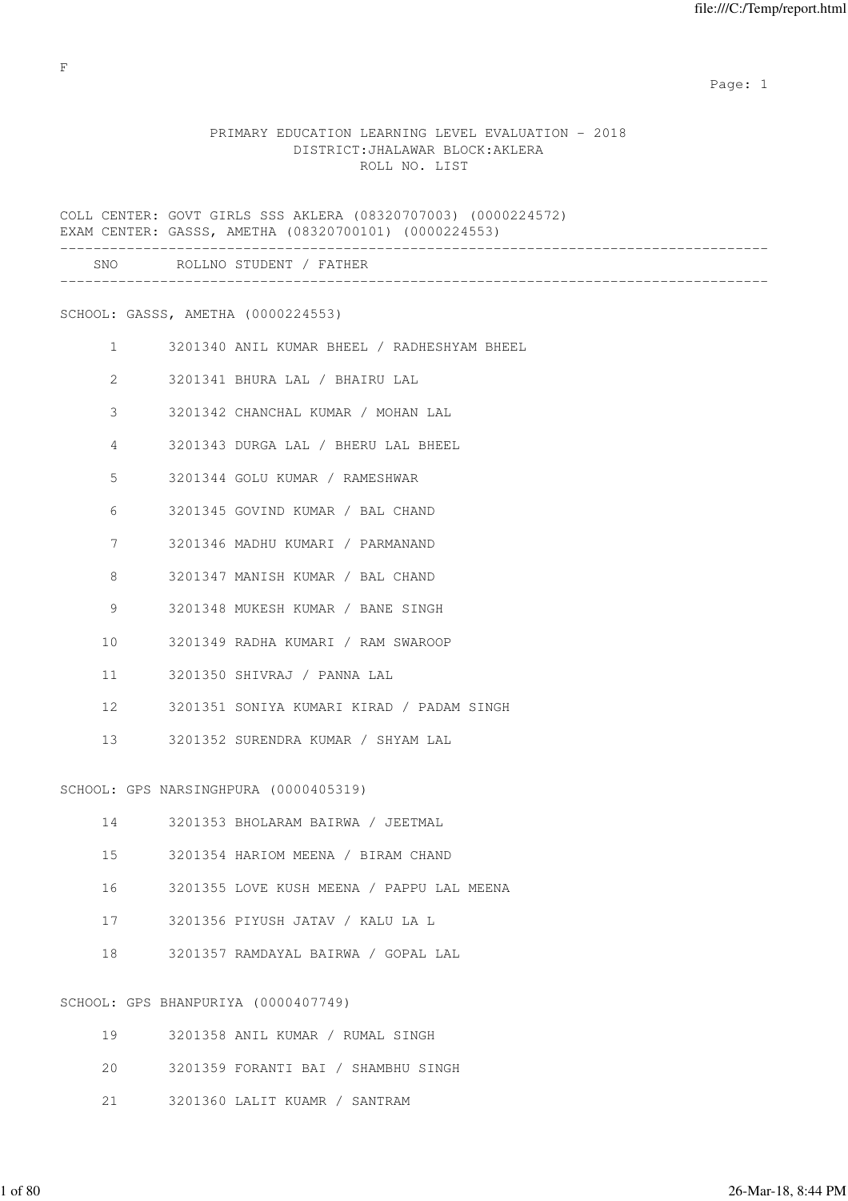F

# PRIMARY EDUCATION LEARNING LEVEL EVALUATION - 2018

DISTRICT:JHALAWAR BLOCK:AKLERA

ROLL NO. LIST

COLL CENTER: GOVT GIRLS SSS AKLERA (08320707003) (0000224572)
EXAM CENTER: GASSS, AMETHA (08320700101) (0000224553)

| SNO | ROLLNO | STUDENT / FATHER |
|---|---|---|
| **SCHOOL: GASSS, AMETHA (0000224553)** | | |
| 1 | 3201340 | ANIL KUMAR BHEEL / RADHESHYAM BHEEL |
| 2 | 3201341 | BHURA LAL / BHAIRU LAL |
| 3 | 3201342 | CHANCHAL KUMAR / MOHAN LAL |
| 4 | 3201343 | DURGA LAL / BHERU LAL BHEEL |
| 5 | 3201344 | GOLU KUMAR / RAMESHWAR |
| 6 | 3201345 | GOVIND KUMAR / BAL CHAND |
| 7 | 3201346 | MADHU KUMARI / PARMANAND |
| 8 | 3201347 | MANISH KUMAR / BAL CHAND |
| 9 | 3201348 | MUKESH KUMAR / BANE SINGH |
| 10 | 3201349 | RADHA KUMARI / RAM SWAROOP |
| 11 | 3201350 | SHIVRAJ / PANNA LAL |
| 12 | 3201351 | SONIYA KUMARI KIRAD / PADAM SINGH |
| 13 | 3201352 | SURENDRA KUMAR / SHYAM LAL |
| **SCHOOL: GPS NARSINGHPURA (0000405319)** | | |
| 14 | 3201353 | BHOLARAM BAIRWA / JEETMAL |
| 15 | 3201354 | HARIOM MEENA / BIRAM CHAND |
| 16 | 3201355 | LOVE KUSH MEENA / PAPPU LAL MEENA |
| 17 | 3201356 | PIYUSH JATAV / KALU LA L |
| 18 | 3201357 | RAMDAYAL BAIRWA / GOPAL LAL |
| **SCHOOL: GPS BHANPURIYA (0000407749)** | | |
| 19 | 3201358 | ANIL KUMAR / RUMAL SINGH |
| 20 | 3201359 | FORANTI BAI / SHAMBHU SINGH |
| 21 | 3201360 | LALIT KUAMR / SANTRAM |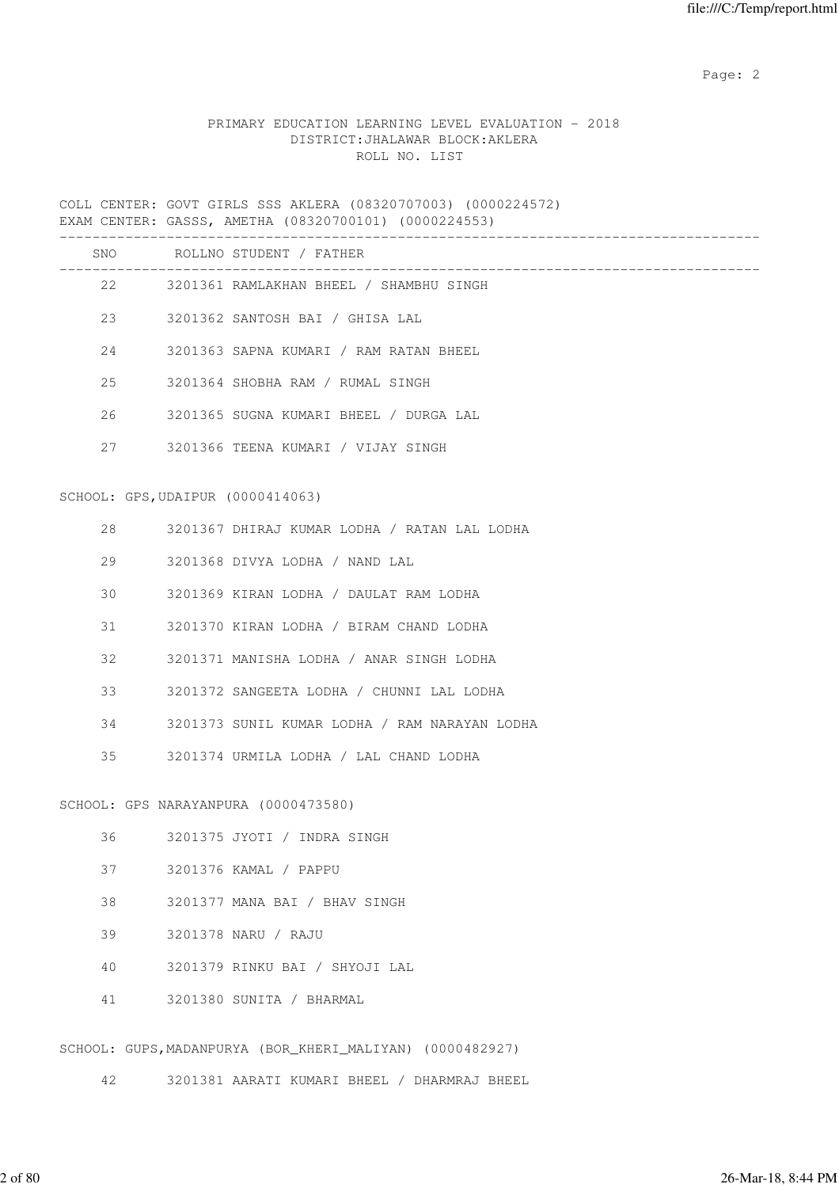PRIMARY EDUCATION LEARNING LEVEL EVALUATION - 2018
DISTRICT:JHALAWAR BLOCK:AKLERA
ROLL NO. LIST

COLL CENTER: GOVT GIRLS SSS AKLERA (08320707003) (0000224572)
EXAM CENTER: GASSS, AMETHA (08320700101) (0000224553)

| SNO | ROLLNO | STUDENT / FATHER |
|---|---|---|
| 22 | 3201361 | RAMLAKHAN BHEEL / SHAMBHU SINGH |
| 23 | 3201362 | SANTOSH BAI / GHISA LAL |
| 24 | 3201363 | SAPNA KUMARI / RAM RATAN BHEEL |
| 25 | 3201364 | SHOBHA RAM / RUMAL SINGH |
| 26 | 3201365 | SUGNA KUMARI BHEEL / DURGA LAL |
| 27 | 3201366 | TEENA KUMARI / VIJAY SINGH |

SCHOOL: GPS,UDAIPUR (0000414063)

| SNO | ROLLNO | STUDENT / FATHER |
|---|---|---|
| 28 | 3201367 | DHIRAJ KUMAR LODHA / RATAN LAL LODHA |
| 29 | 3201368 | DIVYA LODHA / NAND LAL |
| 30 | 3201369 | KIRAN LODHA / DAULAT RAM LODHA |
| 31 | 3201370 | KIRAN LODHA / BIRAM CHAND LODHA |
| 32 | 3201371 | MANISHA LODHA / ANAR SINGH LODHA |
| 33 | 3201372 | SANGEETA LODHA / CHUNNI LAL LODHA |
| 34 | 3201373 | SUNIL KUMAR LODHA / RAM NARAYAN LODHA |
| 35 | 3201374 | URMILA LODHA / LAL CHAND LODHA |

SCHOOL: GPS NARAYANPURA (0000473580)

| SNO | ROLLNO | STUDENT / FATHER |
|---|---|---|
| 36 | 3201375 | JYOTI / INDRA SINGH |
| 37 | 3201376 | KAMAL / PAPPU |
| 38 | 3201377 | MANA BAI / BHAV SINGH |
| 39 | 3201378 | NARU / RAJU |
| 40 | 3201379 | RINKU BAI / SHYOJI LAL |
| 41 | 3201380 | SUNITA / BHARMAL |

SCHOOL: GUPS,MADANPURYA (BOR_KHERI_MALIYAN) (0000482927)

| SNO | ROLLNO | STUDENT / FATHER |
|---|---|---|
| 42 | 3201381 | AARATI KUMARI BHEEL / DHARMRAJ BHEEL |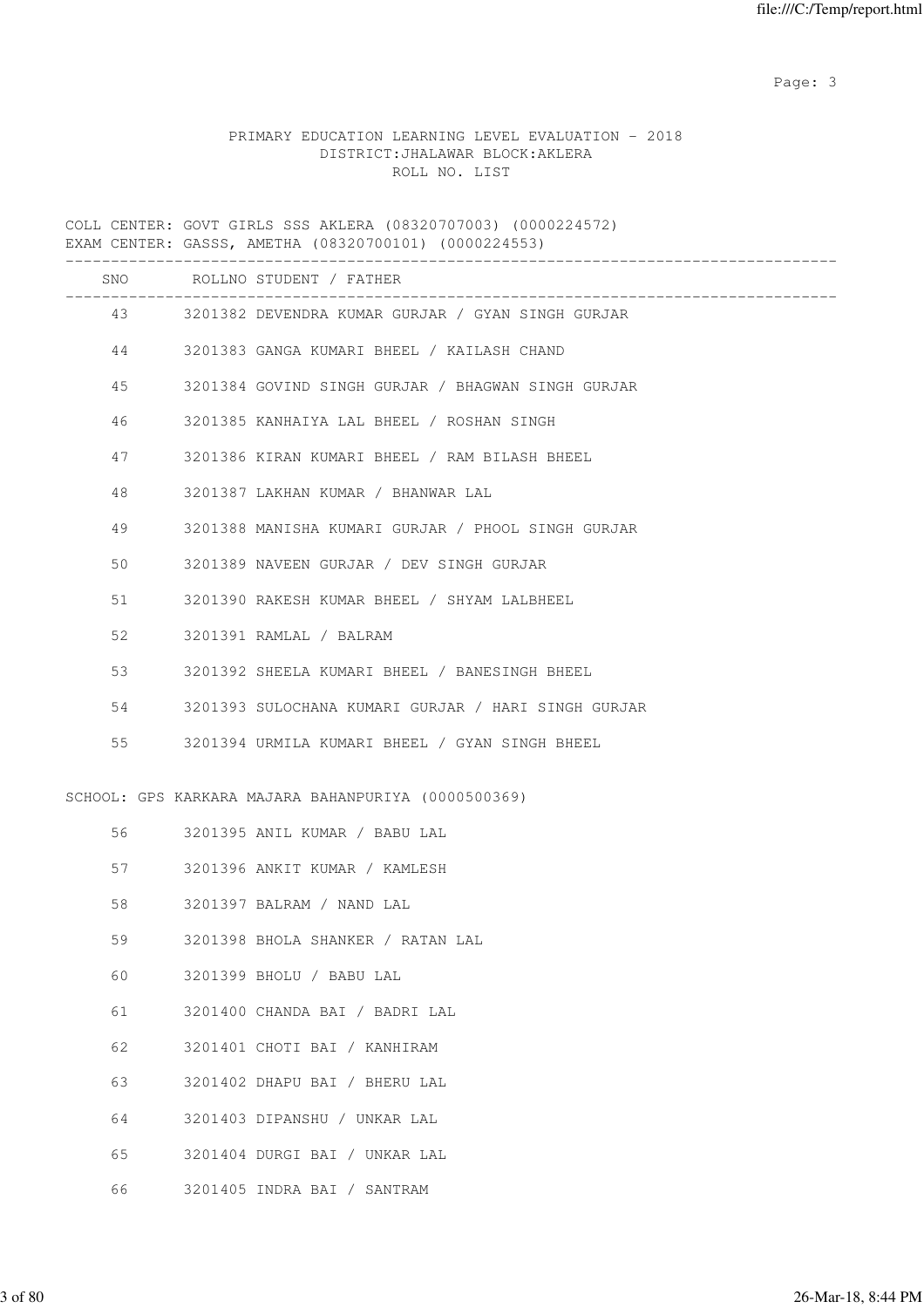PRIMARY EDUCATION LEARNING LEVEL EVALUATION - 2018
DISTRICT:JHALAWAR BLOCK:AKLERA
ROLL NO. LIST

COLL CENTER: GOVT GIRLS SSS AKLERA (08320707003) (0000224572)
EXAM CENTER: GASSS, AMETHA (08320700101) (0000224553)

| SNO | ROLLNO | STUDENT / FATHER |
|---|---|---|
| 43 | 3201382 | DEVENDRA KUMAR GURJAR / GYAN SINGH GURJAR |
| 44 | 3201383 | GANGA KUMARI BHEEL / KAILASH CHAND |
| 45 | 3201384 | GOVIND SINGH GURJAR / BHAGWAN SINGH GURJAR |
| 46 | 3201385 | KANHAIYA LAL BHEEL / ROSHAN SINGH |
| 47 | 3201386 | KIRAN KUMARI BHEEL / RAM BILASH BHEEL |
| 48 | 3201387 | LAKHAN KUMAR / BHANWAR LAL |
| 49 | 3201388 | MANISHA KUMARI GURJAR / PHOOL SINGH GURJAR |
| 50 | 3201389 | NAVEEN GURJAR / DEV SINGH GURJAR |
| 51 | 3201390 | RAKESH KUMAR BHEEL / SHYAM LALBHEEL |
| 52 | 3201391 | RAMLAL / BALRAM |
| 53 | 3201392 | SHEELA KUMARI BHEEL / BANESINGH BHEEL |
| 54 | 3201393 | SULOCHANA KUMARI GURJAR / HARI SINGH GURJAR |
| 55 | 3201394 | URMILA KUMARI BHEEL / GYAN SINGH BHEEL |

SCHOOL: GPS KARKARA MAJARA BAHANPURIYA (0000500369)

| SNO | ROLLNO | STUDENT / FATHER |
|---|---|---|
| 56 | 3201395 | ANIL KUMAR / BABU LAL |
| 57 | 3201396 | ANKIT KUMAR / KAMLESH |
| 58 | 3201397 | BALRAM / NAND LAL |
| 59 | 3201398 | BHOLA SHANKER / RATAN LAL |
| 60 | 3201399 | BHOLU / BABU LAL |
| 61 | 3201400 | CHANDA BAI / BADRI LAL |
| 62 | 3201401 | CHOTI BAI / KANHIRAM |
| 63 | 3201402 | DHAPU BAI / BHERU LAL |
| 64 | 3201403 | DIPANSHU / UNKAR LAL |
| 65 | 3201404 | DURGI BAI / UNKAR LAL |
| 66 | 3201405 | INDRA BAI / SANTRAM |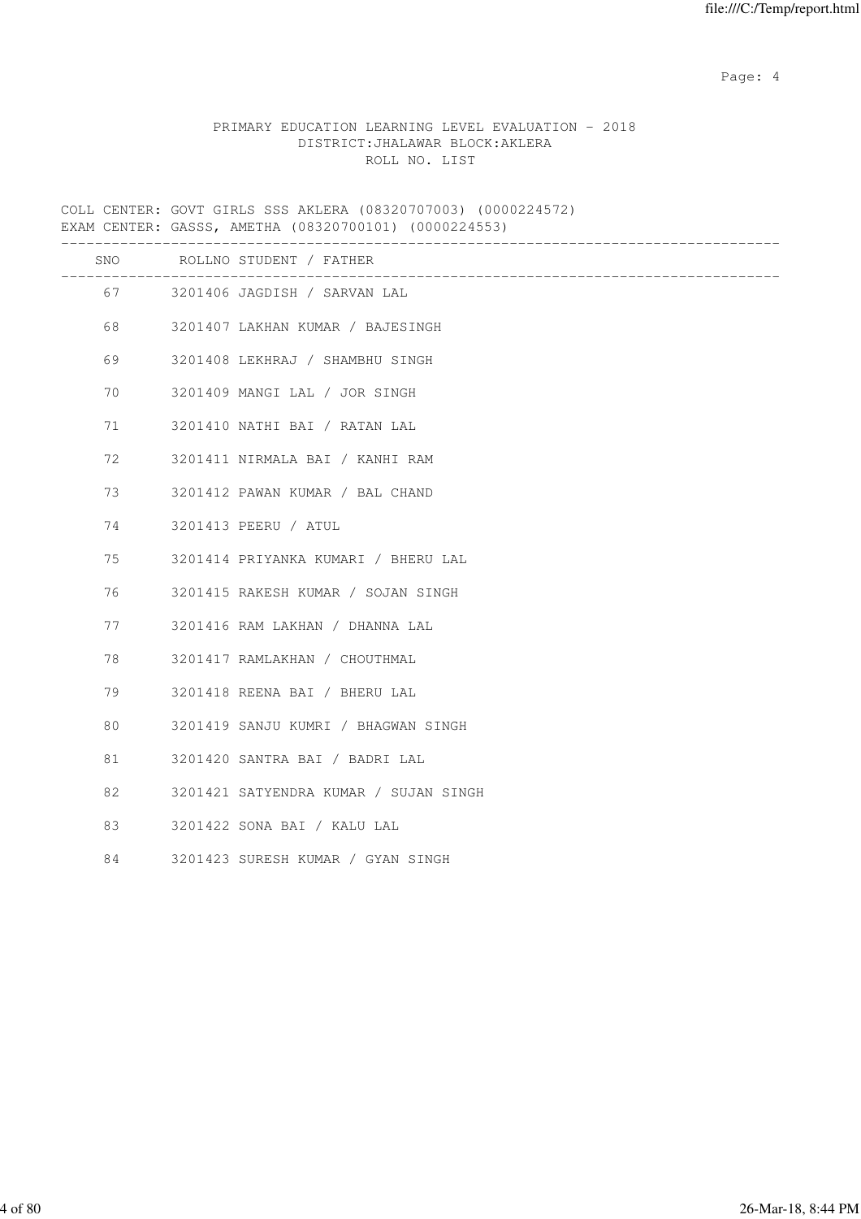PRIMARY EDUCATION LEARNING LEVEL EVALUATION - 2018
DISTRICT:JHALAWAR BLOCK:AKLERA
ROLL NO. LIST

COLL CENTER: GOVT GIRLS SSS AKLERA (08320707003) (0000224572)
EXAM CENTER: GASSS, AMETHA (08320700101) (0000224553)

| SNO | ROLLNO | STUDENT / FATHER |
|---|---|---|
| 67 | 3201406 | JAGDISH / SARVAN LAL |
| 68 | 3201407 | LAKHAN KUMAR / BAJESINGH |
| 69 | 3201408 | LEKHRAJ / SHAMBHU SINGH |
| 70 | 3201409 | MANGI LAL / JOR SINGH |
| 71 | 3201410 | NATHI BAI / RATAN LAL |
| 72 | 3201411 | NIRMALA BAI / KANHI RAM |
| 73 | 3201412 | PAWAN KUMAR / BAL CHAND |
| 74 | 3201413 | PEERU / ATUL |
| 75 | 3201414 | PRIYANKA KUMARI / BHERU LAL |
| 76 | 3201415 | RAKESH KUMAR / SOJAN SINGH |
| 77 | 3201416 | RAM LAKHAN / DHANNA LAL |
| 78 | 3201417 | RAMLAKHAN / CHOUTHMAL |
| 79 | 3201418 | REENA BAI / BHERU LAL |
| 80 | 3201419 | SANJU KUMRI / BHAGWAN SINGH |
| 81 | 3201420 | SANTRA BAI / BADRI LAL |
| 82 | 3201421 | SATYENDRA KUMAR / SUJAN SINGH |
| 83 | 3201422 | SONA BAI / KALU LAL |
| 84 | 3201423 | SURESH KUMAR / GYAN SINGH |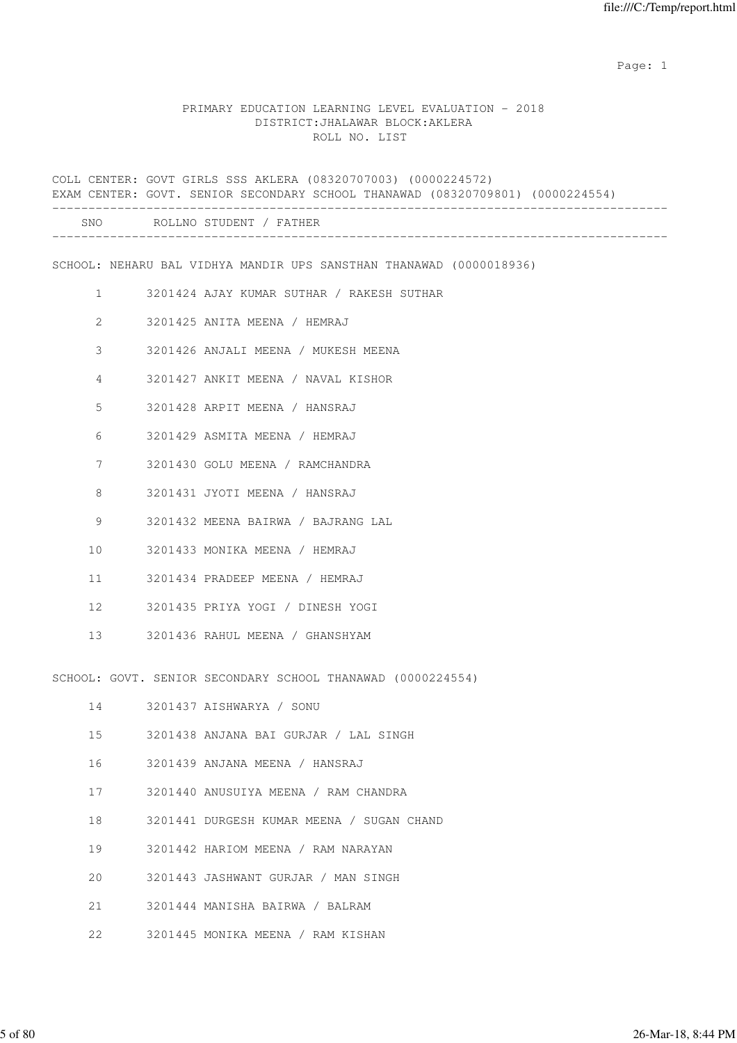# PRIMARY EDUCATION LEARNING LEVEL EVALUATION - 2018

## DISTRICT:JHALAWAR BLOCK:AKLERA

## ROLL NO. LIST

COLL CENTER: GOVT GIRLS SSS AKLERA (08320707003) (0000224572)
EXAM CENTER: GOVT. SENIOR SECONDARY SCHOOL THANAWAD (08320709801) (0000224554)

### SCHOOL: NEHARU BAL VIDHYA MANDIR UPS SANSTHAN THANAWAD (0000018936)

| SNO | ROLLNO | STUDENT / FATHER |
|---|---|---|
| 1 | 3201424 | AJAY KUMAR SUTHAR / RAKESH SUTHAR |
| 2 | 3201425 | ANITA MEENA / HEMRAJ |
| 3 | 3201426 | ANJALI MEENA / MUKESH MEENA |
| 4 | 3201427 | ANKIT MEENA / NAVAL KISHOR |
| 5 | 3201428 | ARPIT MEENA / HANSRAJ |
| 6 | 3201429 | ASMITA MEENA / HEMRAJ |
| 7 | 3201430 | GOLU MEENA / RAMCHANDRA |
| 8 | 3201431 | JYOTI MEENA / HANSRAJ |
| 9 | 3201432 | MEENA BAIRWA / BAJRANG LAL |
| 10 | 3201433 | MONIKA MEENA / HEMRAJ |
| 11 | 3201434 | PRADEEP MEENA / HEMRAJ |
| 12 | 3201435 | PRIYA YOGI / DINESH YOGI |
| 13 | 3201436 | RAHUL MEENA / GHANSHYAM |

### SCHOOL: GOVT. SENIOR SECONDARY SCHOOL THANAWAD (0000224554)

| SNO | ROLLNO | STUDENT / FATHER |
|---|---|---|
| 14 | 3201437 | AISHWARYA / SONU |
| 15 | 3201438 | ANJANA BAI GURJAR / LAL SINGH |
| 16 | 3201439 | ANJANA MEENA / HANSRAJ |
| 17 | 3201440 | ANUSUIYA MEENA / RAM CHANDRA |
| 18 | 3201441 | DURGESH KUMAR MEENA / SUGAN CHAND |
| 19 | 3201442 | HARIOM MEENA / RAM NARAYAN |
| 20 | 3201443 | JASHWANT GURJAR / MAN SINGH |
| 21 | 3201444 | MANISHA BAIRWA / BALRAM |
| 22 | 3201445 | MONIKA MEENA / RAM KISHAN |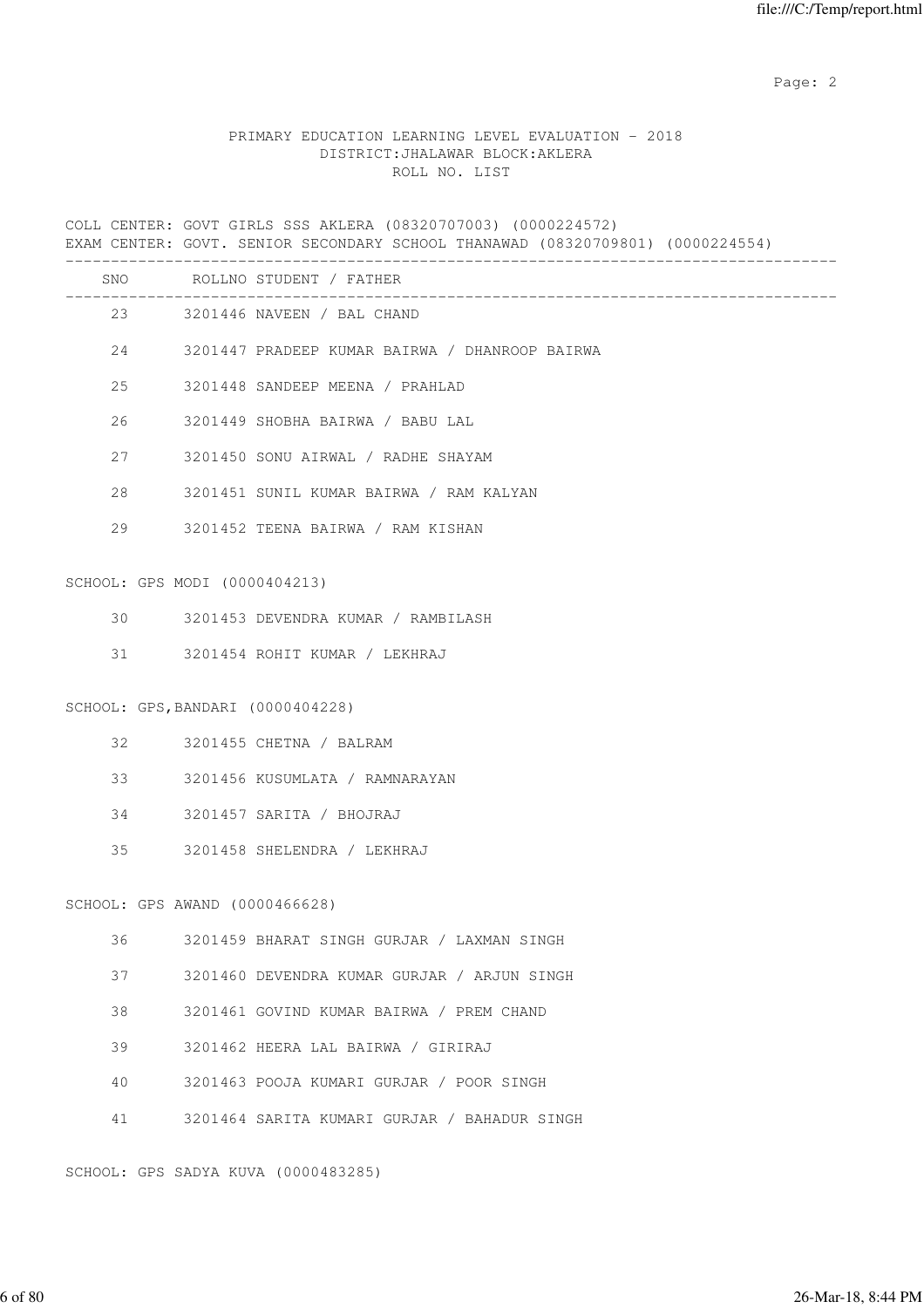PRIMARY EDUCATION LEARNING LEVEL EVALUATION - 2018
DISTRICT:JHALAWAR BLOCK:AKLERA
ROLL NO. LIST

COLL CENTER: GOVT GIRLS SSS AKLERA (08320707003) (0000224572)
EXAM CENTER: GOVT. SENIOR SECONDARY SCHOOL THANAWAD (08320709801) (0000224554)

| SNO | ROLLNO | STUDENT / FATHER |
|---|---|---|
| 23 | 3201446 | NAVEEN / BAL CHAND |
| 24 | 3201447 | PRADEEP KUMAR BAIRWA / DHANROOP BAIRWA |
| 25 | 3201448 | SANDEEP MEENA / PRAHLAD |
| 26 | 3201449 | SHOBHA BAIRWA / BABU LAL |
| 27 | 3201450 | SONU AIRWAL / RADHE SHAYAM |
| 28 | 3201451 | SUNIL KUMAR BAIRWA / RAM KALYAN |
| 29 | 3201452 | TEENA BAIRWA / RAM KISHAN |

SCHOOL: GPS MODI (0000404213)

| SNO | ROLLNO | STUDENT / FATHER |
|---|---|---|
| 30 | 3201453 | DEVENDRA KUMAR / RAMBILASH |
| 31 | 3201454 | ROHIT KUMAR / LEKHRAJ |

SCHOOL: GPS,BANDARI (0000404228)

| SNO | ROLLNO | STUDENT / FATHER |
|---|---|---|
| 32 | 3201455 | CHETNA / BALRAM |
| 33 | 3201456 | KUSUMLATA / RAMNARAYAN |
| 34 | 3201457 | SARITA / BHOJRAJ |
| 35 | 3201458 | SHELENDRA / LEKHRAJ |

SCHOOL: GPS AWAND (0000466628)

| SNO | ROLLNO | STUDENT / FATHER |
|---|---|---|
| 36 | 3201459 | BHARAT SINGH GURJAR / LAXMAN SINGH |
| 37 | 3201460 | DEVENDRA KUMAR GURJAR / ARJUN SINGH |
| 38 | 3201461 | GOVIND KUMAR BAIRWA / PREM CHAND |
| 39 | 3201462 | HEERA LAL BAIRWA / GIRIRAJ |
| 40 | 3201463 | POOJA KUMARI GURJAR / POOR SINGH |
| 41 | 3201464 | SARITA KUMARI GURJAR / BAHADUR SINGH |

SCHOOL: GPS SADYA KUVA (0000483285)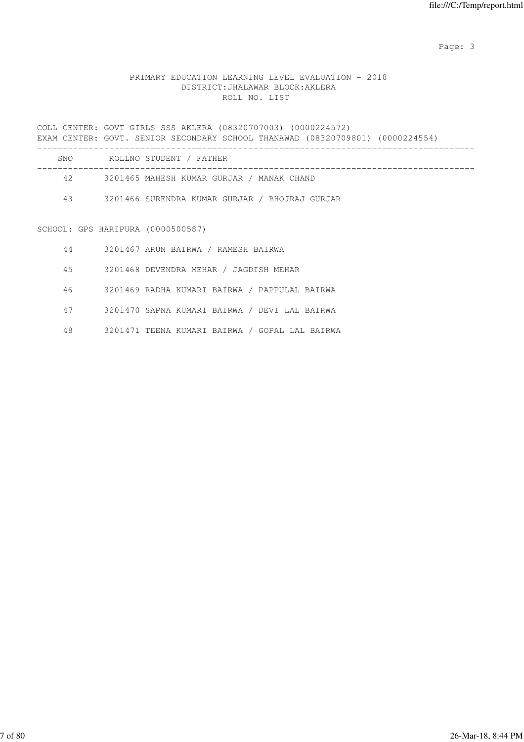PRIMARY EDUCATION LEARNING LEVEL EVALUATION - 2018
DISTRICT:JHALAWAR BLOCK:AKLERA
ROLL NO. LIST

COLL CENTER: GOVT GIRLS SSS AKLERA (08320707003) (0000224572)
EXAM CENTER: GOVT. SENIOR SECONDARY SCHOOL THANAWAD (08320709801) (0000224554)

| SNO | ROLLNO | STUDENT / FATHER |
|---|---|---|
| 42 | 3201465 | MAHESH KUMAR GURJAR / MANAK CHAND |
| 43 | 3201466 | SURENDRA KUMAR GURJAR / BHOJRAJ GURJAR |

SCHOOL: GPS HARIPURA (0000500587)

| SNO | ROLLNO | STUDENT / FATHER |
|---|---|---|
| 44 | 3201467 | ARUN BAIRWA / RAMESH BAIRWA |
| 45 | 3201468 | DEVENDRA MEHAR / JAGDISH MEHAR |
| 46 | 3201469 | RADHA KUMARI BAIRWA / PAPPULAL BAIRWA |
| 47 | 3201470 | SAPNA KUMARI BAIRWA / DEVI LAL BAIRWA |
| 48 | 3201471 | TEENA KUMARI BAIRWA / GOPAL LAL BAIRWA |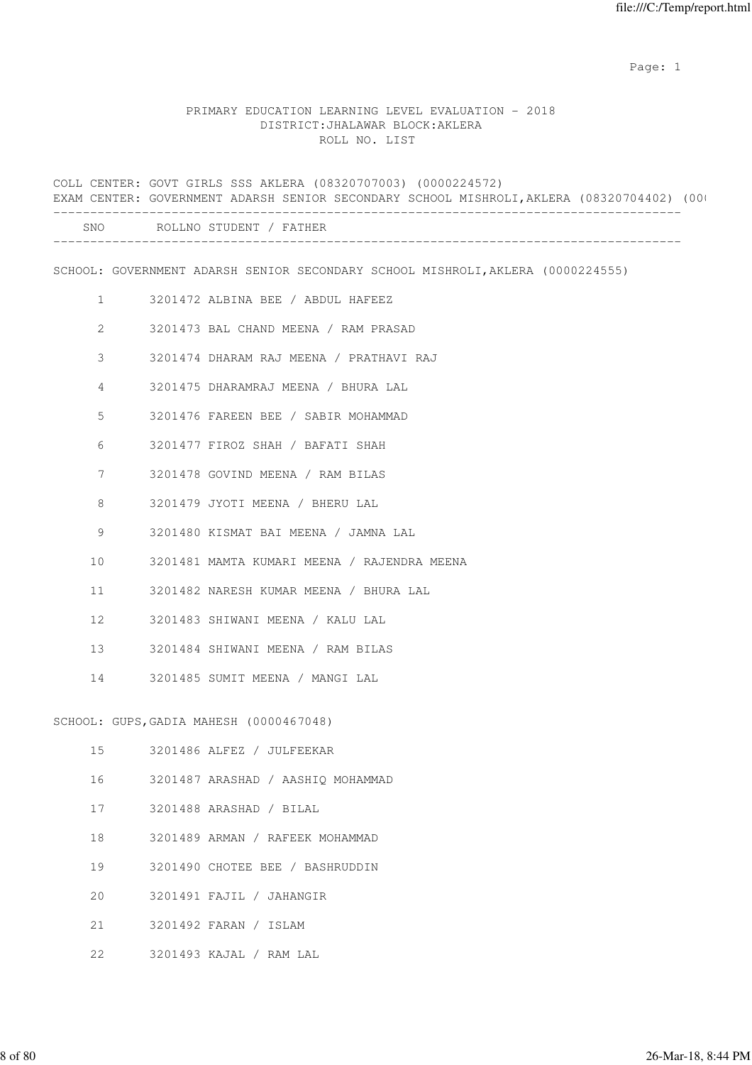PRIMARY EDUCATION LEARNING LEVEL EVALUATION - 2018
DISTRICT:JHALAWAR BLOCK:AKLERA
ROLL NO. LIST

COLL CENTER: GOVT GIRLS SSS AKLERA (08320707003) (0000224572)
EXAM CENTER: GOVERNMENT ADARSH SENIOR SECONDARY SCHOOL MISHROLI,AKLERA (08320704402) (00(

| SNO | ROLLNO | STUDENT / FATHER |
|---|---|---|

SCHOOL: GOVERNMENT ADARSH SENIOR SECONDARY SCHOOL MISHROLI,AKLERA (0000224555)

| SNO | ROLLNO | STUDENT / FATHER |
|---|---|---|
| 1 | 3201472 | ALBINA BEE / ABDUL HAFEEZ |
| 2 | 3201473 | BAL CHAND MEENA / RAM PRASAD |
| 3 | 3201474 | DHARAM RAJ MEENA / PRATHAVI RAJ |
| 4 | 3201475 | DHARAMRAJ MEENA / BHURA LAL |
| 5 | 3201476 | FAREEN BEE / SABIR MOHAMMAD |
| 6 | 3201477 | FIROZ SHAH / BAFATI SHAH |
| 7 | 3201478 | GOVIND MEENA / RAM BILAS |
| 8 | 3201479 | JYOTI MEENA / BHERU LAL |
| 9 | 3201480 | KISMAT BAI MEENA / JAMNA LAL |
| 10 | 3201481 | MAMTA KUMARI MEENA / RAJENDRA MEENA |
| 11 | 3201482 | NARESH KUMAR MEENA / BHURA LAL |
| 12 | 3201483 | SHIWANI MEENA / KALU LAL |
| 13 | 3201484 | SHIWANI MEENA / RAM BILAS |
| 14 | 3201485 | SUMIT MEENA / MANGI LAL |

SCHOOL: GUPS,GADIA MAHESH (0000467048)

| SNO | ROLLNO | STUDENT / FATHER |
|---|---|---|
| 15 | 3201486 | ALFEZ / JULFEEKAR |
| 16 | 3201487 | ARASHAD / AASHIQ MOHAMMAD |
| 17 | 3201488 | ARASHAD / BILAL |
| 18 | 3201489 | ARMAN / RAFEEK MOHAMMAD |
| 19 | 3201490 | CHOTEE BEE / BASHRUDDIN |
| 20 | 3201491 | FAJIL / JAHANGIR |
| 21 | 3201492 | FARAN / ISLAM |
| 22 | 3201493 | KAJAL / RAM LAL |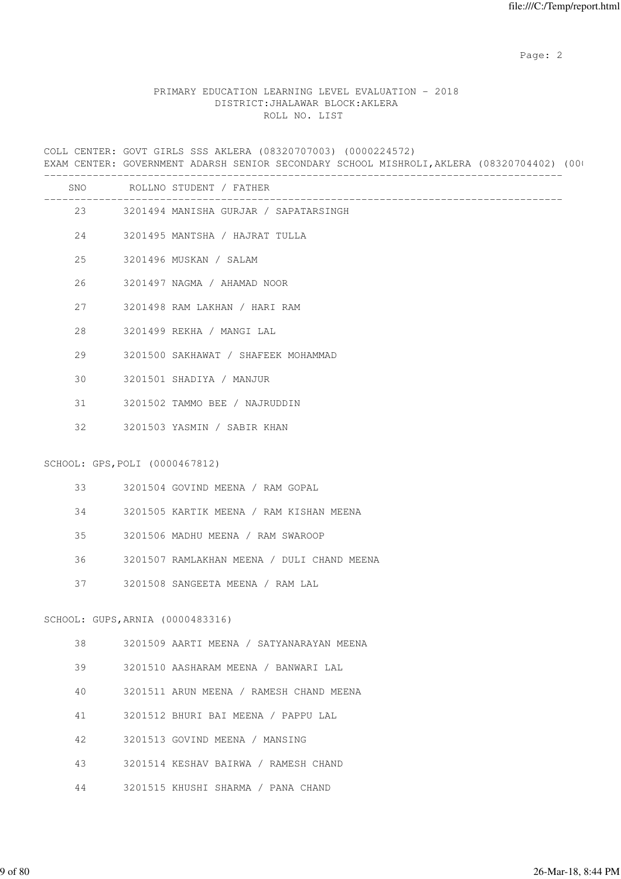PRIMARY EDUCATION LEARNING LEVEL EVALUATION - 2018
DISTRICT:JHALAWAR BLOCK:AKLERA
ROLL NO. LIST

COLL CENTER: GOVT GIRLS SSS AKLERA (08320707003) (0000224572)
EXAM CENTER: GOVERNMENT ADARSH SENIOR SECONDARY SCHOOL MISHROLI,AKLERA (08320704402) (000

| SNO | ROLLNO | STUDENT / FATHER |
|---|---|---|
| 23 | 3201494 | MANISHA GURJAR / SAPATARSINGH |
| 24 | 3201495 | MANTSHA / HAJRAT TULLA |
| 25 | 3201496 | MUSKAN / SALAM |
| 26 | 3201497 | NAGMA / AHAMAD NOOR |
| 27 | 3201498 | RAM LAKHAN / HARI RAM |
| 28 | 3201499 | REKHA / MANGI LAL |
| 29 | 3201500 | SAKHAWAT / SHAFEEK MOHAMMAD |
| 30 | 3201501 | SHADIYA / MANJUR |
| 31 | 3201502 | TAMMO BEE / NAJRUDDIN |
| 32 | 3201503 | YASMIN / SABIR KHAN |

SCHOOL: GPS,POLI (0000467812)

| SNO | ROLLNO | STUDENT / FATHER |
|---|---|---|
| 33 | 3201504 | GOVIND MEENA / RAM GOPAL |
| 34 | 3201505 | KARTIK MEENA / RAM KISHAN MEENA |
| 35 | 3201506 | MADHU MEENA / RAM SWAROOP |
| 36 | 3201507 | RAMLAKHAN MEENA / DULI CHAND MEENA |
| 37 | 3201508 | SANGEETA MEENA / RAM LAL |

SCHOOL: GUPS,ARNIA (0000483316)

| SNO | ROLLNO | STUDENT / FATHER |
|---|---|---|
| 38 | 3201509 | AARTI MEENA / SATYANARAYAN MEENA |
| 39 | 3201510 | AASHARAM MEENA / BANWARI LAL |
| 40 | 3201511 | ARUN MEENA / RAMESH CHAND MEENA |
| 41 | 3201512 | BHURI BAI MEENA / PAPPU LAL |
| 42 | 3201513 | GOVIND MEENA / MANSING |
| 43 | 3201514 | KESHAV BAIRWA / RAMESH CHAND |
| 44 | 3201515 | KHUSHI SHARMA / PANA CHAND |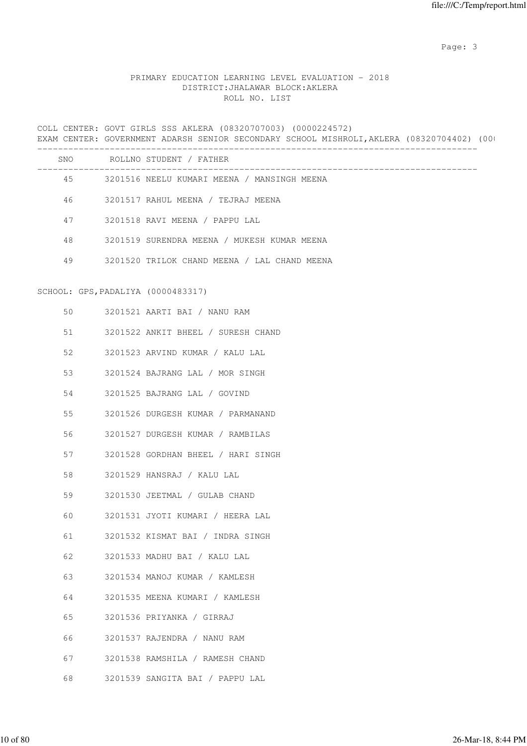PRIMARY EDUCATION LEARNING LEVEL EVALUATION - 2018
DISTRICT:JHALAWAR BLOCK:AKLERA
ROLL NO. LIST

COLL CENTER: GOVT GIRLS SSS AKLERA (08320707003) (0000224572)
EXAM CENTER: GOVERNMENT ADARSH SENIOR SECONDARY SCHOOL MISHROLI,AKLERA (08320704402) (00(

| SNO | ROLLNO | STUDENT / FATHER |
|---|---|---|
| 45 | 3201516 | NEELU KUMARI MEENA / MANSINGH MEENA |
| 46 | 3201517 | RAHUL MEENA / TEJRAJ MEENA |
| 47 | 3201518 | RAVI MEENA / PAPPU LAL |
| 48 | 3201519 | SURENDRA MEENA / MUKESH KUMAR MEENA |
| 49 | 3201520 | TRILOK CHAND MEENA / LAL CHAND MEENA |

SCHOOL: GPS,PADALIYA (0000483317)

| SNO | ROLLNO | STUDENT / FATHER |
|---|---|---|
| 50 | 3201521 | AARTI BAI / NANU RAM |
| 51 | 3201522 | ANKIT BHEEL / SURESH CHAND |
| 52 | 3201523 | ARVIND KUMAR / KALU LAL |
| 53 | 3201524 | BAJRANG LAL / MOR SINGH |
| 54 | 3201525 | BAJRANG LAL / GOVIND |
| 55 | 3201526 | DURGESH KUMAR / PARMANAND |
| 56 | 3201527 | DURGESH KUMAR / RAMBILAS |
| 57 | 3201528 | GORDHAN BHEEL / HARI SINGH |
| 58 | 3201529 | HANSRAJ / KALU LAL |
| 59 | 3201530 | JEETMAL / GULAB CHAND |
| 60 | 3201531 | JYOTI KUMARI / HEERA LAL |
| 61 | 3201532 | KISMAT BAI / INDRA SINGH |
| 62 | 3201533 | MADHU BAI / KALU LAL |
| 63 | 3201534 | MANOJ KUMAR / KAMLESH |
| 64 | 3201535 | MEENA KUMARI / KAMLESH |
| 65 | 3201536 | PRIYANKA / GIRRAJ |
| 66 | 3201537 | RAJENDRA / NANU RAM |
| 67 | 3201538 | RAMSHILA / RAMESH CHAND |
| 68 | 3201539 | SANGITA BAI / PAPPU LAL |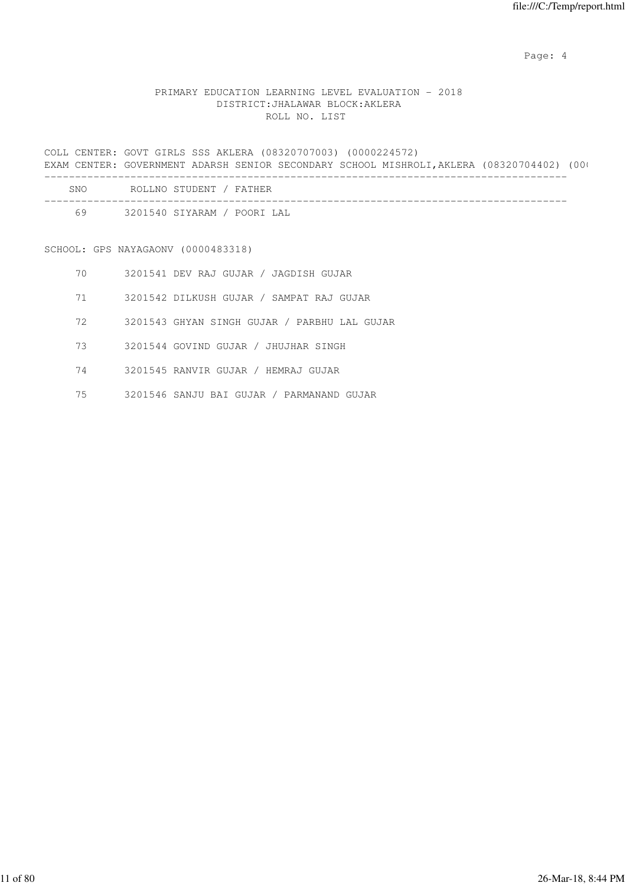PRIMARY EDUCATION LEARNING LEVEL EVALUATION - 2018

DISTRICT:JHALAWAR BLOCK:AKLERA

ROLL NO. LIST

COLL CENTER: GOVT GIRLS SSS AKLERA (08320707003) (0000224572)

EXAM CENTER: GOVERNMENT ADARSH SENIOR SECONDARY SCHOOL MISHROLI,AKLERA (08320704402) (00(

| SNO | ROLLNO | STUDENT / FATHER |
|---|---|---|
| 69 | 3201540 | SIYARAM / POORI LAL |

SCHOOL: GPS NAYAGAONV (0000483318)

| SNO | ROLLNO | STUDENT / FATHER |
|---|---|---|
| 70 | 3201541 | DEV RAJ GUJAR / JAGDISH GUJAR |
| 71 | 3201542 | DILKUSH GUJAR / SAMPAT RAJ GUJAR |
| 72 | 3201543 | GHYAN SINGH GUJAR / PARBHU LAL GUJAR |
| 73 | 3201544 | GOVIND GUJAR / JHUJHAR SINGH |
| 74 | 3201545 | RANVIR GUJAR / HEMRAJ GUJAR |
| 75 | 3201546 | SANJU BAI GUJAR / PARMANAND GUJAR |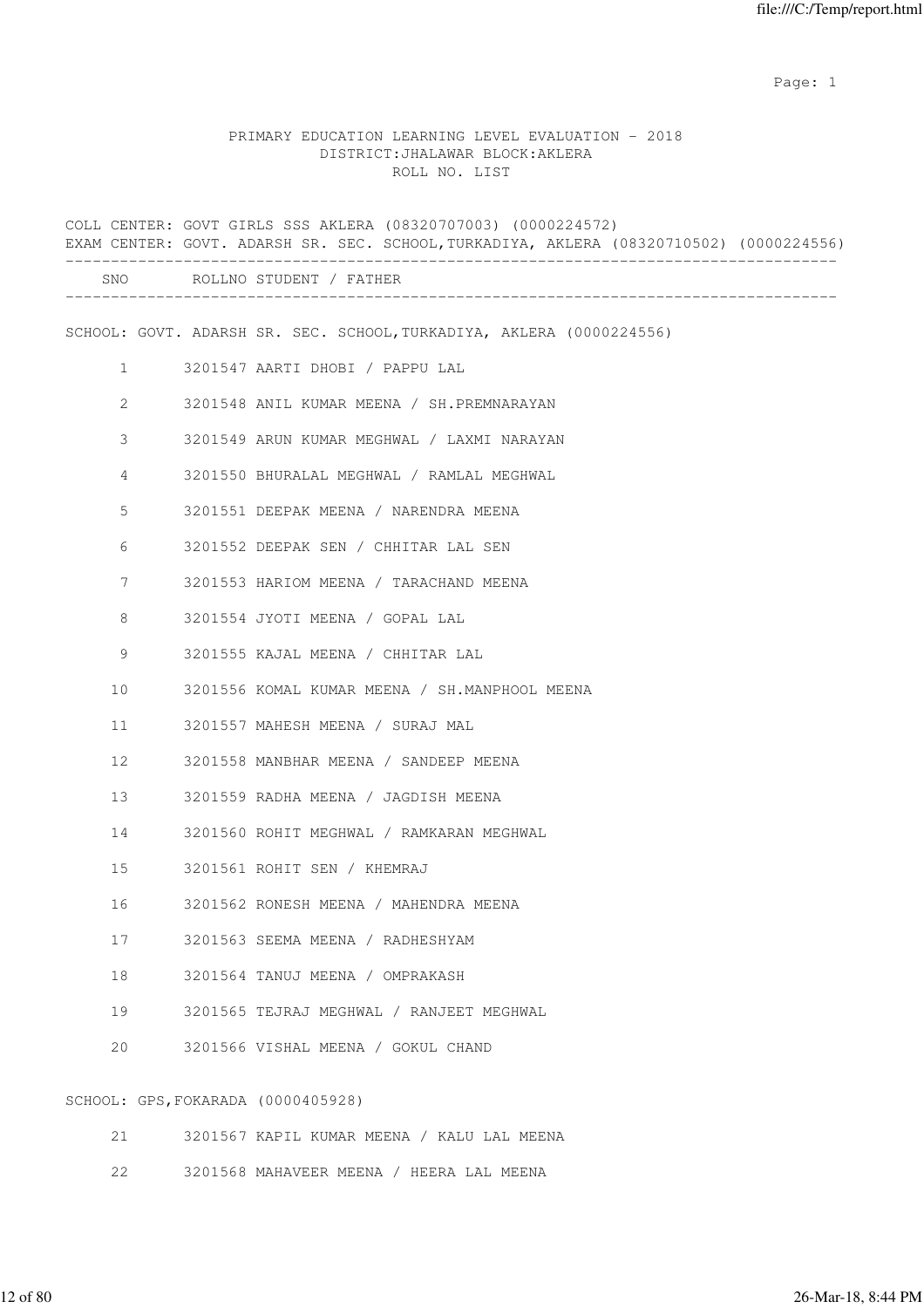PRIMARY EDUCATION LEARNING LEVEL EVALUATION - 2018
DISTRICT:JHALAWAR BLOCK:AKLERA
ROLL NO. LIST

COLL CENTER: GOVT GIRLS SSS AKLERA (08320707003) (0000224572)
EXAM CENTER: GOVT. ADARSH SR. SEC. SCHOOL,TURKADIYA, AKLERA (08320710502) (0000224556)

| SNO | ROLLNO | STUDENT / FATHER |
|---|---|---|
| **SCHOOL: GOVT. ADARSH SR. SEC. SCHOOL,TURKADIYA, AKLERA (0000224556)** | | |
| 1 | 3201547 | AARTI DHOBI / PAPPU LAL |
| 2 | 3201548 | ANIL KUMAR MEENA / SH.PREMNARAYAN |
| 3 | 3201549 | ARUN KUMAR MEGHWAL / LAXMI NARAYAN |
| 4 | 3201550 | BHURALAL MEGHWAL / RAMLAL MEGHWAL |
| 5 | 3201551 | DEEPAK MEENA / NARENDRA MEENA |
| 6 | 3201552 | DEEPAK SEN / CHHITAR LAL SEN |
| 7 | 3201553 | HARIOM MEENA / TARACHAND MEENA |
| 8 | 3201554 | JYOTI MEENA / GOPAL LAL |
| 9 | 3201555 | KAJAL MEENA / CHHITAR LAL |
| 10 | 3201556 | KOMAL KUMAR MEENA / SH.MANPHOOL MEENA |
| 11 | 3201557 | MAHESH MEENA / SURAJ MAL |
| 12 | 3201558 | MANBHAR MEENA / SANDEEP MEENA |
| 13 | 3201559 | RADHA MEENA / JAGDISH MEENA |
| 14 | 3201560 | ROHIT MEGHWAL / RAMKARAN MEGHWAL |
| 15 | 3201561 | ROHIT SEN / KHEMRAJ |
| 16 | 3201562 | RONESH MEENA / MAHENDRA MEENA |
| 17 | 3201563 | SEEMA MEENA / RADHESHYAM |
| 18 | 3201564 | TANUJ MEENA / OMPRAKASH |
| 19 | 3201565 | TEJRAJ MEGHWAL / RANJEET MEGHWAL |
| 20 | 3201566 | VISHAL MEENA / GOKUL CHAND |
| **SCHOOL: GPS,FOKARADA (0000405928)** | | |
| 21 | 3201567 | KAPIL KUMAR MEENA / KALU LAL MEENA |
| 22 | 3201568 | MAHAVEER MEENA / HEERA LAL MEENA |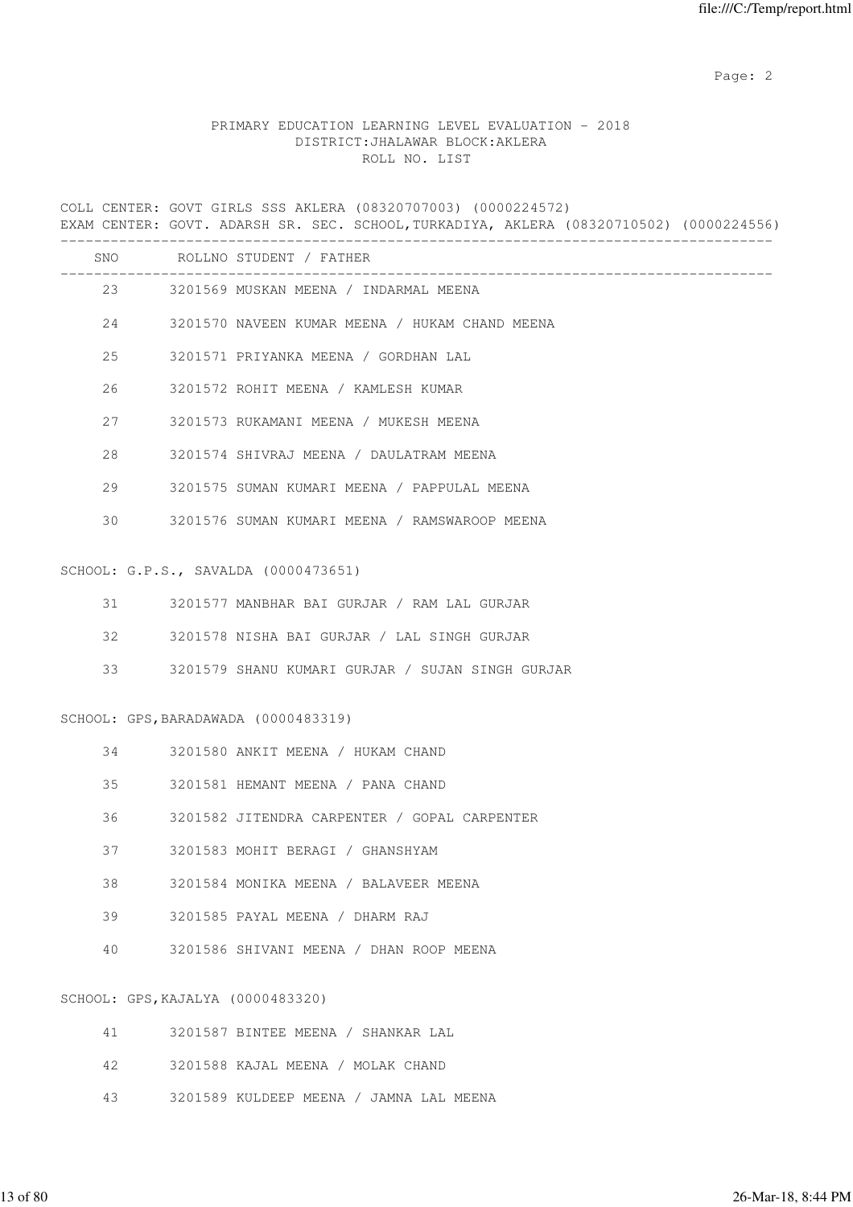PRIMARY EDUCATION LEARNING LEVEL EVALUATION - 2018
DISTRICT:JHALAWAR BLOCK:AKLERA
ROLL NO. LIST

COLL CENTER: GOVT GIRLS SSS AKLERA (08320707003) (0000224572)
EXAM CENTER: GOVT. ADARSH SR. SEC. SCHOOL,TURKADIYA, AKLERA (08320710502) (0000224556)

| SNO | ROLLNO | STUDENT / FATHER |
|---|---|---|
| 23 | 3201569 | MUSKAN MEENA / INDARMAL MEENA |
| 24 | 3201570 | NAVEEN KUMAR MEENA / HUKAM CHAND MEENA |
| 25 | 3201571 | PRIYANKA MEENA / GORDHAN LAL |
| 26 | 3201572 | ROHIT MEENA / KAMLESH KUMAR |
| 27 | 3201573 | RUKAMANI MEENA / MUKESH MEENA |
| 28 | 3201574 | SHIVRAJ MEENA / DAULATRAM MEENA |
| 29 | 3201575 | SUMAN KUMARI MEENA / PAPPULAL MEENA |
| 30 | 3201576 | SUMAN KUMARI MEENA / RAMSWAROOP MEENA |

SCHOOL: G.P.S., SAVALDA (0000473651)

| SNO | ROLLNO | STUDENT / FATHER |
|---|---|---|
| 31 | 3201577 | MANBHAR BAI GURJAR / RAM LAL GURJAR |
| 32 | 3201578 | NISHA BAI GURJAR / LAL SINGH GURJAR |
| 33 | 3201579 | SHANU KUMARI GURJAR / SUJAN SINGH GURJAR |

SCHOOL: GPS,BARADAWADA (0000483319)

| SNO | ROLLNO | STUDENT / FATHER |
|---|---|---|
| 34 | 3201580 | ANKIT MEENA / HUKAM CHAND |
| 35 | 3201581 | HEMANT MEENA / PANA CHAND |
| 36 | 3201582 | JITENDRA CARPENTER / GOPAL CARPENTER |
| 37 | 3201583 | MOHIT BERAGI / GHANSHYAM |
| 38 | 3201584 | MONIKA MEENA / BALAVEER MEENA |
| 39 | 3201585 | PAYAL MEENA / DHARM RAJ |
| 40 | 3201586 | SHIVANI MEENA / DHAN ROOP MEENA |

SCHOOL: GPS,KAJALYA (0000483320)

| SNO | ROLLNO | STUDENT / FATHER |
|---|---|---|
| 41 | 3201587 | BINTEE MEENA / SHANKAR LAL |
| 42 | 3201588 | KAJAL MEENA / MOLAK CHAND |
| 43 | 3201589 | KULDEEP MEENA / JAMNA LAL MEENA |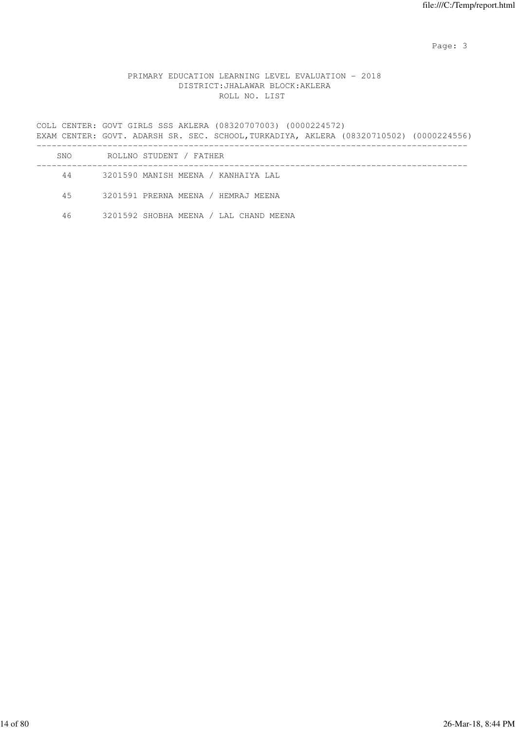PRIMARY EDUCATION LEARNING LEVEL EVALUATION - 2018
DISTRICT:JHALAWAR BLOCK:AKLERA
ROLL NO. LIST

COLL CENTER: GOVT GIRLS SSS AKLERA (08320707003) (0000224572)
EXAM CENTER: GOVT. ADARSH SR. SEC. SCHOOL,TURKADIYA, AKLERA (08320710502) (0000224556)

| SNO | ROLLNO | STUDENT / FATHER |
|---|---|---|
| 44 | 3201590 | MANISH MEENA / KANHAIYA LAL |
| 45 | 3201591 | PRERNA MEENA / HEMRAJ MEENA |
| 46 | 3201592 | SHOBHA MEENA / LAL CHAND MEENA |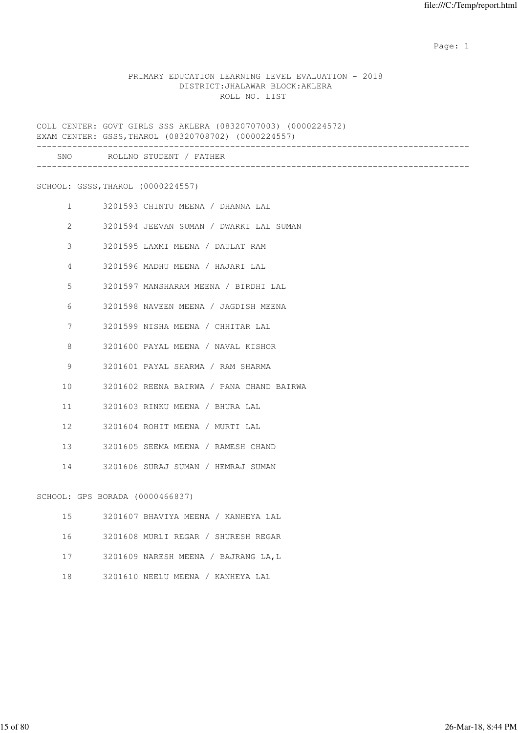PRIMARY EDUCATION LEARNING LEVEL EVALUATION - 2018
DISTRICT:JHALAWAR BLOCK:AKLERA
ROLL NO. LIST

COLL CENTER: GOVT GIRLS SSS AKLERA (08320707003) (0000224572)
EXAM CENTER: GSSS,THAROL (08320708702) (0000224557)

| SNO | ROLLNO | STUDENT / FATHER |
|---|---|---|
| **SCHOOL: GSSS,THAROL (0000224557)** | | |
| 1 | 3201593 | CHINTU MEENA / DHANNA LAL |
| 2 | 3201594 | JEEVAN SUMAN / DWARKI LAL SUMAN |
| 3 | 3201595 | LAXMI MEENA / DAULAT RAM |
| 4 | 3201596 | MADHU MEENA / HAJARI LAL |
| 5 | 3201597 | MANSHARAM MEENA / BIRDHI LAL |
| 6 | 3201598 | NAVEEN MEENA / JAGDISH MEENA |
| 7 | 3201599 | NISHA MEENA / CHHITAR LAL |
| 8 | 3201600 | PAYAL MEENA / NAVAL KISHOR |
| 9 | 3201601 | PAYAL SHARMA / RAM SHARMA |
| 10 | 3201602 | REENA BAIRWA / PANA CHAND BAIRWA |
| 11 | 3201603 | RINKU MEENA / BHURA LAL |
| 12 | 3201604 | ROHIT MEENA / MURTI LAL |
| 13 | 3201605 | SEEMA MEENA / RAMESH CHAND |
| 14 | 3201606 | SURAJ SUMAN / HEMRAJ SUMAN |
| **SCHOOL: GPS BORADA (0000466837)** | | |
| 15 | 3201607 | BHAVIYA MEENA / KANHEYA LAL |
| 16 | 3201608 | MURLI REGAR / SHURESH REGAR |
| 17 | 3201609 | NARESH MEENA / BAJRANG LA,L |
| 18 | 3201610 | NEELU MEENA / KANHEYA LAL |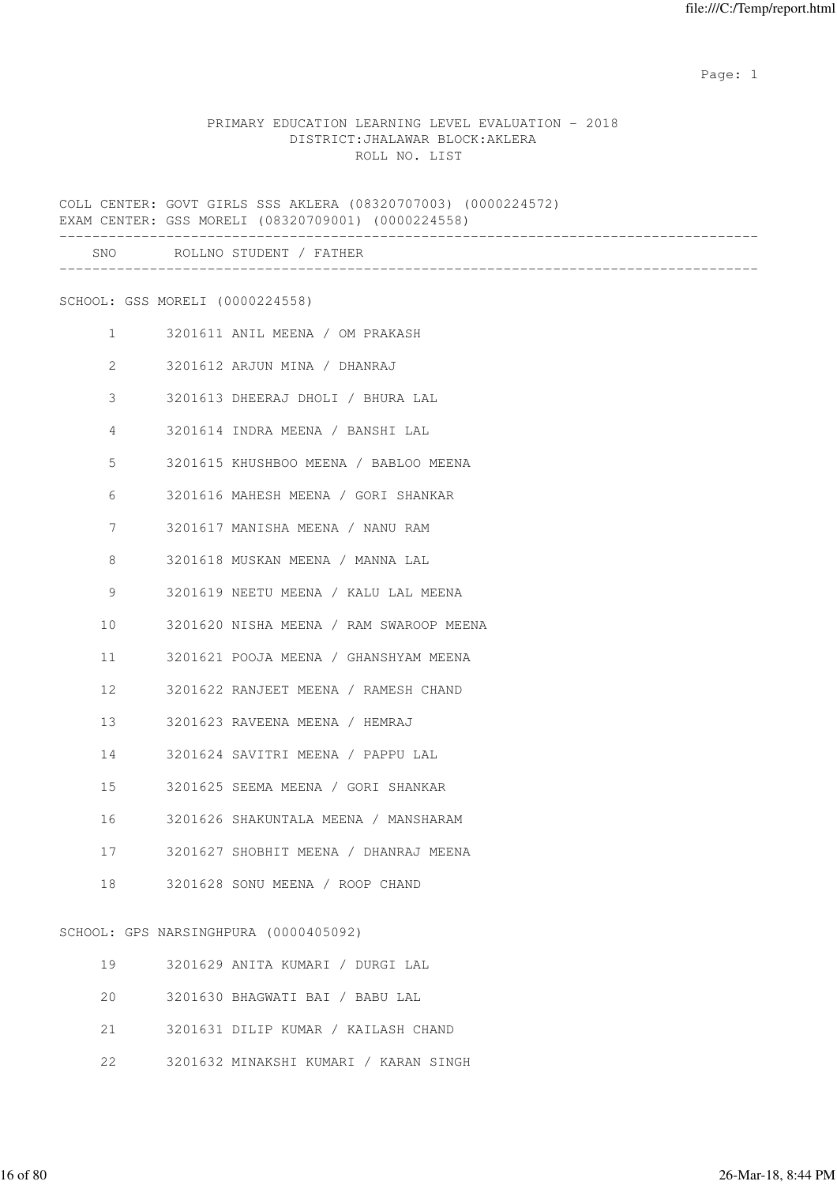PRIMARY EDUCATION LEARNING LEVEL EVALUATION - 2018
DISTRICT:JHALAWAR BLOCK:AKLERA
ROLL NO. LIST

COLL CENTER: GOVT GIRLS SSS AKLERA (08320707003) (0000224572)
EXAM CENTER: GSS MORELI (08320709001) (0000224558)

| SNO | ROLLNO | STUDENT / FATHER |
|---|---|---|
| **SCHOOL: GSS MORELI (0000224558)** | | |
| 1 | 3201611 | ANIL MEENA / OM PRAKASH |
| 2 | 3201612 | ARJUN MINA / DHANRAJ |
| 3 | 3201613 | DHEERAJ DHOLI / BHURA LAL |
| 4 | 3201614 | INDRA MEENA / BANSHI LAL |
| 5 | 3201615 | KHUSHBOO MEENA / BABLOO MEENA |
| 6 | 3201616 | MAHESH MEENA / GORI SHANKAR |
| 7 | 3201617 | MANISHA MEENA / NANU RAM |
| 8 | 3201618 | MUSKAN MEENA / MANNA LAL |
| 9 | 3201619 | NEETU MEENA / KALU LAL MEENA |
| 10 | 3201620 | NISHA MEENA / RAM SWAROOP MEENA |
| 11 | 3201621 | POOJA MEENA / GHANSHYAM MEENA |
| 12 | 3201622 | RANJEET MEENA / RAMESH CHAND |
| 13 | 3201623 | RAVEENA MEENA / HEMRAJ |
| 14 | 3201624 | SAVITRI MEENA / PAPPU LAL |
| 15 | 3201625 | SEEMA MEENA / GORI SHANKAR |
| 16 | 3201626 | SHAKUNTALA MEENA / MANSHARAM |
| 17 | 3201627 | SHOBHIT MEENA / DHANRAJ MEENA |
| 18 | 3201628 | SONU MEENA / ROOP CHAND |
| **SCHOOL: GPS NARSINGHPURA (0000405092)** | | |
| 19 | 3201629 | ANITA KUMARI / DURGI LAL |
| 20 | 3201630 | BHAGWATI BAI / BABU LAL |
| 21 | 3201631 | DILIP KUMAR / KAILASH CHAND |
| 22 | 3201632 | MINAKSHI KUMARI / KARAN SINGH |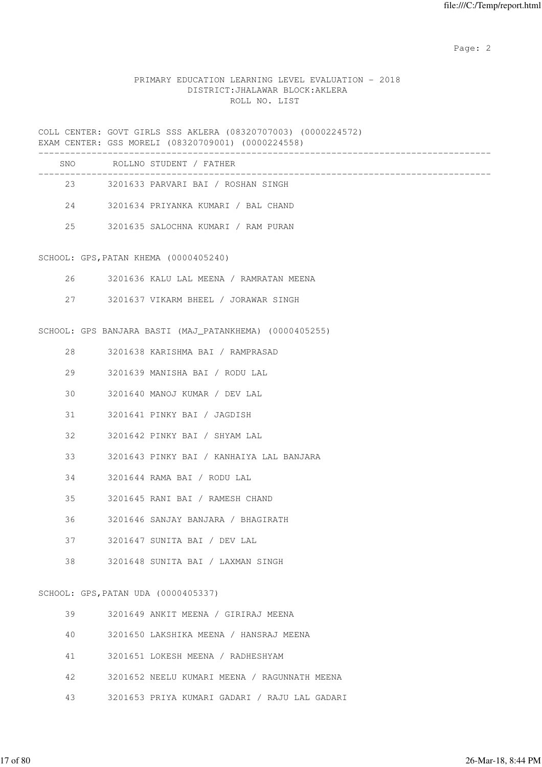PRIMARY EDUCATION LEARNING LEVEL EVALUATION - 2018
DISTRICT:JHALAWAR BLOCK:AKLERA
ROLL NO. LIST

COLL CENTER: GOVT GIRLS SSS AKLERA (08320707003) (0000224572)
EXAM CENTER: GSS MORELI (08320709001) (0000224558)

| SNO | ROLLNO | STUDENT / FATHER |
|---|---|---|
| 23 | 3201633 | PARVARI BAI / ROSHAN SINGH |
| 24 | 3201634 | PRIYANKA KUMARI / BAL CHAND |
| 25 | 3201635 | SALOCHNA KUMARI / RAM PURAN |

SCHOOL: GPS,PATAN KHEMA (0000405240)

| SNO | ROLLNO | STUDENT / FATHER |
|---|---|---|
| 26 | 3201636 | KALU LAL MEENA / RAMRATAN MEENA |
| 27 | 3201637 | VIKARM BHEEL / JORAWAR SINGH |

SCHOOL: GPS BANJARA BASTI (MAJ_PATANKHEMA) (0000405255)

| SNO | ROLLNO | STUDENT / FATHER |
|---|---|---|
| 28 | 3201638 | KARISHMA BAI / RAMPRASAD |
| 29 | 3201639 | MANISHA BAI / RODU LAL |
| 30 | 3201640 | MANOJ KUMAR / DEV LAL |
| 31 | 3201641 | PINKY BAI / JAGDISH |
| 32 | 3201642 | PINKY BAI / SHYAM LAL |
| 33 | 3201643 | PINKY BAI / KANHAIYA LAL BANJARA |
| 34 | 3201644 | RAMA BAI / RODU LAL |
| 35 | 3201645 | RANI BAI / RAMESH CHAND |
| 36 | 3201646 | SANJAY BANJARA / BHAGIRATH |
| 37 | 3201647 | SUNITA BAI / DEV LAL |
| 38 | 3201648 | SUNITA BAI / LAXMAN SINGH |

SCHOOL: GPS,PATAN UDA (0000405337)

| SNO | ROLLNO | STUDENT / FATHER |
|---|---|---|
| 39 | 3201649 | ANKIT MEENA / GIRIRAJ MEENA |
| 40 | 3201650 | LAKSHIKA MEENA / HANSRAJ MEENA |
| 41 | 3201651 | LOKESH MEENA / RADHESHYAM |
| 42 | 3201652 | NEELU KUMARI MEENA / RAGUNNATH MEENA |
| 43 | 3201653 | PRIYA KUMARI GADARI / RAJU LAL GADARI |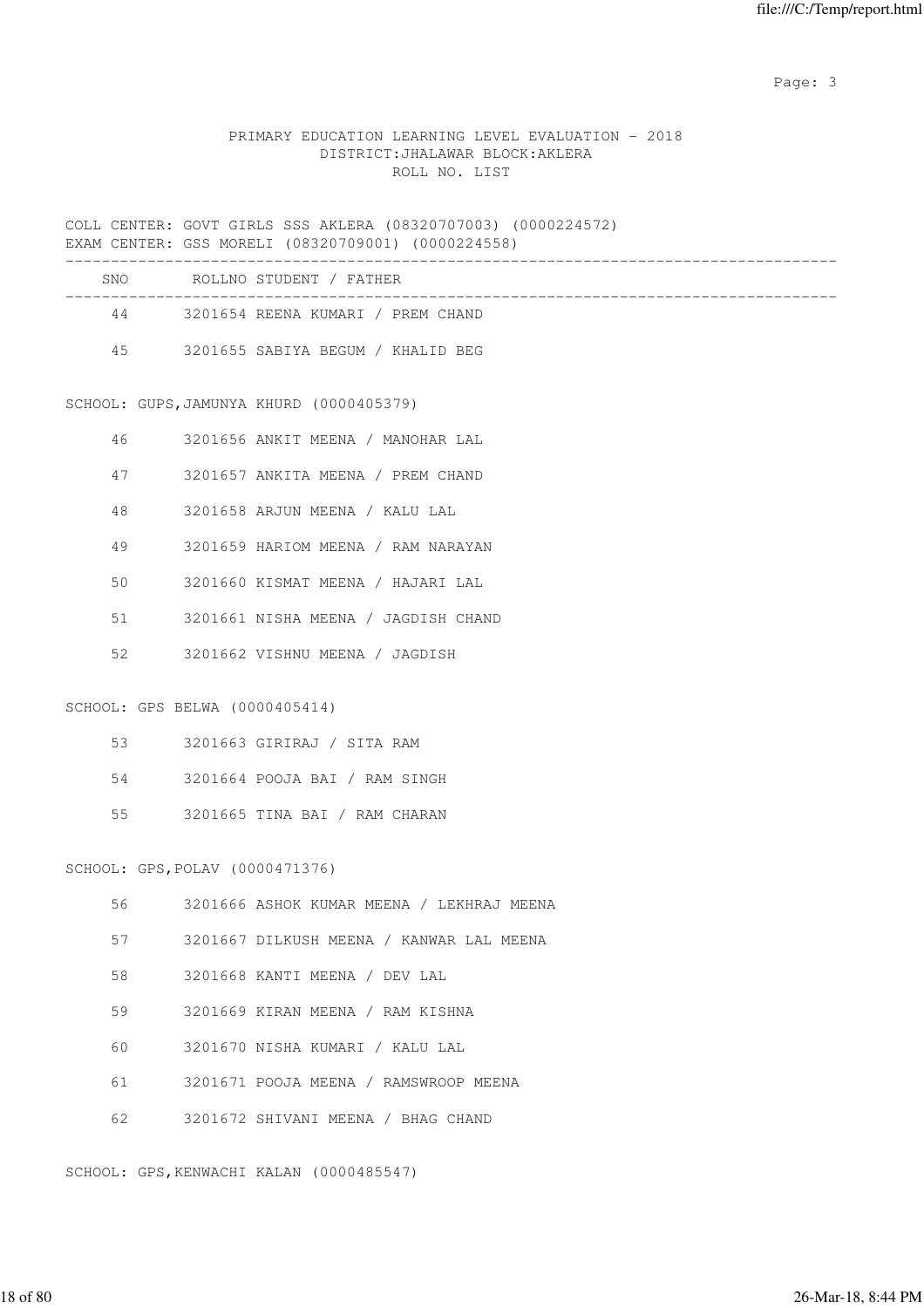PRIMARY EDUCATION LEARNING LEVEL EVALUATION - 2018
DISTRICT:JHALAWAR BLOCK:AKLERA
ROLL NO. LIST

COLL CENTER: GOVT GIRLS SSS AKLERA (08320707003) (0000224572)
EXAM CENTER: GSS MORELI (08320709001) (0000224558)

| SNO | ROLLNO | STUDENT / FATHER |
|---|---|---|
| 44 | 3201654 | REENA KUMARI / PREM CHAND |
| 45 | 3201655 | SABIYA BEGUM / KHALID BEG |

SCHOOL: GUPS,JAMUNYA KHURD (0000405379)

| SNO | ROLLNO | STUDENT / FATHER |
|---|---|---|
| 46 | 3201656 | ANKIT MEENA / MANOHAR LAL |
| 47 | 3201657 | ANKITA MEENA / PREM CHAND |
| 48 | 3201658 | ARJUN MEENA / KALU LAL |
| 49 | 3201659 | HARIOM MEENA / RAM NARAYAN |
| 50 | 3201660 | KISMAT MEENA / HAJARI LAL |
| 51 | 3201661 | NISHA MEENA / JAGDISH CHAND |
| 52 | 3201662 | VISHNU MEENA / JAGDISH |

SCHOOL: GPS BELWA (0000405414)

| SNO | ROLLNO | STUDENT / FATHER |
|---|---|---|
| 53 | 3201663 | GIRIRAJ / SITA RAM |
| 54 | 3201664 | POOJA BAI / RAM SINGH |
| 55 | 3201665 | TINA BAI / RAM CHARAN |

SCHOOL: GPS,POLAV (0000471376)

| SNO | ROLLNO | STUDENT / FATHER |
|---|---|---|
| 56 | 3201666 | ASHOK KUMAR MEENA / LEKHRAJ MEENA |
| 57 | 3201667 | DILKUSH MEENA / KANWAR LAL MEENA |
| 58 | 3201668 | KANTI MEENA / DEV LAL |
| 59 | 3201669 | KIRAN MEENA / RAM KISHNA |
| 60 | 3201670 | NISHA KUMARI / KALU LAL |
| 61 | 3201671 | POOJA MEENA / RAMSWROOP MEENA |
| 62 | 3201672 | SHIVANI MEENA / BHAG CHAND |

SCHOOL: GPS,KENWACHI KALAN (0000485547)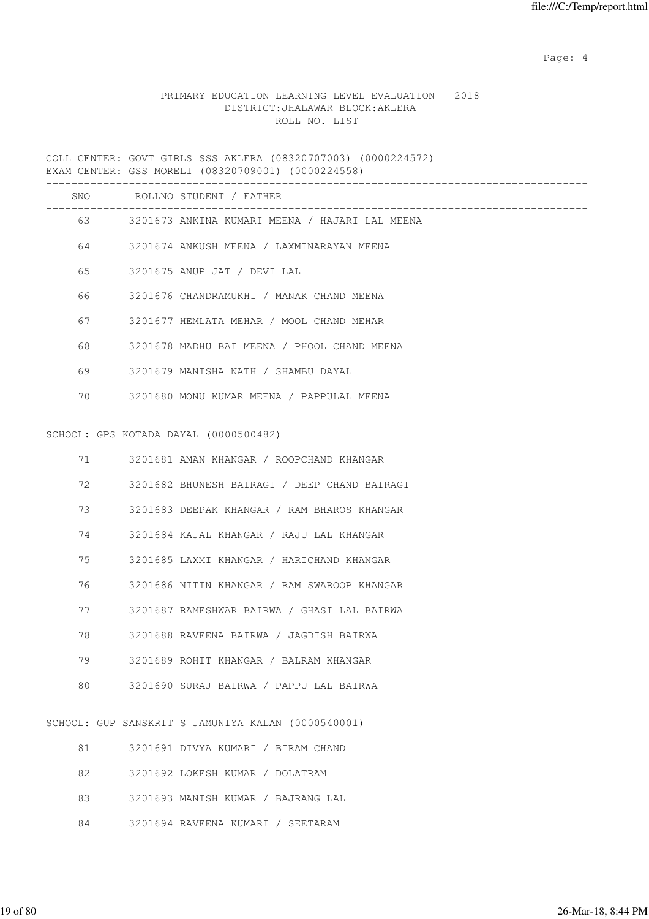PRIMARY EDUCATION LEARNING LEVEL EVALUATION - 2018
DISTRICT:JHALAWAR BLOCK:AKLERA
ROLL NO. LIST

COLL CENTER: GOVT GIRLS SSS AKLERA (08320707003) (0000224572)
EXAM CENTER: GSS MORELI (08320709001) (0000224558)

| SNO | ROLLNO | STUDENT / FATHER |
|---|---|---|
| 63 | 3201673 | ANKINA KUMARI MEENA / HAJARI LAL MEENA |
| 64 | 3201674 | ANKUSH MEENA / LAXMINARAYAN MEENA |
| 65 | 3201675 | ANUP JAT / DEVI LAL |
| 66 | 3201676 | CHANDRAMUKHI / MANAK CHAND MEENA |
| 67 | 3201677 | HEMLATA MEHAR / MOOL CHAND MEHAR |
| 68 | 3201678 | MADHU BAI MEENA / PHOOL CHAND MEENA |
| 69 | 3201679 | MANISHA NATH / SHAMBU DAYAL |
| 70 | 3201680 | MONU KUMAR MEENA / PAPPULAL MEENA |

SCHOOL: GPS KOTADA DAYAL (0000500482)

| SNO | ROLLNO | STUDENT / FATHER |
|---|---|---|
| 71 | 3201681 | AMAN KHANGAR / ROOPCHAND KHANGAR |
| 72 | 3201682 | BHUNESH BAIRAGI / DEEP CHAND BAIRAGI |
| 73 | 3201683 | DEEPAK KHANGAR / RAM BHAROS KHANGAR |
| 74 | 3201684 | KAJAL KHANGAR / RAJU LAL KHANGAR |
| 75 | 3201685 | LAXMI KHANGAR / HARICHAND KHANGAR |
| 76 | 3201686 | NITIN KHANGAR / RAM SWAROOP KHANGAR |
| 77 | 3201687 | RAMESHWAR BAIRWA / GHASI LAL BAIRWA |
| 78 | 3201688 | RAVEENA BAIRWA / JAGDISH BAIRWA |
| 79 | 3201689 | ROHIT KHANGAR / BALRAM KHANGAR |
| 80 | 3201690 | SURAJ BAIRWA / PAPPU LAL BAIRWA |

SCHOOL: GUP SANSKRIT S JAMUNIYA KALAN (0000540001)

| SNO | ROLLNO | STUDENT / FATHER |
|---|---|---|
| 81 | 3201691 | DIVYA KUMARI / BIRAM CHAND |
| 82 | 3201692 | LOKESH KUMAR / DOLATRAM |
| 83 | 3201693 | MANISH KUMAR / BAJRANG LAL |
| 84 | 3201694 | RAVEENA KUMARI / SEETARAM |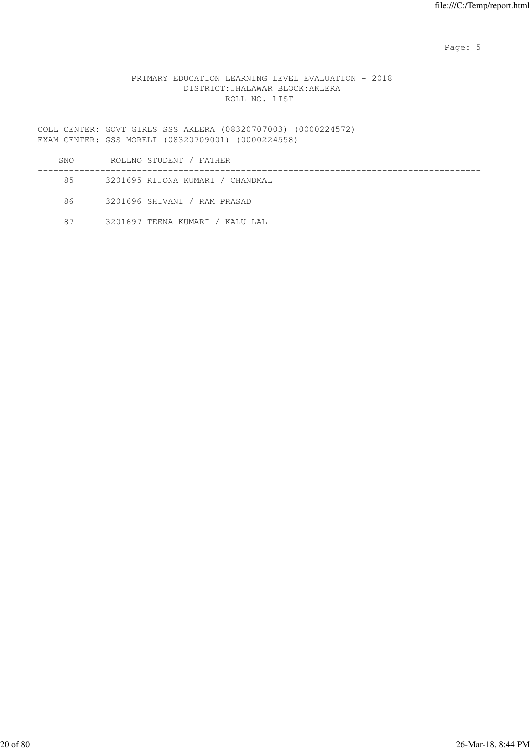PRIMARY EDUCATION LEARNING LEVEL EVALUATION - 2018
DISTRICT:JHALAWAR BLOCK:AKLERA
ROLL NO. LIST

COLL CENTER: GOVT GIRLS SSS AKLERA (08320707003) (0000224572)
EXAM CENTER: GSS MORELI (08320709001) (0000224558)

| SNO | ROLLNO | STUDENT / FATHER |
|---|---|---|
| 85 | 3201695 | RIJONA KUMARI / CHANDMAL |
| 86 | 3201696 | SHIVANI / RAM PRASAD |
| 87 | 3201697 | TEENA KUMARI / KALU LAL |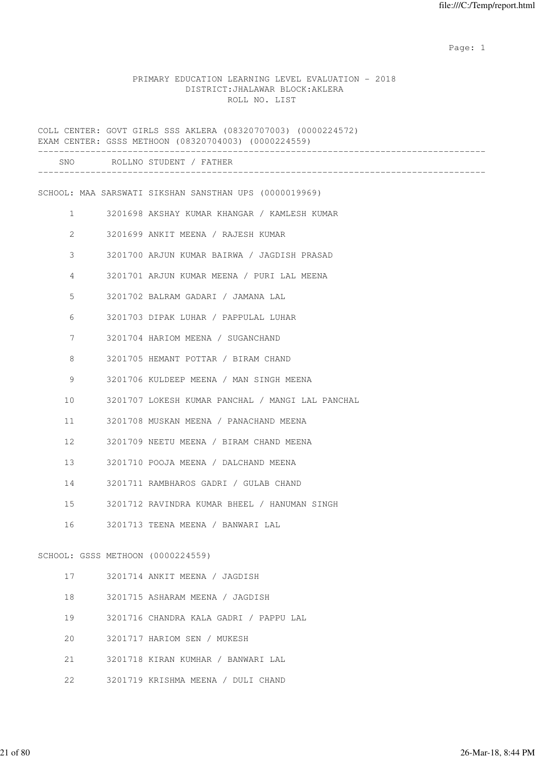# PRIMARY EDUCATION LEARNING LEVEL EVALUATION - 2018

## DISTRICT:JHALAWAR BLOCK:AKLERA

## ROLL NO. LIST

COLL CENTER: GOVT GIRLS SSS AKLERA (08320707003) (0000224572)
EXAM CENTER: GSSS METHOON (08320704003) (0000224559)

| SNO | ROLLNO | STUDENT / FATHER |
|---|---|---|
| | | **SCHOOL: MAA SARSWATI SIKSHAN SANSTHAN UPS (0000019969)** |
| 1 | 3201698 | AKSHAY KUMAR KHANGAR / KAMLESH KUMAR |
| 2 | 3201699 | ANKIT MEENA / RAJESH KUMAR |
| 3 | 3201700 | ARJUN KUMAR BAIRWA / JAGDISH PRASAD |
| 4 | 3201701 | ARJUN KUMAR MEENA / PURI LAL MEENA |
| 5 | 3201702 | BALRAM GADARI / JAMANA LAL |
| 6 | 3201703 | DIPAK LUHAR / PAPPULAL LUHAR |
| 7 | 3201704 | HARIOM MEENA / SUGANCHAND |
| 8 | 3201705 | HEMANT POTTAR / BIRAM CHAND |
| 9 | 3201706 | KULDEEP MEENA / MAN SINGH MEENA |
| 10 | 3201707 | LOKESH KUMAR PANCHAL / MANGI LAL PANCHAL |
| 11 | 3201708 | MUSKAN MEENA / PANACHAND MEENA |
| 12 | 3201709 | NEETU MEENA / BIRAM CHAND MEENA |
| 13 | 3201710 | POOJA MEENA / DALCHAND MEENA |
| 14 | 3201711 | RAMBHAROS GADRI / GULAB CHAND |
| 15 | 3201712 | RAVINDRA KUMAR BHEEL / HANUMAN SINGH |
| 16 | 3201713 | TEENA MEENA / BANWARI LAL |
| | | **SCHOOL: GSSS METHOON (0000224559)** |
| 17 | 3201714 | ANKIT MEENA / JAGDISH |
| 18 | 3201715 | ASHARAM MEENA / JAGDISH |
| 19 | 3201716 | CHANDRA KALA GADRI / PAPPU LAL |
| 20 | 3201717 | HARIOM SEN / MUKESH |
| 21 | 3201718 | KIRAN KUMHAR / BANWARI LAL |
| 22 | 3201719 | KRISHMA MEENA / DULI CHAND |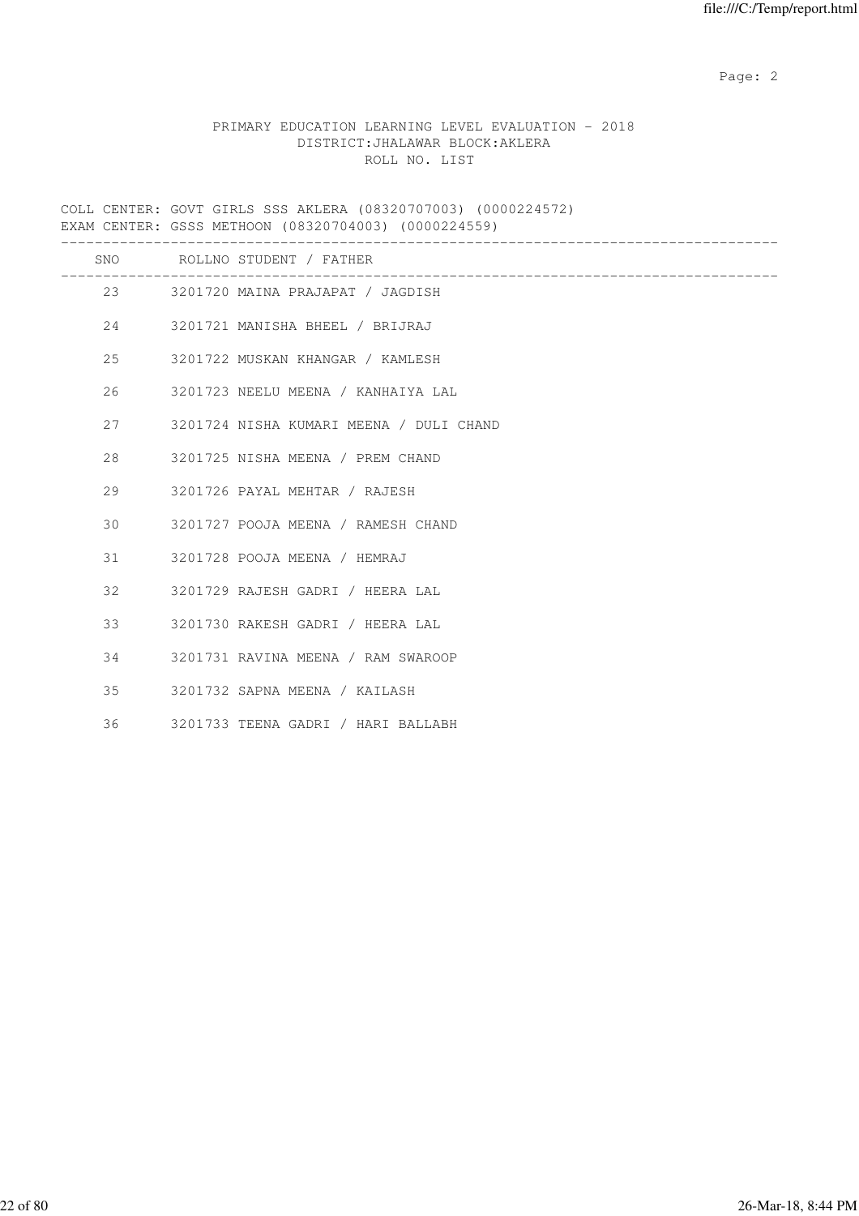PRIMARY EDUCATION LEARNING LEVEL EVALUATION - 2018
DISTRICT:JHALAWAR BLOCK:AKLERA
ROLL NO. LIST

COLL CENTER: GOVT GIRLS SSS AKLERA (08320707003) (0000224572)
EXAM CENTER: GSSS METHOON (08320704003) (0000224559)

| SNO | ROLLNO | STUDENT / FATHER |
|---|---|---|
| 23 | 3201720 | MAINA PRAJAPAT / JAGDISH |
| 24 | 3201721 | MANISHA BHEEL / BRIJRAJ |
| 25 | 3201722 | MUSKAN KHANGAR / KAMLESH |
| 26 | 3201723 | NEELU MEENA / KANHAIYA LAL |
| 27 | 3201724 | NISHA KUMARI MEENA / DULI CHAND |
| 28 | 3201725 | NISHA MEENA / PREM CHAND |
| 29 | 3201726 | PAYAL MEHTAR / RAJESH |
| 30 | 3201727 | POOJA MEENA / RAMESH CHAND |
| 31 | 3201728 | POOJA MEENA / HEMRAJ |
| 32 | 3201729 | RAJESH GADRI / HEERA LAL |
| 33 | 3201730 | RAKESH GADRI / HEERA LAL |
| 34 | 3201731 | RAVINA MEENA / RAM SWAROOP |
| 35 | 3201732 | SAPNA MEENA / KAILASH |
| 36 | 3201733 | TEENA GADRI / HARI BALLABH |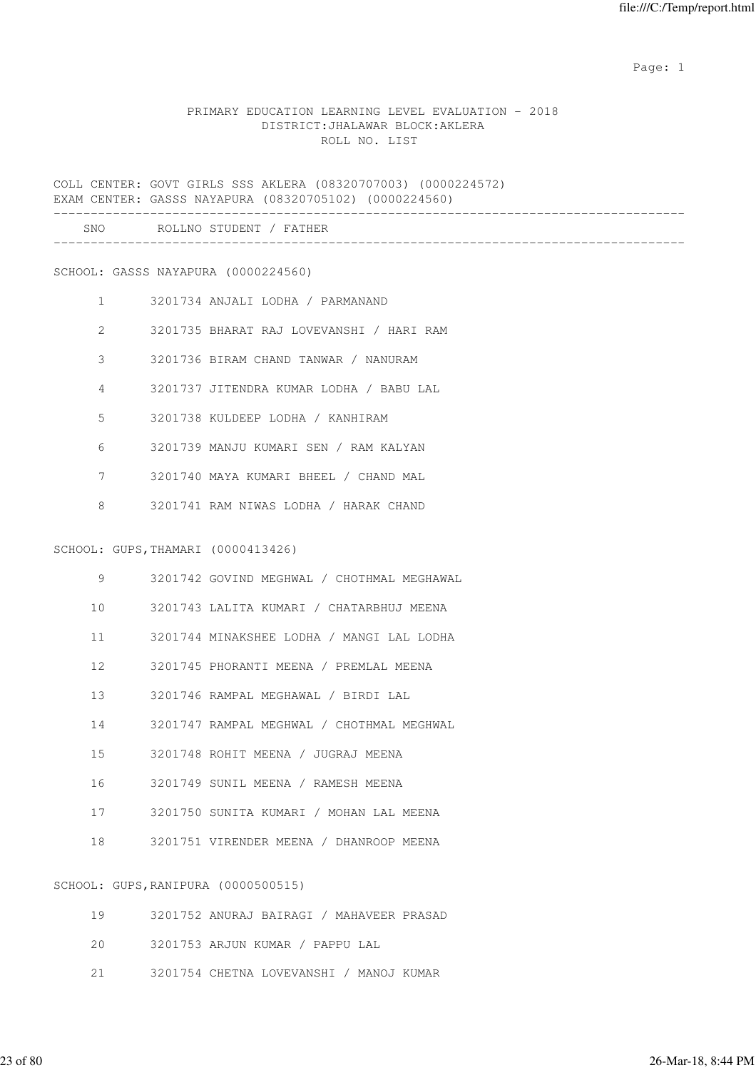PRIMARY EDUCATION LEARNING LEVEL EVALUATION - 2018
DISTRICT:JHALAWAR BLOCK:AKLERA
ROLL NO. LIST

COLL CENTER: GOVT GIRLS SSS AKLERA (08320707003) (0000224572)
EXAM CENTER: GASSS NAYAPURA (08320705102) (0000224560)

| SNO | ROLLNO | STUDENT / FATHER |
|---|---|---|

SCHOOL: GASSS NAYAPURA (0000224560)

| SNO | ROLLNO | STUDENT / FATHER |
|---|---|---|
| 1 | 3201734 | ANJALI LODHA / PARMANAND |
| 2 | 3201735 | BHARAT RAJ LOVEVANSHI / HARI RAM |
| 3 | 3201736 | BIRAM CHAND TANWAR / NANURAM |
| 4 | 3201737 | JITENDRA KUMAR LODHA / BABU LAL |
| 5 | 3201738 | KULDEEP LODHA / KANHIRAM |
| 6 | 3201739 | MANJU KUMARI SEN / RAM KALYAN |
| 7 | 3201740 | MAYA KUMARI BHEEL / CHAND MAL |
| 8 | 3201741 | RAM NIWAS LODHA / HARAK CHAND |

SCHOOL: GUPS,THAMARI (0000413426)

| SNO | ROLLNO | STUDENT / FATHER |
|---|---|---|
| 9 | 3201742 | GOVIND MEGHWAL / CHOTHMAL MEGHAWAL |
| 10 | 3201743 | LALITA KUMARI / CHATARBHUJ MEENA |
| 11 | 3201744 | MINAKSHEE LODHA / MANGI LAL LODHA |
| 12 | 3201745 | PHORANTI MEENA / PREMLAL MEENA |
| 13 | 3201746 | RAMPAL MEGHAWAL / BIRDI LAL |
| 14 | 3201747 | RAMPAL MEGHWAL / CHOTHMAL MEGHWAL |
| 15 | 3201748 | ROHIT MEENA / JUGRAJ MEENA |
| 16 | 3201749 | SUNIL MEENA / RAMESH MEENA |
| 17 | 3201750 | SUNITA KUMARI / MOHAN LAL MEENA |
| 18 | 3201751 | VIRENDER MEENA / DHANROOP MEENA |

SCHOOL: GUPS,RANIPURA (0000500515)

| SNO | ROLLNO | STUDENT / FATHER |
|---|---|---|
| 19 | 3201752 | ANURAJ BAIRAGI / MAHAVEER PRASAD |
| 20 | 3201753 | ARJUN KUMAR / PAPPU LAL |
| 21 | 3201754 | CHETNA LOVEVANSHI / MANOJ KUMAR |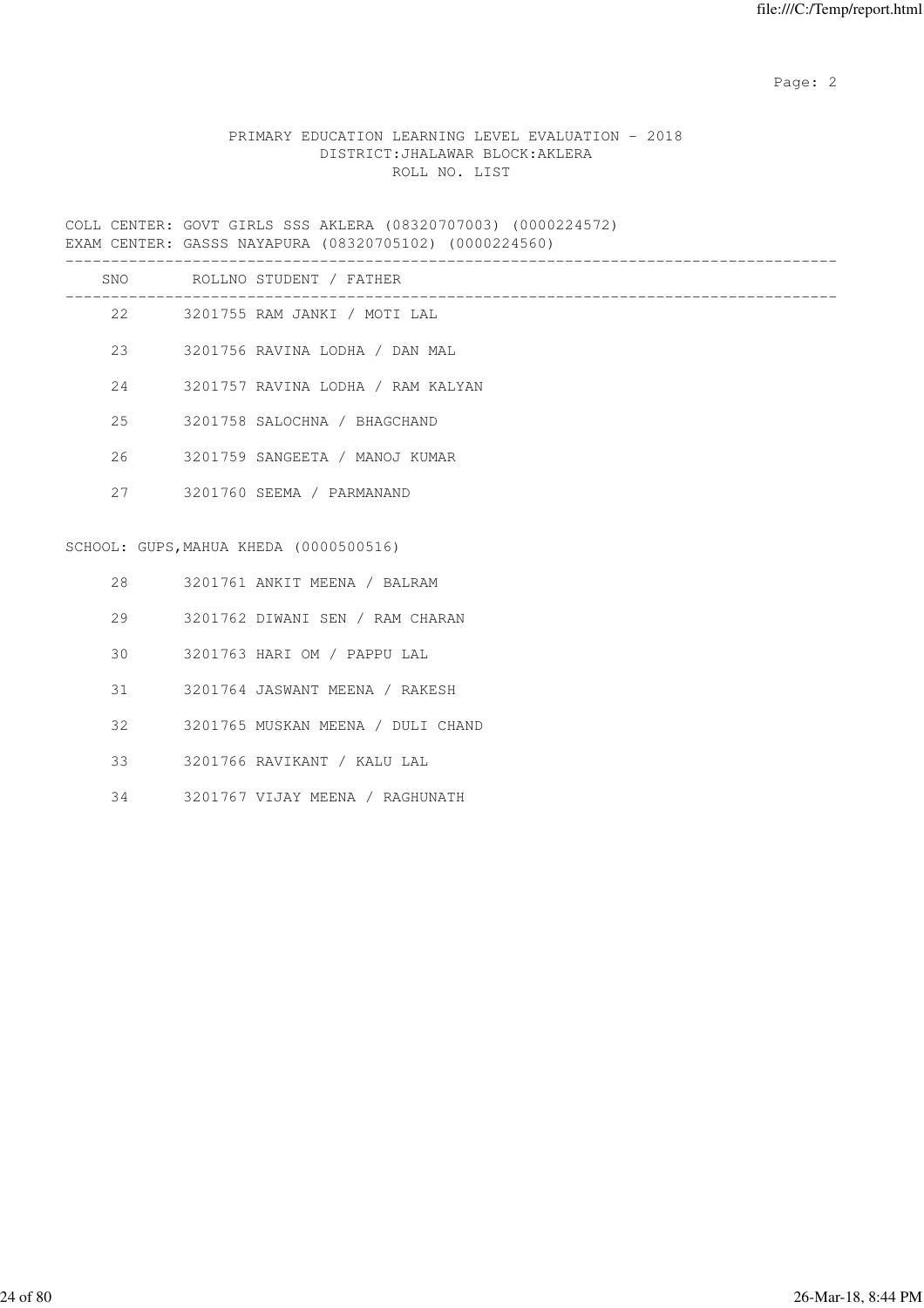PRIMARY EDUCATION LEARNING LEVEL EVALUATION - 2018
DISTRICT:JHALAWAR BLOCK:AKLERA
ROLL NO. LIST

COLL CENTER: GOVT GIRLS SSS AKLERA (08320707003) (0000224572)
EXAM CENTER: GASSS NAYAPURA (08320705102) (0000224560)

| SNO | ROLLNO | STUDENT / FATHER |
|---|---|---|
| 22 | 3201755 | RAM JANKI / MOTI LAL |
| 23 | 3201756 | RAVINA LODHA / DAN MAL |
| 24 | 3201757 | RAVINA LODHA / RAM KALYAN |
| 25 | 3201758 | SALOCHNA / BHAGCHAND |
| 26 | 3201759 | SANGEETA / MANOJ KUMAR |
| 27 | 3201760 | SEEMA / PARMANAND |

SCHOOL: GUPS,MAHUA KHEDA (0000500516)

| SNO | ROLLNO | STUDENT / FATHER |
|---|---|---|
| 28 | 3201761 | ANKIT MEENA / BALRAM |
| 29 | 3201762 | DIWANI SEN / RAM CHARAN |
| 30 | 3201763 | HARI OM / PAPPU LAL |
| 31 | 3201764 | JASWANT MEENA / RAKESH |
| 32 | 3201765 | MUSKAN MEENA / DULI CHAND |
| 33 | 3201766 | RAVIKANT / KALU LAL |
| 34 | 3201767 | VIJAY MEENA / RAGHUNATH |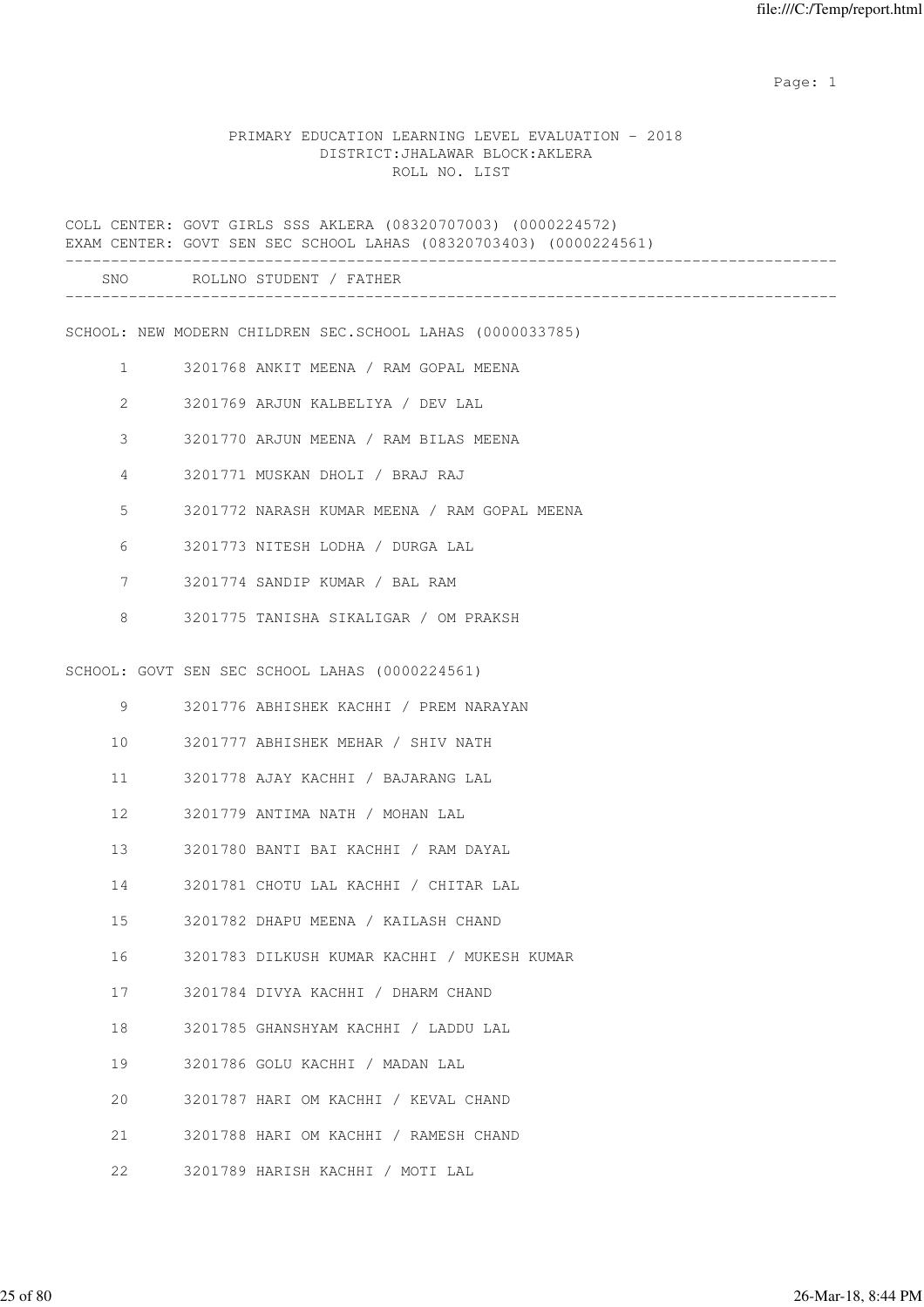PRIMARY EDUCATION LEARNING LEVEL EVALUATION - 2018
DISTRICT:JHALAWAR BLOCK:AKLERA
ROLL NO. LIST

COLL CENTER: GOVT GIRLS SSS AKLERA (08320707003) (0000224572)
EXAM CENTER: GOVT SEN SEC SCHOOL LAHAS (08320703403) (0000224561)

| SNO | ROLLNO | STUDENT / FATHER |
|---|---|---|
| | | **SCHOOL: NEW MODERN CHILDREN SEC.SCHOOL LAHAS (0000033785)** |
| 1 | 3201768 | ANKIT MEENA / RAM GOPAL MEENA |
| 2 | 3201769 | ARJUN KALBELIYA / DEV LAL |
| 3 | 3201770 | ARJUN MEENA / RAM BILAS MEENA |
| 4 | 3201771 | MUSKAN DHOLI / BRAJ RAJ |
| 5 | 3201772 | NARASH KUMAR MEENA / RAM GOPAL MEENA |
| 6 | 3201773 | NITESH LODHA / DURGA LAL |
| 7 | 3201774 | SANDIP KUMAR / BAL RAM |
| 8 | 3201775 | TANISHA SIKALIGAR / OM PRAKSH |
| | | **SCHOOL: GOVT SEN SEC SCHOOL LAHAS (0000224561)** |
| 9 | 3201776 | ABHISHEK KACHHI / PREM NARAYAN |
| 10 | 3201777 | ABHISHEK MEHAR / SHIV NATH |
| 11 | 3201778 | AJAY KACHHI / BAJARANG LAL |
| 12 | 3201779 | ANTIMA NATH / MOHAN LAL |
| 13 | 3201780 | BANTI BAI KACHHI / RAM DAYAL |
| 14 | 3201781 | CHOTU LAL KACHHI / CHITAR LAL |
| 15 | 3201782 | DHAPU MEENA / KAILASH CHAND |
| 16 | 3201783 | DILKUSH KUMAR KACHHI / MUKESH KUMAR |
| 17 | 3201784 | DIVYA KACHHI / DHARM CHAND |
| 18 | 3201785 | GHANSHYAM KACHHI / LADDU LAL |
| 19 | 3201786 | GOLU KACHHI / MADAN LAL |
| 20 | 3201787 | HARI OM KACHHI / KEVAL CHAND |
| 21 | 3201788 | HARI OM KACHHI / RAMESH CHAND |
| 22 | 3201789 | HARISH KACHHI / MOTI LAL |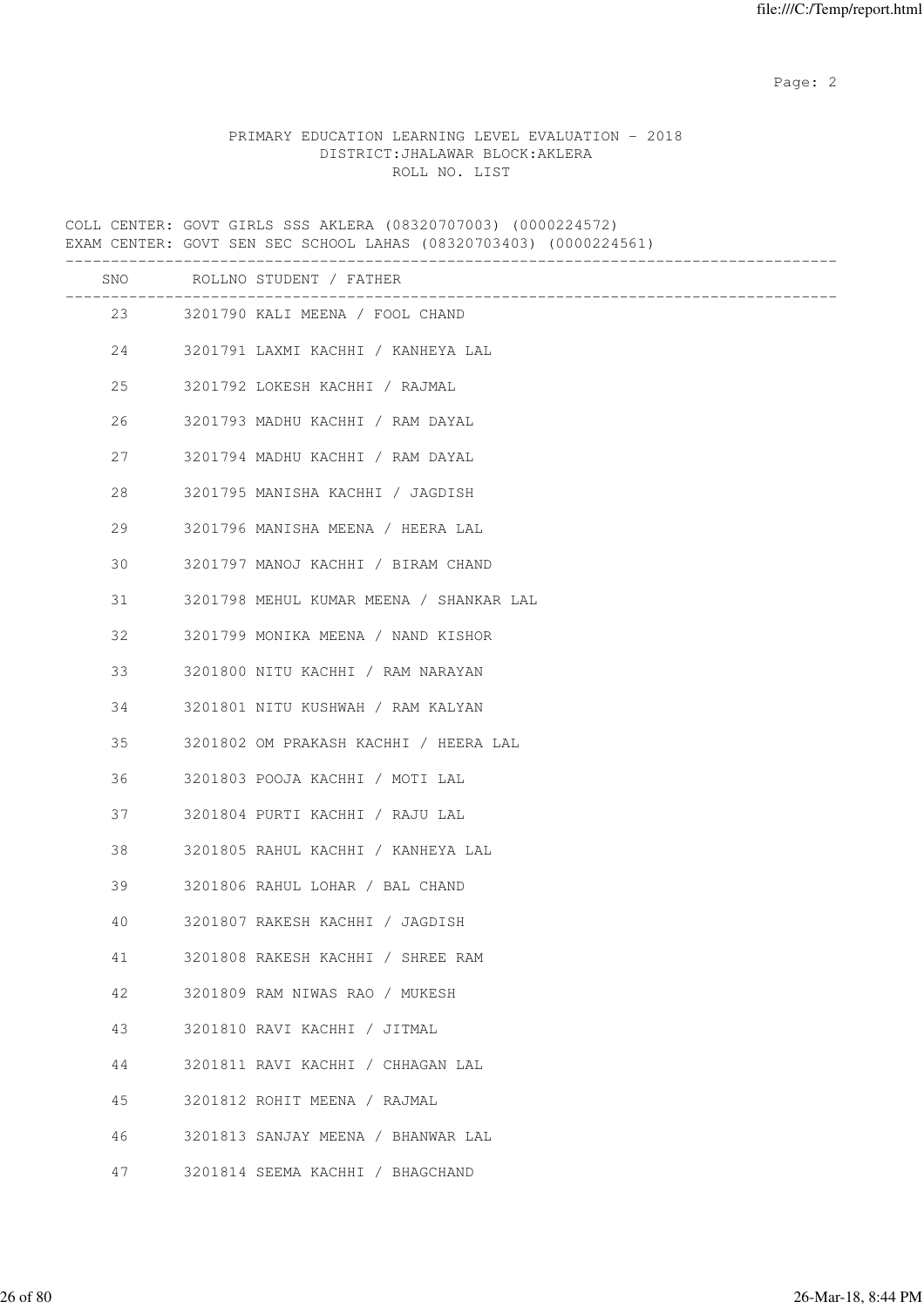PRIMARY EDUCATION LEARNING LEVEL EVALUATION - 2018
DISTRICT:JHALAWAR BLOCK:AKLERA
ROLL NO. LIST

COLL CENTER: GOVT GIRLS SSS AKLERA (08320707003) (0000224572)
EXAM CENTER: GOVT SEN SEC SCHOOL LAHAS (08320703403) (0000224561)

| SNO | ROLLNO | STUDENT / FATHER |
|---|---|---|
| 23 | 3201790 | KALI MEENA / FOOL CHAND |
| 24 | 3201791 | LAXMI KACHHI / KANHEYA LAL |
| 25 | 3201792 | LOKESH KACHHI / RAJMAL |
| 26 | 3201793 | MADHU KACHHI / RAM DAYAL |
| 27 | 3201794 | MADHU KACHHI / RAM DAYAL |
| 28 | 3201795 | MANISHA KACHHI / JAGDISH |
| 29 | 3201796 | MANISHA MEENA / HEERA LAL |
| 30 | 3201797 | MANOJ KACHHI / BIRAM CHAND |
| 31 | 3201798 | MEHUL KUMAR MEENA / SHANKAR LAL |
| 32 | 3201799 | MONIKA MEENA / NAND KISHOR |
| 33 | 3201800 | NITU KACHHI / RAM NARAYAN |
| 34 | 3201801 | NITU KUSHWAH / RAM KALYAN |
| 35 | 3201802 | OM PRAKASH KACHHI / HEERA LAL |
| 36 | 3201803 | POOJA KACHHI / MOTI LAL |
| 37 | 3201804 | PURTI KACHHI / RAJU LAL |
| 38 | 3201805 | RAHUL KACHHI / KANHEYA LAL |
| 39 | 3201806 | RAHUL LOHAR / BAL CHAND |
| 40 | 3201807 | RAKESH KACHHI / JAGDISH |
| 41 | 3201808 | RAKESH KACHHI / SHREE RAM |
| 42 | 3201809 | RAM NIWAS RAO / MUKESH |
| 43 | 3201810 | RAVI KACHHI / JITMAL |
| 44 | 3201811 | RAVI KACHHI / CHHAGAN LAL |
| 45 | 3201812 | ROHIT MEENA / RAJMAL |
| 46 | 3201813 | SANJAY MEENA / BHANWAR LAL |
| 47 | 3201814 | SEEMA KACHHI / BHAGCHAND |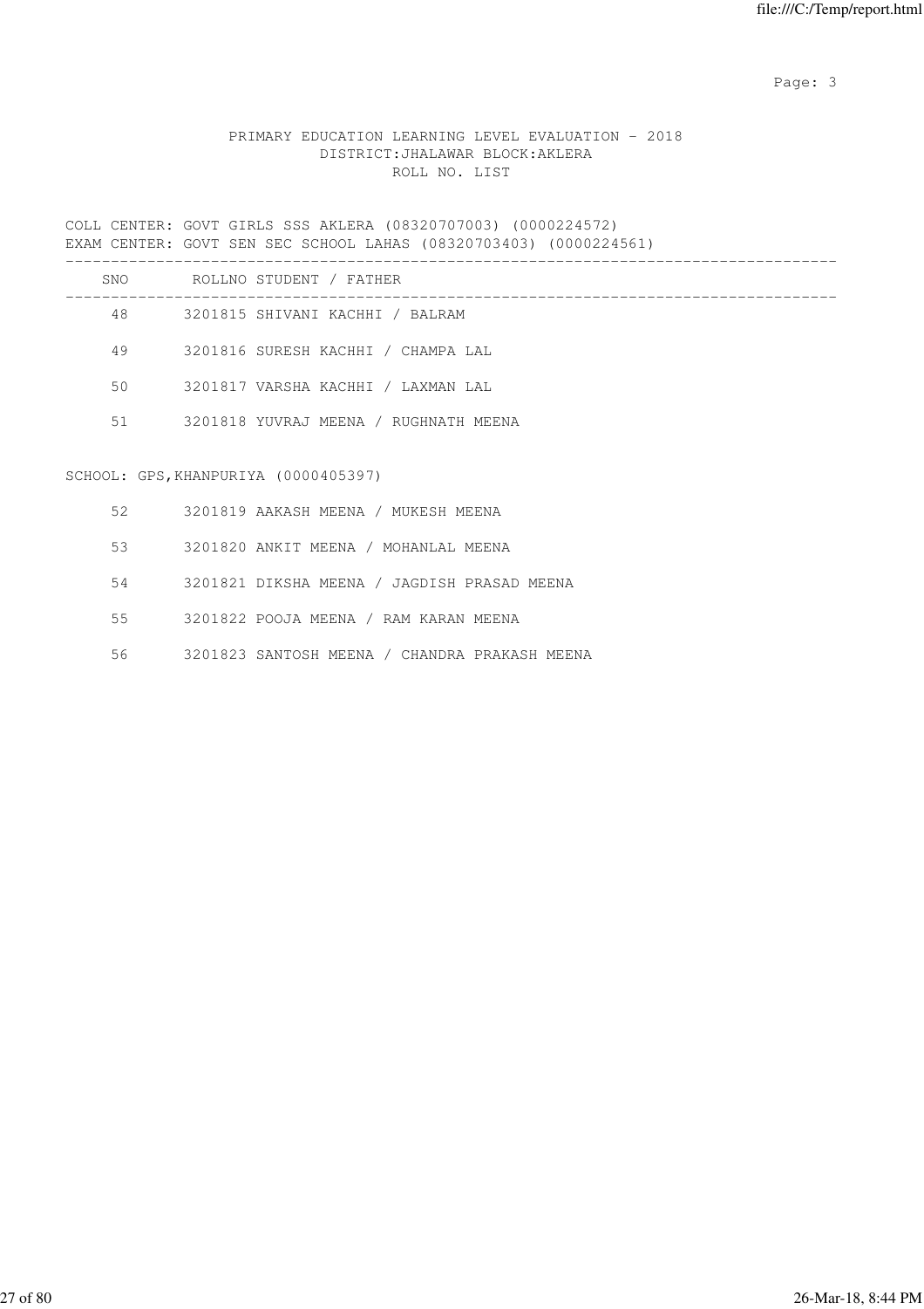PRIMARY EDUCATION LEARNING LEVEL EVALUATION - 2018
DISTRICT:JHALAWAR BLOCK:AKLERA
ROLL NO. LIST

COLL CENTER: GOVT GIRLS SSS AKLERA (08320707003) (0000224572)
EXAM CENTER: GOVT SEN SEC SCHOOL LAHAS (08320703403) (0000224561)

| SNO | ROLLNO | STUDENT / FATHER |
|---|---|---|
| 48 | 3201815 | SHIVANI KACHHI / BALRAM |
| 49 | 3201816 | SURESH KACHHI / CHAMPA LAL |
| 50 | 3201817 | VARSHA KACHHI / LAXMAN LAL |
| 51 | 3201818 | YUVRAJ MEENA / RUGHNATH MEENA |

SCHOOL: GPS,KHANPURIYA (0000405397)

| SNO | ROLLNO | STUDENT / FATHER |
|---|---|---|
| 52 | 3201819 | AAKASH MEENA / MUKESH MEENA |
| 53 | 3201820 | ANKIT MEENA / MOHANLAL MEENA |
| 54 | 3201821 | DIKSHA MEENA / JAGDISH PRASAD MEENA |
| 55 | 3201822 | POOJA MEENA / RAM KARAN MEENA |
| 56 | 3201823 | SANTOSH MEENA / CHANDRA PRAKASH MEENA |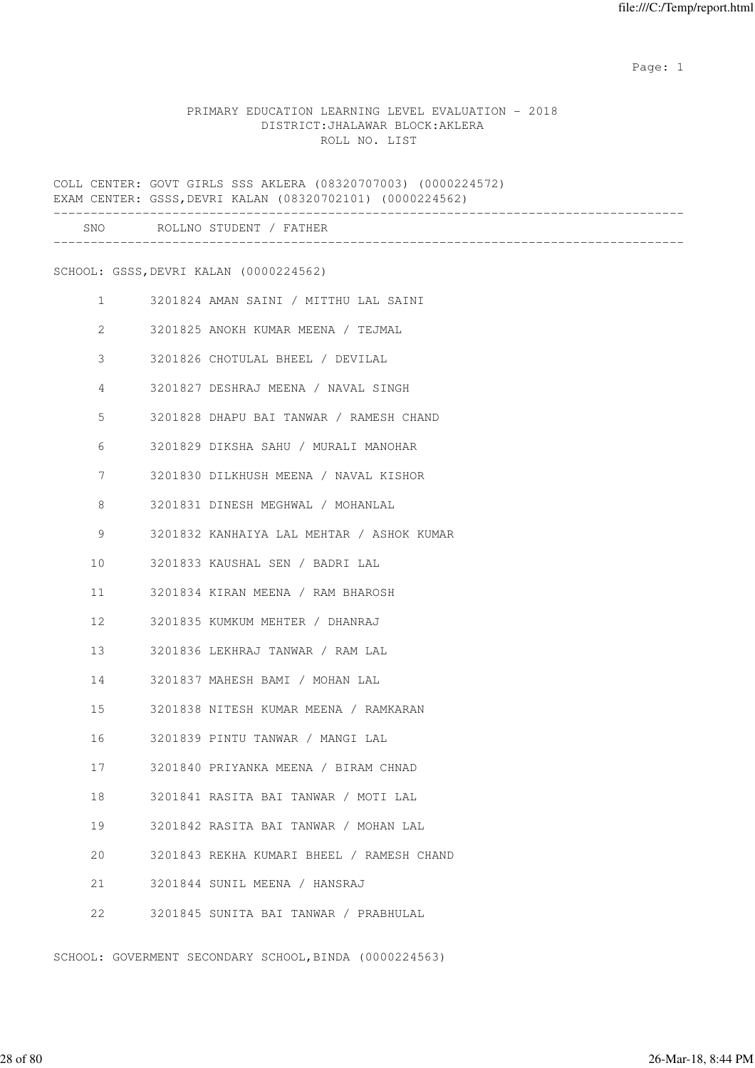PRIMARY EDUCATION LEARNING LEVEL EVALUATION - 2018
DISTRICT:JHALAWAR BLOCK:AKLERA
ROLL NO. LIST

COLL CENTER: GOVT GIRLS SSS AKLERA (08320707003) (0000224572)
EXAM CENTER: GSSS,DEVRI KALAN (08320702101) (0000224562)

| SNO | ROLLNO | STUDENT / FATHER |
|---|---|---|

SCHOOL: GSSS,DEVRI KALAN (0000224562)

| SNO | ROLLNO | STUDENT / FATHER |
|---|---|---|
| 1 | 3201824 | AMAN SAINI / MITTHU LAL SAINI |
| 2 | 3201825 | ANOKH KUMAR MEENA / TEJMAL |
| 3 | 3201826 | CHOTULAL BHEEL / DEVILAL |
| 4 | 3201827 | DESHRAJ MEENA / NAVAL SINGH |
| 5 | 3201828 | DHAPU BAI TANWAR / RAMESH CHAND |
| 6 | 3201829 | DIKSHA SAHU / MURALI MANOHAR |
| 7 | 3201830 | DILKHUSH MEENA / NAVAL KISHOR |
| 8 | 3201831 | DINESH MEGHWAL / MOHANLAL |
| 9 | 3201832 | KANHAIYA LAL MEHTAR / ASHOK KUMAR |
| 10 | 3201833 | KAUSHAL SEN / BADRI LAL |
| 11 | 3201834 | KIRAN MEENA / RAM BHAROSH |
| 12 | 3201835 | KUMKUM MEHTER / DHANRAJ |
| 13 | 3201836 | LEKHRAJ TANWAR / RAM LAL |
| 14 | 3201837 | MAHESH BAMI / MOHAN LAL |
| 15 | 3201838 | NITESH KUMAR MEENA / RAMKARAN |
| 16 | 3201839 | PINTU TANWAR / MANGI LAL |
| 17 | 3201840 | PRIYANKA MEENA / BIRAM CHNAD |
| 18 | 3201841 | RASITA BAI TANWAR / MOTI LAL |
| 19 | 3201842 | RASITA BAI TANWAR / MOHAN LAL |
| 20 | 3201843 | REKHA KUMARI BHEEL / RAMESH CHAND |
| 21 | 3201844 | SUNIL MEENA / HANSRAJ |
| 22 | 3201845 | SUNITA BAI TANWAR / PRABHULAL |

SCHOOL: GOVERMENT SECONDARY SCHOOL,BINDA (0000224563)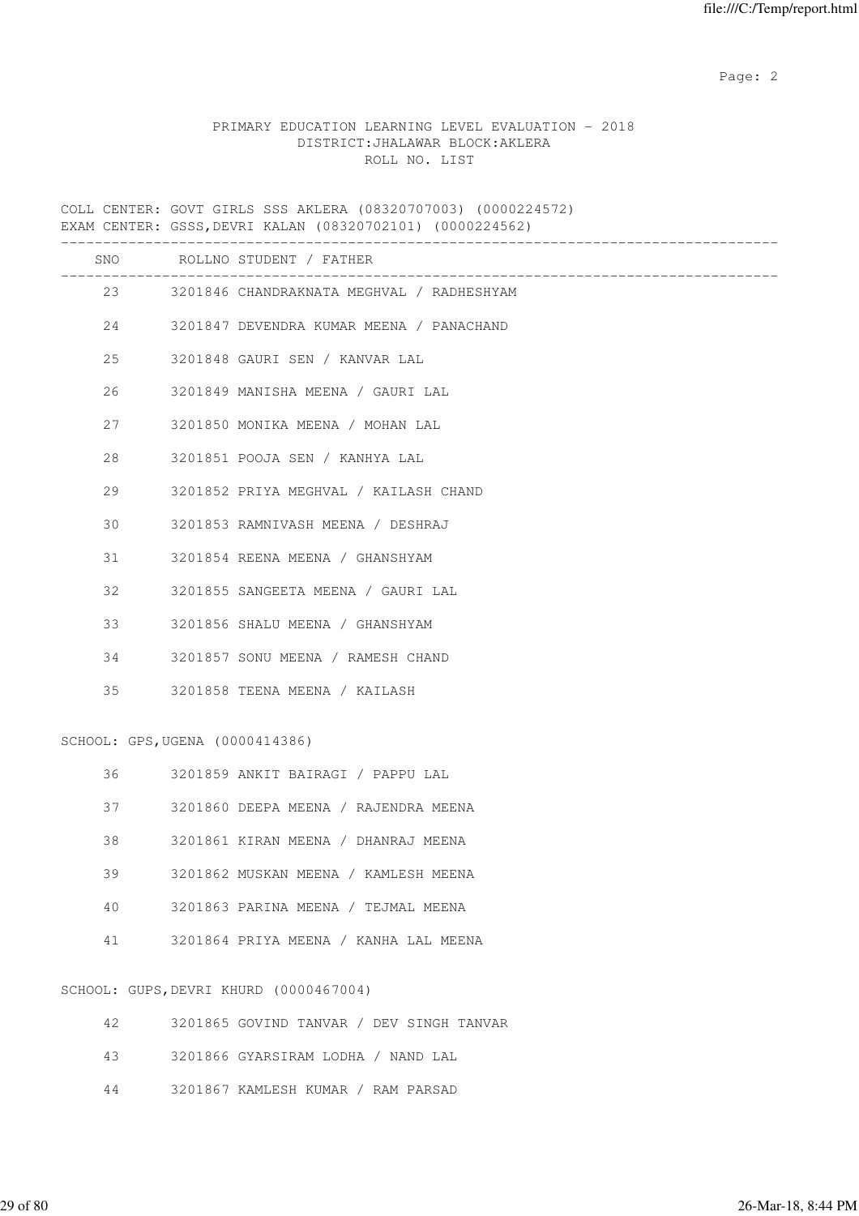PRIMARY EDUCATION LEARNING LEVEL EVALUATION - 2018
DISTRICT:JHALAWAR BLOCK:AKLERA
ROLL NO. LIST

COLL CENTER: GOVT GIRLS SSS AKLERA (08320707003) (0000224572)
EXAM CENTER: GSSS,DEVRI KALAN (08320702101) (0000224562)

| SNO | ROLLNO STUDENT / FATHER |
|---|---|
| 23 | 3201846 CHANDRAKNATA MEGHVAL / RADHESHYAM |
| 24 | 3201847 DEVENDRA KUMAR MEENA / PANACHAND |
| 25 | 3201848 GAURI SEN / KANVAR LAL |
| 26 | 3201849 MANISHA MEENA / GAURI LAL |
| 27 | 3201850 MONIKA MEENA / MOHAN LAL |
| 28 | 3201851 POOJA SEN / KANHYA LAL |
| 29 | 3201852 PRIYA MEGHVAL / KAILASH CHAND |
| 30 | 3201853 RAMNIVASH MEENA / DESHRAJ |
| 31 | 3201854 REENA MEENA / GHANSHYAM |
| 32 | 3201855 SANGEETA MEENA / GAURI LAL |
| 33 | 3201856 SHALU MEENA / GHANSHYAM |
| 34 | 3201857 SONU MEENA / RAMESH CHAND |
| 35 | 3201858 TEENA MEENA / KAILASH |

SCHOOL: GPS,UGENA (0000414386)

| SNO | ROLLNO STUDENT / FATHER |
|---|---|
| 36 | 3201859 ANKIT BAIRAGI / PAPPU LAL |
| 37 | 3201860 DEEPA MEENA / RAJENDRA MEENA |
| 38 | 3201861 KIRAN MEENA / DHANRAJ MEENA |
| 39 | 3201862 MUSKAN MEENA / KAMLESH MEENA |
| 40 | 3201863 PARINA MEENA / TEJMAL MEENA |
| 41 | 3201864 PRIYA MEENA / KANHA LAL MEENA |

SCHOOL: GUPS,DEVRI KHURD (0000467004)

| SNO | ROLLNO STUDENT / FATHER |
|---|---|
| 42 | 3201865 GOVIND TANVAR / DEV SINGH TANVAR |
| 43 | 3201866 GYARSIRAM LODHA / NAND LAL |
| 44 | 3201867 KAMLESH KUMAR / RAM PARSAD |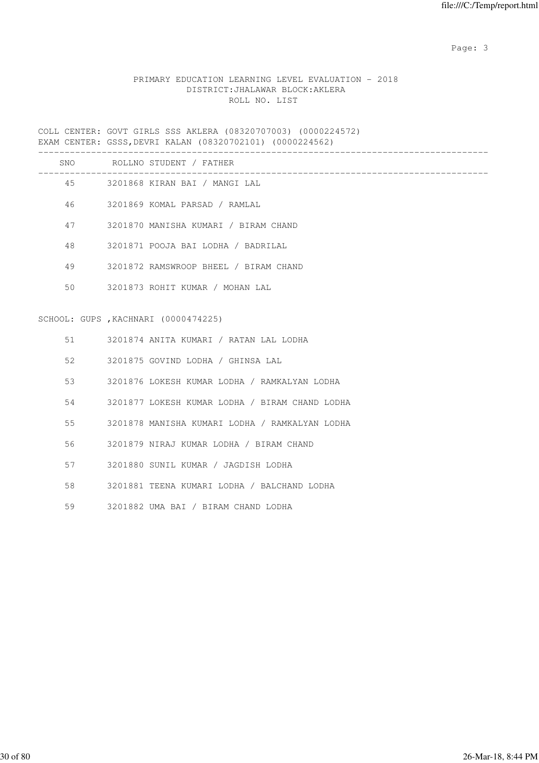PRIMARY EDUCATION LEARNING LEVEL EVALUATION - 2018
DISTRICT:JHALAWAR BLOCK:AKLERA
ROLL NO. LIST

COLL CENTER: GOVT GIRLS SSS AKLERA (08320707003) (0000224572)
EXAM CENTER: GSSS,DEVRI KALAN (08320702101) (0000224562)

| SNO | ROLLNO STUDENT / FATHER |
|---|---|
| 45 | 3201868 KIRAN BAI / MANGI LAL |
| 46 | 3201869 KOMAL PARSAD / RAMLAL |
| 47 | 3201870 MANISHA KUMARI / BIRAM CHAND |
| 48 | 3201871 POOJA BAI LODHA / BADRILAL |
| 49 | 3201872 RAMSWROOP BHEEL / BIRAM CHAND |
| 50 | 3201873 ROHIT KUMAR / MOHAN LAL |

SCHOOL: GUPS ,KACHNARI (0000474225)

| SNO | ROLLNO STUDENT / FATHER |
|---|---|
| 51 | 3201874 ANITA KUMARI / RATAN LAL LODHA |
| 52 | 3201875 GOVIND LODHA / GHINSA LAL |
| 53 | 3201876 LOKESH KUMAR LODHA / RAMKALYAN LODHA |
| 54 | 3201877 LOKESH KUMAR LODHA / BIRAM CHAND LODHA |
| 55 | 3201878 MANISHA KUMARI LODHA / RAMKALYAN LODHA |
| 56 | 3201879 NIRAJ KUMAR LODHA / BIRAM CHAND |
| 57 | 3201880 SUNIL KUMAR / JAGDISH LODHA |
| 58 | 3201881 TEENA KUMARI LODHA / BALCHAND LODHA |
| 59 | 3201882 UMA BAI / BIRAM CHAND LODHA |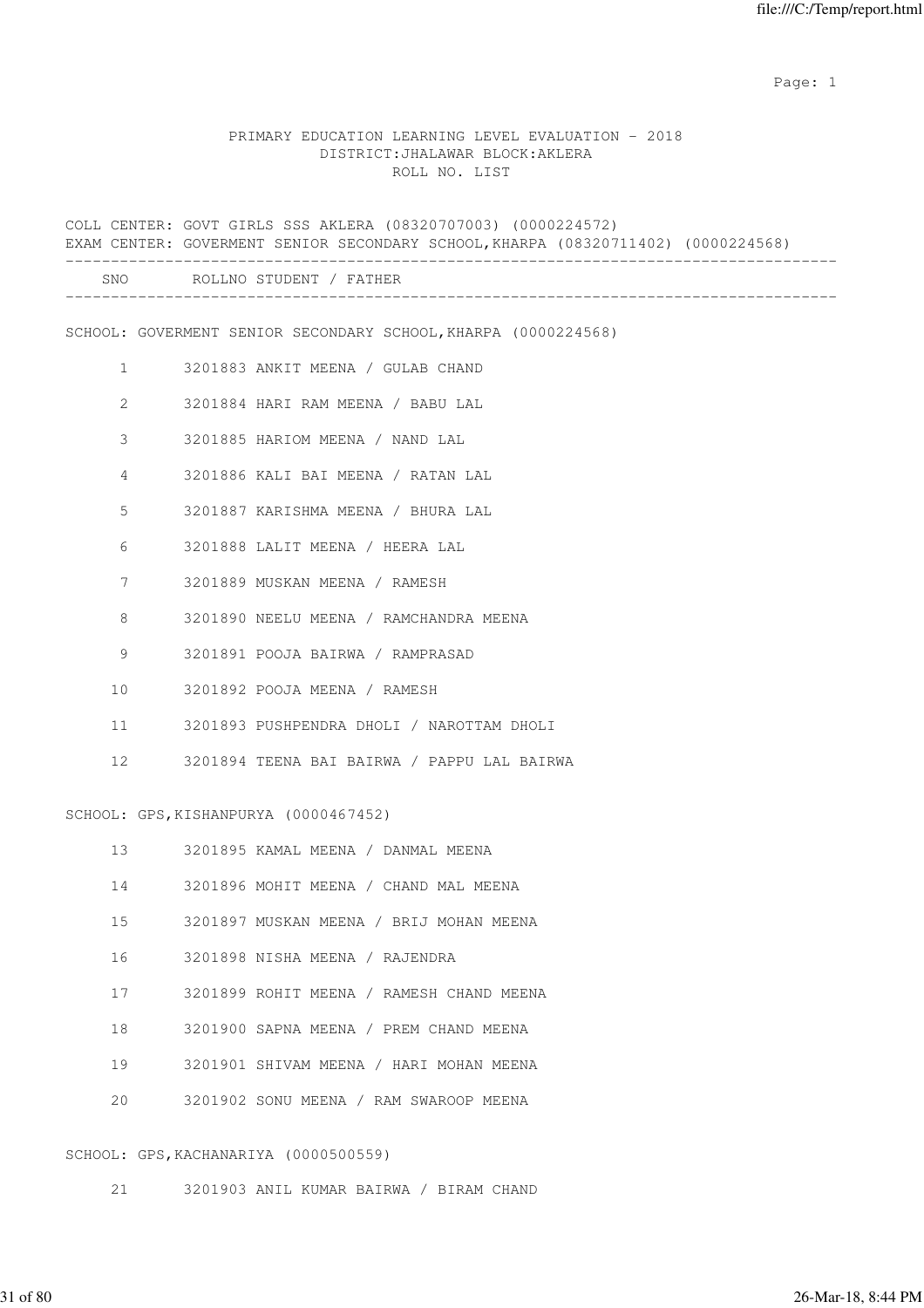PRIMARY EDUCATION LEARNING LEVEL EVALUATION - 2018
DISTRICT:JHALAWAR BLOCK:AKLERA
ROLL NO. LIST

COLL CENTER: GOVT GIRLS SSS AKLERA (08320707003) (0000224572)
EXAM CENTER: GOVERMENT SENIOR SECONDARY SCHOOL,KHARPA (08320711402) (0000224568)

| SNO | ROLLNO | STUDENT / FATHER |
|---|---|---|
| | | **SCHOOL: GOVERMENT SENIOR SECONDARY SCHOOL,KHARPA (0000224568)** |
| 1 | 3201883 | ANKIT MEENA / GULAB CHAND |
| 2 | 3201884 | HARI RAM MEENA / BABU LAL |
| 3 | 3201885 | HARIOM MEENA / NAND LAL |
| 4 | 3201886 | KALI BAI MEENA / RATAN LAL |
| 5 | 3201887 | KARISHMA MEENA / BHURA LAL |
| 6 | 3201888 | LALIT MEENA / HEERA LAL |
| 7 | 3201889 | MUSKAN MEENA / RAMESH |
| 8 | 3201890 | NEELU MEENA / RAMCHANDRA MEENA |
| 9 | 3201891 | POOJA BAIRWA / RAMPRASAD |
| 10 | 3201892 | POOJA MEENA / RAMESH |
| 11 | 3201893 | PUSHPENDRA DHOLI / NAROTTAM DHOLI |
| 12 | 3201894 | TEENA BAI BAIRWA / PAPPU LAL BAIRWA |
| | | **SCHOOL: GPS,KISHANPURYA (0000467452)** |
| 13 | 3201895 | KAMAL MEENA / DANMAL MEENA |
| 14 | 3201896 | MOHIT MEENA / CHAND MAL MEENA |
| 15 | 3201897 | MUSKAN MEENA / BRIJ MOHAN MEENA |
| 16 | 3201898 | NISHA MEENA / RAJENDRA |
| 17 | 3201899 | ROHIT MEENA / RAMESH CHAND MEENA |
| 18 | 3201900 | SAPNA MEENA / PREM CHAND MEENA |
| 19 | 3201901 | SHIVAM MEENA / HARI MOHAN MEENA |
| 20 | 3201902 | SONU MEENA / RAM SWAROOP MEENA |
| | | **SCHOOL: GPS,KACHANARIYA (0000500559)** |
| 21 | 3201903 | ANIL KUMAR BAIRWA / BIRAM CHAND |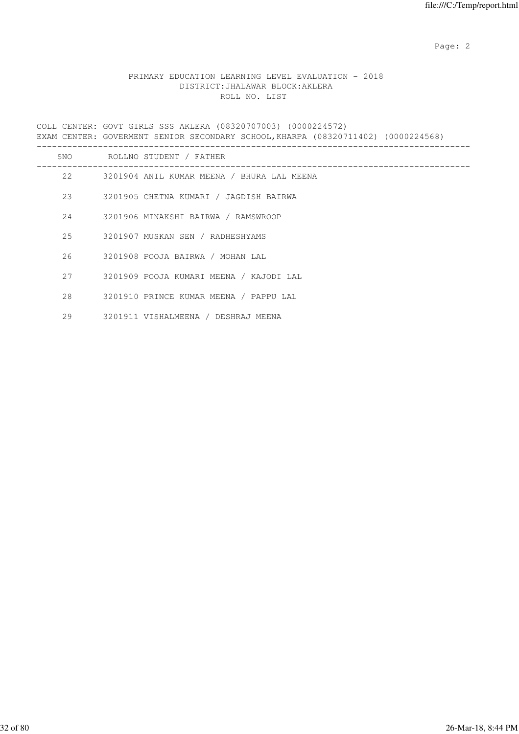PRIMARY EDUCATION LEARNING LEVEL EVALUATION - 2018
DISTRICT:JHALAWAR BLOCK:AKLERA
ROLL NO. LIST

COLL CENTER: GOVT GIRLS SSS AKLERA (08320707003) (0000224572)
EXAM CENTER: GOVERMENT SENIOR SECONDARY SCHOOL,KHARPA (08320711402) (0000224568)

| SNO | ROLLNO | STUDENT / FATHER |
|---|---|---|
| 22 | 3201904 | ANIL KUMAR MEENA / BHURA LAL MEENA |
| 23 | 3201905 | CHETNA KUMARI / JAGDISH BAIRWA |
| 24 | 3201906 | MINAKSHI BAIRWA / RAMSWROOP |
| 25 | 3201907 | MUSKAN SEN / RADHESHYAMS |
| 26 | 3201908 | POOJA BAIRWA / MOHAN LAL |
| 27 | 3201909 | POOJA KUMARI MEENA / KAJODI LAL |
| 28 | 3201910 | PRINCE KUMAR MEENA / PAPPU LAL |
| 29 | 3201911 | VISHALMEENA / DESHRAJ MEENA |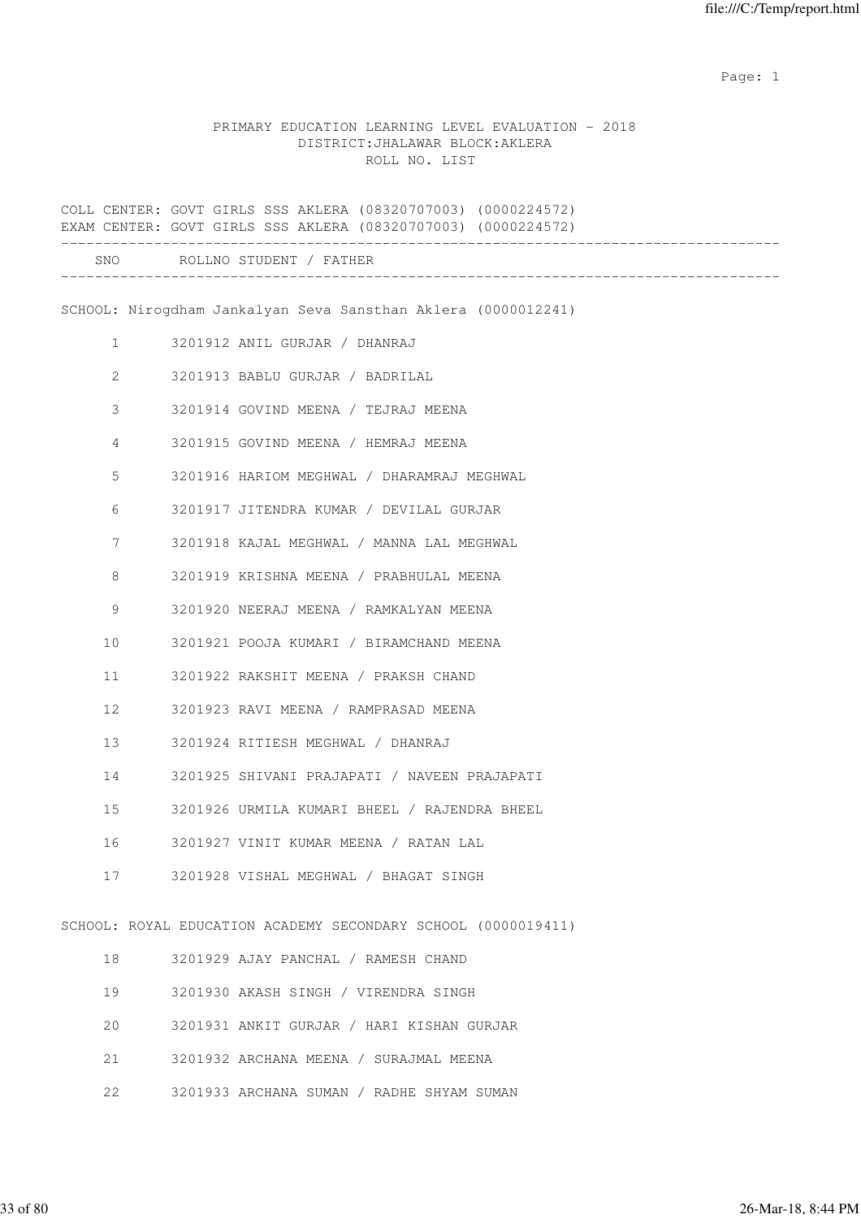PRIMARY EDUCATION LEARNING LEVEL EVALUATION - 2018
DISTRICT:JHALAWAR BLOCK:AKLERA
ROLL NO. LIST

COLL CENTER: GOVT GIRLS SSS AKLERA (08320707003) (0000224572)
EXAM CENTER: GOVT GIRLS SSS AKLERA (08320707003) (0000224572)

| SNO | ROLLNO | STUDENT / FATHER |
|---|---|---|

SCHOOL: Nirogdham Jankalyan Seva Sansthan Aklera (0000012241)

| SNO | ROLLNO | STUDENT / FATHER |
|---|---|---|
| 1 | 3201912 | ANIL GURJAR / DHANRAJ |
| 2 | 3201913 | BABLU GURJAR / BADRILAL |
| 3 | 3201914 | GOVIND MEENA / TEJRAJ MEENA |
| 4 | 3201915 | GOVIND MEENA / HEMRAJ MEENA |
| 5 | 3201916 | HARIOM MEGHWAL / DHARAMRAJ MEGHWAL |
| 6 | 3201917 | JITENDRA KUMAR / DEVILAL GURJAR |
| 7 | 3201918 | KAJAL MEGHWAL / MANNA LAL MEGHWAL |
| 8 | 3201919 | KRISHNA MEENA / PRABHULAL MEENA |
| 9 | 3201920 | NEERAJ MEENA / RAMKALYAN MEENA |
| 10 | 3201921 | POOJA KUMARI / BIRAMCHAND MEENA |
| 11 | 3201922 | RAKSHIT MEENA / PRAKSH CHAND |
| 12 | 3201923 | RAVI MEENA / RAMPRASAD MEENA |
| 13 | 3201924 | RITIESH MEGHWAL / DHANRAJ |
| 14 | 3201925 | SHIVANI PRAJAPATI / NAVEEN PRAJAPATI |
| 15 | 3201926 | URMILA KUMARI BHEEL / RAJENDRA BHEEL |
| 16 | 3201927 | VINIT KUMAR MEENA / RATAN LAL |
| 17 | 3201928 | VISHAL MEGHWAL / BHAGAT SINGH |

SCHOOL: ROYAL EDUCATION ACADEMY SECONDARY SCHOOL (0000019411)

| SNO | ROLLNO | STUDENT / FATHER |
|---|---|---|
| 18 | 3201929 | AJAY PANCHAL / RAMESH CHAND |
| 19 | 3201930 | AKASH SINGH / VIRENDRA SINGH |
| 20 | 3201931 | ANKIT GURJAR / HARI KISHAN GURJAR |
| 21 | 3201932 | ARCHANA MEENA / SURAJMAL MEENA |
| 22 | 3201933 | ARCHANA SUMAN / RADHE SHYAM SUMAN |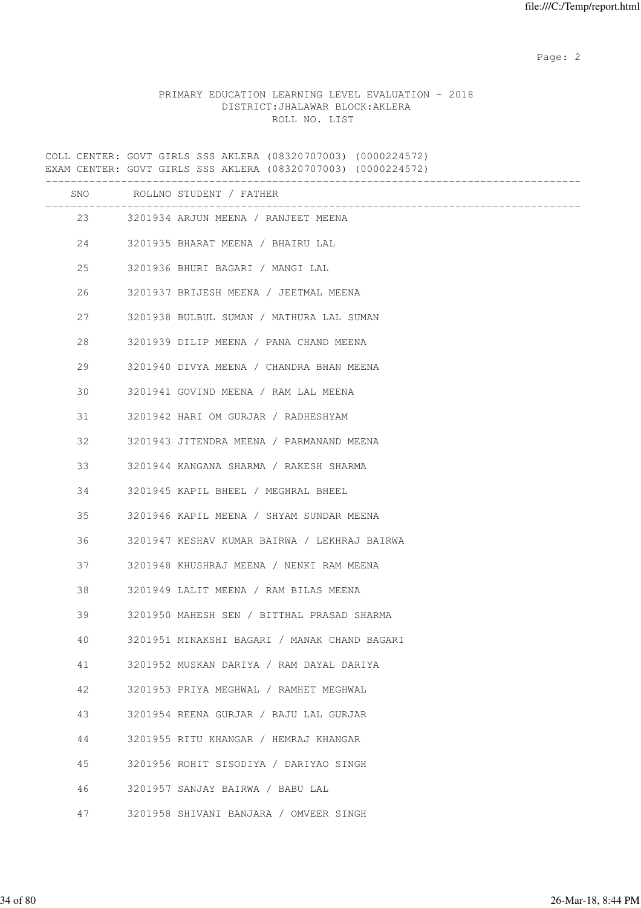PRIMARY EDUCATION LEARNING LEVEL EVALUATION - 2018
DISTRICT:JHALAWAR BLOCK:AKLERA
ROLL NO. LIST

COLL CENTER: GOVT GIRLS SSS AKLERA (08320707003) (0000224572)
EXAM CENTER: GOVT GIRLS SSS AKLERA (08320707003) (0000224572)

| SNO | ROLLNO | STUDENT / FATHER |
|---|---|---|
| 23 | 3201934 | ARJUN MEENA / RANJEET MEENA |
| 24 | 3201935 | BHARAT MEENA / BHAIRU LAL |
| 25 | 3201936 | BHURI BAGARI / MANGI LAL |
| 26 | 3201937 | BRIJESH MEENA / JEETMAL MEENA |
| 27 | 3201938 | BULBUL SUMAN / MATHURA LAL SUMAN |
| 28 | 3201939 | DILIP MEENA / PANA CHAND MEENA |
| 29 | 3201940 | DIVYA MEENA / CHANDRA BHAN MEENA |
| 30 | 3201941 | GOVIND MEENA / RAM LAL MEENA |
| 31 | 3201942 | HARI OM GURJAR / RADHESHYAM |
| 32 | 3201943 | JITENDRA MEENA / PARMANAND MEENA |
| 33 | 3201944 | KANGANA SHARMA / RAKESH SHARMA |
| 34 | 3201945 | KAPIL BHEEL / MEGHRAL BHEEL |
| 35 | 3201946 | KAPIL MEENA / SHYAM SUNDAR MEENA |
| 36 | 3201947 | KESHAV KUMAR BAIRWA / LEKHRAJ BAIRWA |
| 37 | 3201948 | KHUSHRAJ MEENA / NENKI RAM MEENA |
| 38 | 3201949 | LALIT MEENA / RAM BILAS MEENA |
| 39 | 3201950 | MAHESH SEN / BITTHAL PRASAD SHARMA |
| 40 | 3201951 | MINAKSHI BAGARI / MANAK CHAND BAGARI |
| 41 | 3201952 | MUSKAN DARIYA / RAM DAYAL DARIYA |
| 42 | 3201953 | PRIYA MEGHWAL / RAMHET MEGHWAL |
| 43 | 3201954 | REENA GURJAR / RAJU LAL GURJAR |
| 44 | 3201955 | RITU KHANGAR / HEMRAJ KHANGAR |
| 45 | 3201956 | ROHIT SISODIYA / DARIYAO SINGH |
| 46 | 3201957 | SANJAY BAIRWA / BABU LAL |
| 47 | 3201958 | SHIVANI BANJARA / OMVEER SINGH |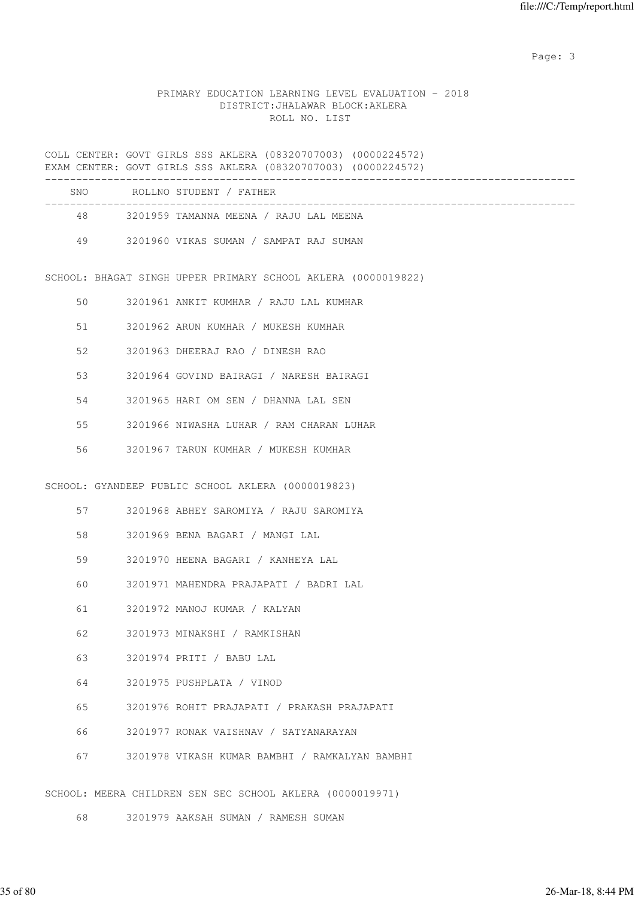PRIMARY EDUCATION LEARNING LEVEL EVALUATION - 2018
DISTRICT:JHALAWAR BLOCK:AKLERA
ROLL NO. LIST

COLL CENTER: GOVT GIRLS SSS AKLERA (08320707003) (0000224572)
EXAM CENTER: GOVT GIRLS SSS AKLERA (08320707003) (0000224572)

| SNO | ROLLNO | STUDENT / FATHER |
|---|---|---|
| 48 | 3201959 | TAMANNA MEENA / RAJU LAL MEENA |
| 49 | 3201960 | VIKAS SUMAN / SAMPAT RAJ SUMAN |

SCHOOL: BHAGAT SINGH UPPER PRIMARY SCHOOL AKLERA (0000019822)

| SNO | ROLLNO | STUDENT / FATHER |
|---|---|---|
| 50 | 3201961 | ANKIT KUMHAR / RAJU LAL KUMHAR |
| 51 | 3201962 | ARUN KUMHAR / MUKESH KUMHAR |
| 52 | 3201963 | DHEERAJ RAO / DINESH RAO |
| 53 | 3201964 | GOVIND BAIRAGI / NARESH BAIRAGI |
| 54 | 3201965 | HARI OM SEN / DHANNA LAL SEN |
| 55 | 3201966 | NIWASHA LUHAR / RAM CHARAN LUHAR |
| 56 | 3201967 | TARUN KUMHAR / MUKESH KUMHAR |

SCHOOL: GYANDEEP PUBLIC SCHOOL AKLERA (0000019823)

| SNO | ROLLNO | STUDENT / FATHER |
|---|---|---|
| 57 | 3201968 | ABHEY SAROMIYA / RAJU SAROMIYA |
| 58 | 3201969 | BENA BAGARI / MANGI LAL |
| 59 | 3201970 | HEENA BAGARI / KANHEYA LAL |
| 60 | 3201971 | MAHENDRA PRAJAPATI / BADRI LAL |
| 61 | 3201972 | MANOJ KUMAR / KALYAN |
| 62 | 3201973 | MINAKSHI / RAMKISHAN |
| 63 | 3201974 | PRITI / BABU LAL |
| 64 | 3201975 | PUSHPLATA / VINOD |
| 65 | 3201976 | ROHIT PRAJAPATI / PRAKASH PRAJAPATI |
| 66 | 3201977 | RONAK VAISHNAV / SATYANARAYAN |
| 67 | 3201978 | VIKASH KUMAR BAMBHI / RAMKALYAN BAMBHI |

SCHOOL: MEERA CHILDREN SEN SEC SCHOOL AKLERA (0000019971)

| SNO | ROLLNO | STUDENT / FATHER |
|---|---|---|
| 68 | 3201979 | AAKSAH SUMAN / RAMESH SUMAN |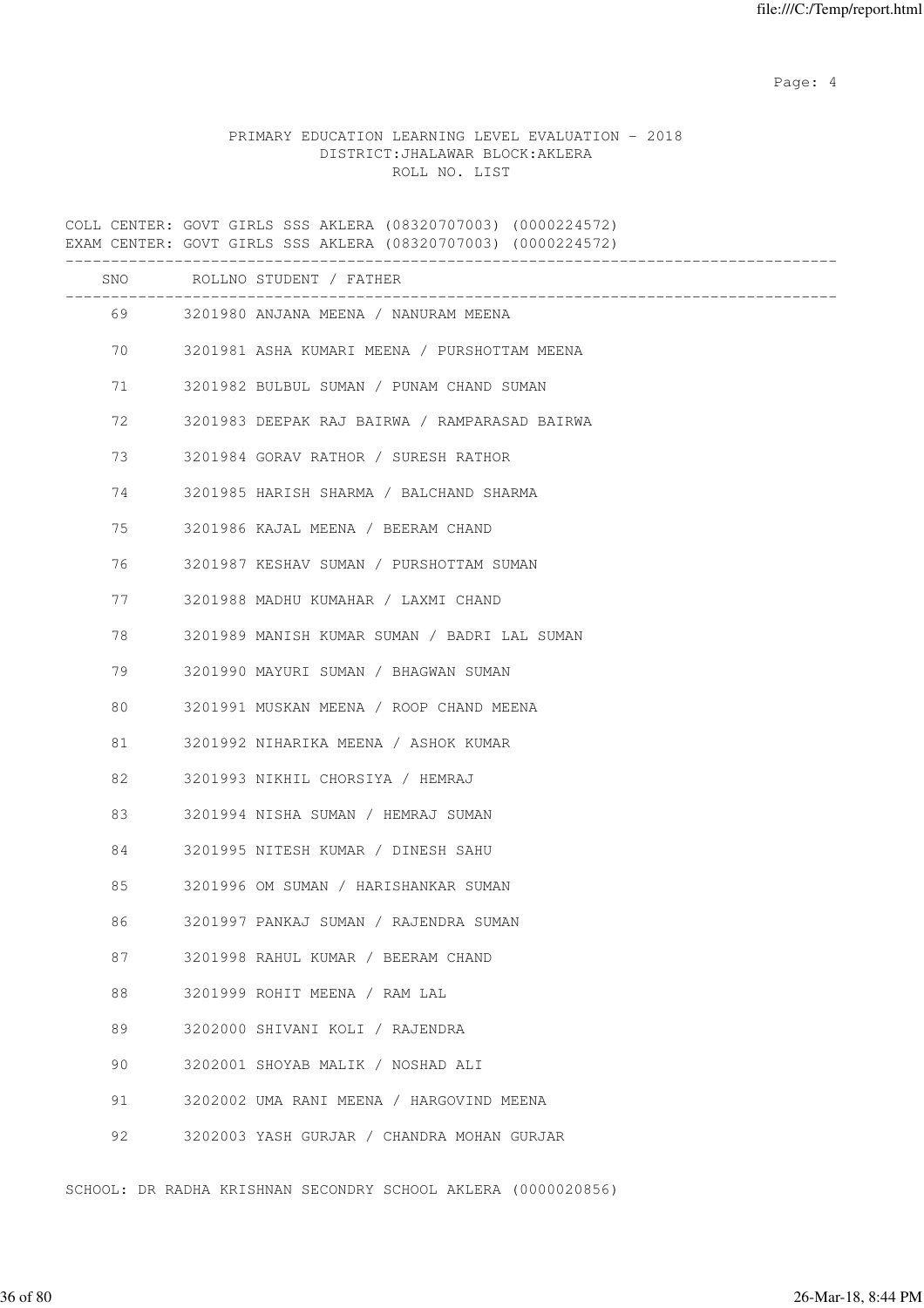PRIMARY EDUCATION LEARNING LEVEL EVALUATION - 2018
DISTRICT:JHALAWAR BLOCK:AKLERA
ROLL NO. LIST

COLL CENTER: GOVT GIRLS SSS AKLERA (08320707003) (0000224572)
EXAM CENTER: GOVT GIRLS SSS AKLERA (08320707003) (0000224572)

| SNO | ROLLNO | STUDENT / FATHER |
|---|---|---|
| 69 | 3201980 | ANJANA MEENA / NANURAM MEENA |
| 70 | 3201981 | ASHA KUMARI MEENA / PURSHOTTAM MEENA |
| 71 | 3201982 | BULBUL SUMAN / PUNAM CHAND SUMAN |
| 72 | 3201983 | DEEPAK RAJ BAIRWA / RAMPARASAD BAIRWA |
| 73 | 3201984 | GORAV RATHOR / SURESH RATHOR |
| 74 | 3201985 | HARISH SHARMA / BALCHAND SHARMA |
| 75 | 3201986 | KAJAL MEENA / BEERAM CHAND |
| 76 | 3201987 | KESHAV SUMAN / PURSHOTTAM SUMAN |
| 77 | 3201988 | MADHU KUMAHAR / LAXMI CHAND |
| 78 | 3201989 | MANISH KUMAR SUMAN / BADRI LAL SUMAN |
| 79 | 3201990 | MAYURI SUMAN / BHAGWAN SUMAN |
| 80 | 3201991 | MUSKAN MEENA / ROOP CHAND MEENA |
| 81 | 3201992 | NIHARIKA MEENA / ASHOK KUMAR |
| 82 | 3201993 | NIKHIL CHORSIYA / HEMRAJ |
| 83 | 3201994 | NISHA SUMAN / HEMRAJ SUMAN |
| 84 | 3201995 | NITESH KUMAR / DINESH SAHU |
| 85 | 3201996 | OM SUMAN / HARISHANKAR SUMAN |
| 86 | 3201997 | PANKAJ SUMAN / RAJENDRA SUMAN |
| 87 | 3201998 | RAHUL KUMAR / BEERAM CHAND |
| 88 | 3201999 | ROHIT MEENA / RAM LAL |
| 89 | 3202000 | SHIVANI KOLI / RAJENDRA |
| 90 | 3202001 | SHOYAB MALIK / NOSHAD ALI |
| 91 | 3202002 | UMA RANI MEENA / HARGOVIND MEENA |
| 92 | 3202003 | YASH GURJAR / CHANDRA MOHAN GURJAR |

SCHOOL: DR RADHA KRISHNAN SECONDRY SCHOOL AKLERA (0000020856)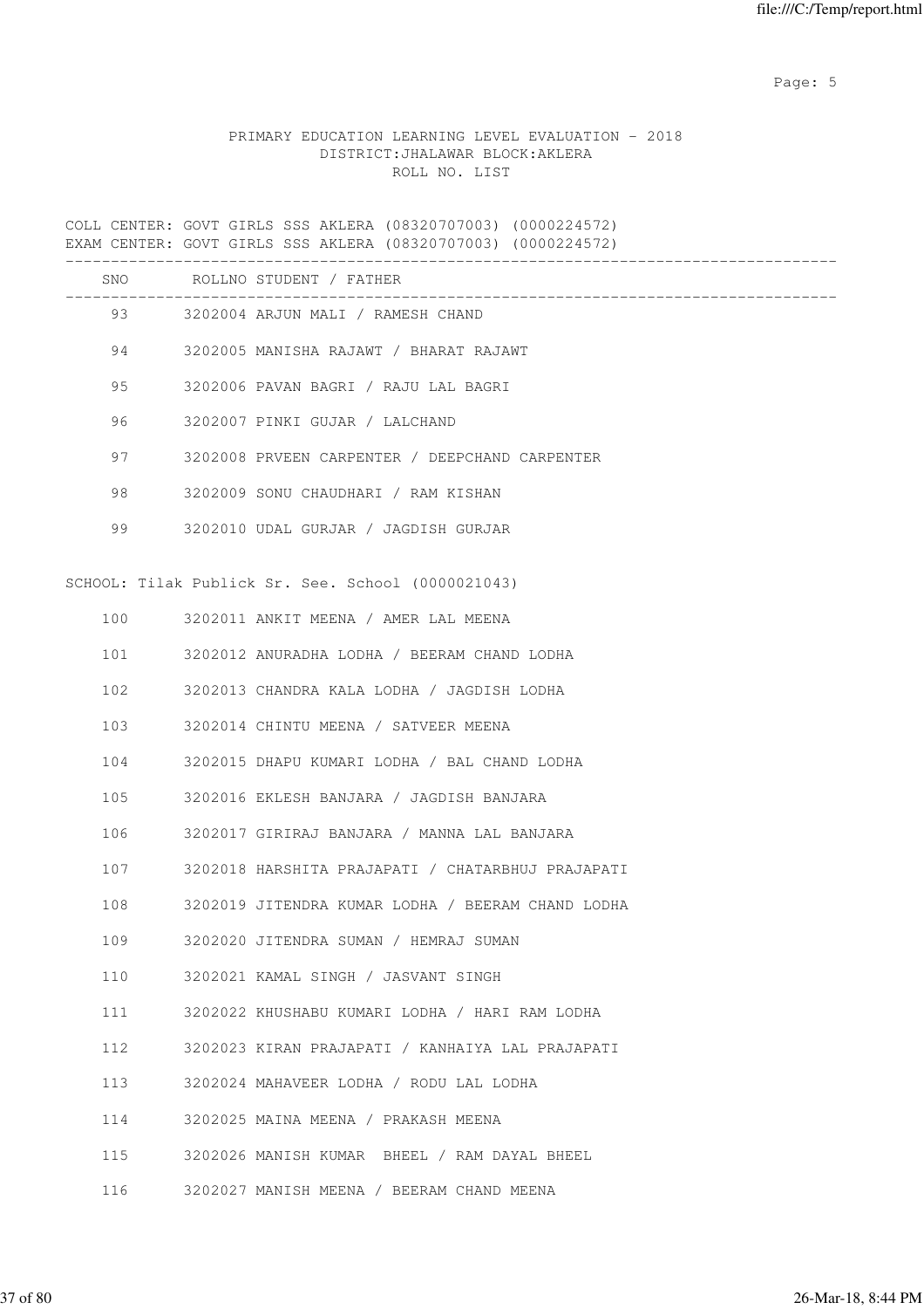PRIMARY EDUCATION LEARNING LEVEL EVALUATION - 2018
DISTRICT:JHALAWAR BLOCK:AKLERA
ROLL NO. LIST

COLL CENTER: GOVT GIRLS SSS AKLERA (08320707003) (0000224572)
EXAM CENTER: GOVT GIRLS SSS AKLERA (08320707003) (0000224572)

| SNO | ROLLNO | STUDENT / FATHER |
|---|---|---|
| 93 | 3202004 | ARJUN MALI / RAMESH CHAND |
| 94 | 3202005 | MANISHA RAJAWT / BHARAT RAJAWT |
| 95 | 3202006 | PAVAN BAGRI / RAJU LAL BAGRI |
| 96 | 3202007 | PINKI GUJAR / LALCHAND |
| 97 | 3202008 | PRVEEN CARPENTER / DEEPCHAND CARPENTER |
| 98 | 3202009 | SONU CHAUDHARI / RAM KISHAN |
| 99 | 3202010 | UDAL GURJAR / JAGDISH GURJAR |

SCHOOL: Tilak Publick Sr. See. School (0000021043)

| SNO | ROLLNO | STUDENT / FATHER |
|---|---|---|
| 100 | 3202011 | ANKIT MEENA / AMER LAL MEENA |
| 101 | 3202012 | ANURADHA LODHA / BEERAM CHAND LODHA |
| 102 | 3202013 | CHANDRA KALA LODHA / JAGDISH LODHA |
| 103 | 3202014 | CHINTU MEENA / SATVEER MEENA |
| 104 | 3202015 | DHAPU KUMARI LODHA / BAL CHAND LODHA |
| 105 | 3202016 | EKLESH BANJARA / JAGDISH BANJARA |
| 106 | 3202017 | GIRIRAJ BANJARA / MANNA LAL BANJARA |
| 107 | 3202018 | HARSHITA PRAJAPATI / CHATARBHUJ PRAJAPATI |
| 108 | 3202019 | JITENDRA KUMAR LODHA / BEERAM CHAND LODHA |
| 109 | 3202020 | JITENDRA SUMAN / HEMRAJ SUMAN |
| 110 | 3202021 | KAMAL SINGH / JASVANT SINGH |
| 111 | 3202022 | KHUSHABU KUMARI LODHA / HARI RAM LODHA |
| 112 | 3202023 | KIRAN PRAJAPATI / KANHAIYA LAL PRAJAPATI |
| 113 | 3202024 | MAHAVEER LODHA / RODU LAL LODHA |
| 114 | 3202025 | MAINA MEENA / PRAKASH MEENA |
| 115 | 3202026 | MANISH KUMAR BHEEL / RAM DAYAL BHEEL |
| 116 | 3202027 | MANISH MEENA / BEERAM CHAND MEENA |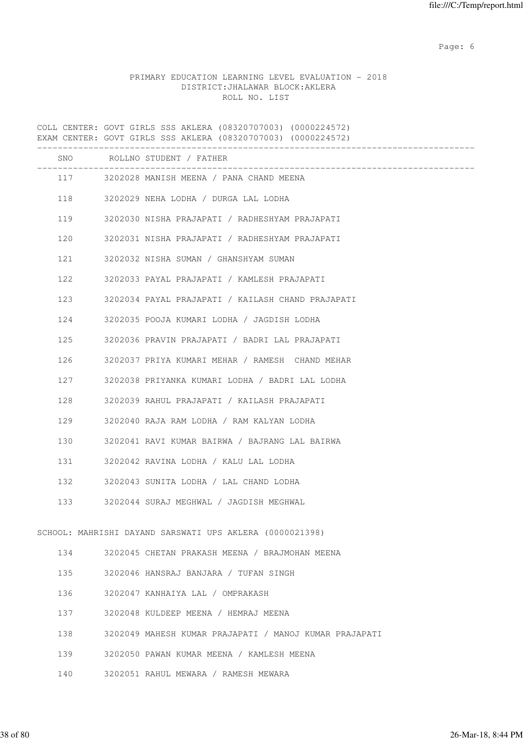PRIMARY EDUCATION LEARNING LEVEL EVALUATION - 2018
DISTRICT:JHALAWAR BLOCK:AKLERA
ROLL NO. LIST

COLL CENTER: GOVT GIRLS SSS AKLERA (08320707003) (0000224572)
EXAM CENTER: GOVT GIRLS SSS AKLERA (08320707003) (0000224572)

| SNO | ROLLNO | STUDENT / FATHER |
|---|---|---|
| 117 | 3202028 | MANISH MEENA / PANA CHAND MEENA |
| 118 | 3202029 | NEHA LODHA / DURGA LAL LODHA |
| 119 | 3202030 | NISHA PRAJAPATI / RADHESHYAM PRAJAPATI |
| 120 | 3202031 | NISHA PRAJAPATI / RADHESHYAM PRAJAPATI |
| 121 | 3202032 | NISHA SUMAN / GHANSHYAM SUMAN |
| 122 | 3202033 | PAYAL PRAJAPATI / KAMLESH PRAJAPATI |
| 123 | 3202034 | PAYAL PRAJAPATI / KAILASH CHAND PRAJAPATI |
| 124 | 3202035 | POOJA KUMARI LODHA / JAGDISH LODHA |
| 125 | 3202036 | PRAVIN PRAJAPATI / BADRI LAL PRAJAPATI |
| 126 | 3202037 | PRIYA KUMARI MEHAR / RAMESH CHAND MEHAR |
| 127 | 3202038 | PRIYANKA KUMARI LODHA / BADRI LAL LODHA |
| 128 | 3202039 | RAHUL PRAJAPATI / KAILASH PRAJAPATI |
| 129 | 3202040 | RAJA RAM LODHA / RAM KALYAN LODHA |
| 130 | 3202041 | RAVI KUMAR BAIRWA / BAJRANG LAL BAIRWA |
| 131 | 3202042 | RAVINA LODHA / KALU LAL LODHA |
| 132 | 3202043 | SUNITA LODHA / LAL CHAND LODHA |
| 133 | 3202044 | SURAJ MEGHWAL / JAGDISH MEGHWAL |

SCHOOL: MAHRISHI DAYAND SARSWATI UPS AKLERA (0000021398)

| SNO | ROLLNO | STUDENT / FATHER |
|---|---|---|
| 134 | 3202045 | CHETAN PRAKASH MEENA / BRAJMOHAN MEENA |
| 135 | 3202046 | HANSRAJ BANJARA / TUFAN SINGH |
| 136 | 3202047 | KANHAIYA LAL / OMPRAKASH |
| 137 | 3202048 | KULDEEP MEENA / HEMRAJ MEENA |
| 138 | 3202049 | MAHESH KUMAR PRAJAPATI / MANOJ KUMAR PRAJAPATI |
| 139 | 3202050 | PAWAN KUMAR MEENA / KAMLESH MEENA |
| 140 | 3202051 | RAHUL MEWARA / RAMESH MEWARA |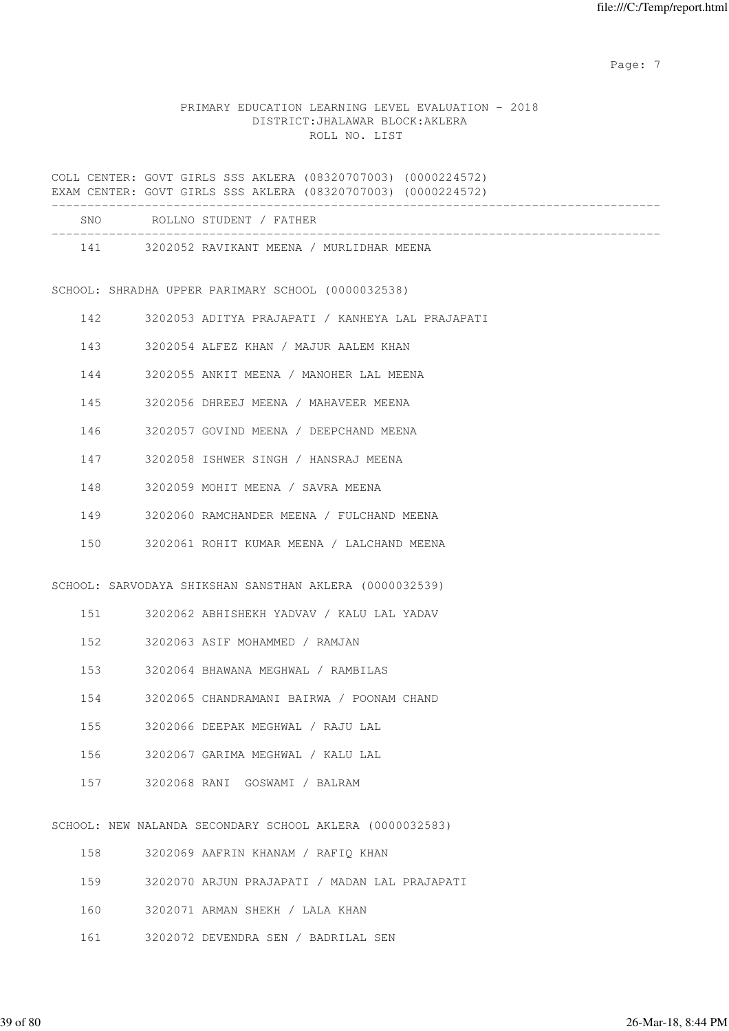PRIMARY EDUCATION LEARNING LEVEL EVALUATION - 2018
DISTRICT:JHALAWAR BLOCK:AKLERA
ROLL NO. LIST

COLL CENTER: GOVT GIRLS SSS AKLERA (08320707003) (0000224572)
EXAM CENTER: GOVT GIRLS SSS AKLERA (08320707003) (0000224572)

| SNO | ROLLNO | STUDENT / FATHER |
|---|---|---|
| 141 | 3202052 | RAVIKANT MEENA / MURLIDHAR MEENA |

SCHOOL: SHRADHA UPPER PARIMARY SCHOOL (0000032538)

| SNO | ROLLNO | STUDENT / FATHER |
|---|---|---|
| 142 | 3202053 | ADITYA PRAJAPATI / KANHEYA LAL PRAJAPATI |
| 143 | 3202054 | ALFEZ KHAN / MAJUR AALEM KHAN |
| 144 | 3202055 | ANKIT MEENA / MANOHER LAL MEENA |
| 145 | 3202056 | DHREEJ MEENA / MAHAVEER MEENA |
| 146 | 3202057 | GOVIND MEENA / DEEPCHAND MEENA |
| 147 | 3202058 | ISHWER SINGH / HANSRAJ MEENA |
| 148 | 3202059 | MOHIT MEENA / SAVRA MEENA |
| 149 | 3202060 | RAMCHANDER MEENA / FULCHAND MEENA |
| 150 | 3202061 | ROHIT KUMAR MEENA / LALCHAND MEENA |

SCHOOL: SARVODAYA SHIKSHAN SANSTHAN AKLERA (0000032539)

| SNO | ROLLNO | STUDENT / FATHER |
|---|---|---|
| 151 | 3202062 | ABHISHEKH YADVAV / KALU LAL YADAV |
| 152 | 3202063 | ASIF MOHAMMED / RAMJAN |
| 153 | 3202064 | BHAWANA MEGHWAL / RAMBILAS |
| 154 | 3202065 | CHANDRAMANI BAIRWA / POONAM CHAND |
| 155 | 3202066 | DEEPAK MEGHWAL / RAJU LAL |
| 156 | 3202067 | GARIMA MEGHWAL / KALU LAL |
| 157 | 3202068 | RANI GOSWAMI / BALRAM |

SCHOOL: NEW NALANDA SECONDARY SCHOOL AKLERA (0000032583)

| SNO | ROLLNO | STUDENT / FATHER |
|---|---|---|
| 158 | 3202069 | AAFRIN KHANAM / RAFIQ KHAN |
| 159 | 3202070 | ARJUN PRAJAPATI / MADAN LAL PRAJAPATI |
| 160 | 3202071 | ARMAN SHEKH / LALA KHAN |
| 161 | 3202072 | DEVENDRA SEN / BADRILAL SEN |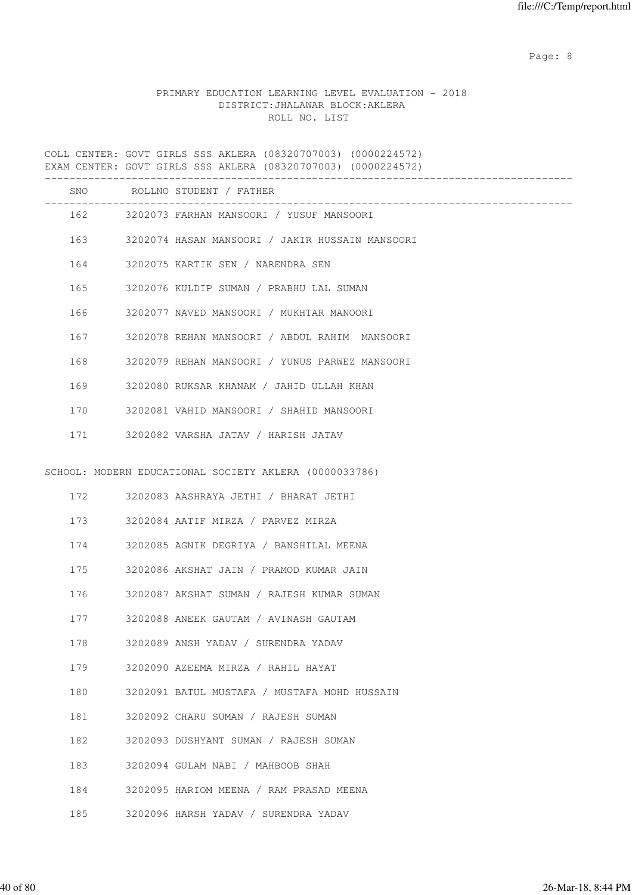PRIMARY EDUCATION LEARNING LEVEL EVALUATION - 2018
DISTRICT:JHALAWAR BLOCK:AKLERA
ROLL NO. LIST

COLL CENTER: GOVT GIRLS SSS AKLERA (08320707003) (0000224572)
EXAM CENTER: GOVT GIRLS SSS AKLERA (08320707003) (0000224572)

| SNO | ROLLNO | STUDENT / FATHER |
|---|---|---|
| 162 | 3202073 | FARHAN MANSOORI / YUSUF MANSOORI |
| 163 | 3202074 | HASAN MANSOORI / JAKIR HUSSAIN MANSOORI |
| 164 | 3202075 | KARTIK SEN / NARENDRA SEN |
| 165 | 3202076 | KULDIP SUMAN / PRABHU LAL SUMAN |
| 166 | 3202077 | NAVED MANSOORI / MUKHTAR MANOORI |
| 167 | 3202078 | REHAN MANSOORI / ABDUL RAHIM MANSOORI |
| 168 | 3202079 | REHAN MANSOORI / YUNUS PARWEZ MANSOORI |
| 169 | 3202080 | RUKSAR KHANAM / JAHID ULLAH KHAN |
| 170 | 3202081 | VAHID MANSOORI / SHAHID MANSOORI |
| 171 | 3202082 | VARSHA JATAV / HARISH JATAV |

SCHOOL: MODERN EDUCATIONAL SOCIETY AKLERA (0000033786)

| SNO | ROLLNO | STUDENT / FATHER |
|---|---|---|
| 172 | 3202083 | AASHRAYA JETHI / BHARAT JETHI |
| 173 | 3202084 | AATIF MIRZA / PARVEZ MIRZA |
| 174 | 3202085 | AGNIK DEGRIYA / BANSHILAL MEENA |
| 175 | 3202086 | AKSHAT JAIN / PRAMOD KUMAR JAIN |
| 176 | 3202087 | AKSHAT SUMAN / RAJESH KUMAR SUMAN |
| 177 | 3202088 | ANEEK GAUTAM / AVINASH GAUTAM |
| 178 | 3202089 | ANSH YADAV / SURENDRA YADAV |
| 179 | 3202090 | AZEEMA MIRZA / RAHIL HAYAT |
| 180 | 3202091 | BATUL MUSTAFA / MUSTAFA MOHD HUSSAIN |
| 181 | 3202092 | CHARU SUMAN / RAJESH SUMAN |
| 182 | 3202093 | DUSHYANT SUMAN / RAJESH SUMAN |
| 183 | 3202094 | GULAM NABI / MAHBOOB SHAH |
| 184 | 3202095 | HARIOM MEENA / RAM PRASAD MEENA |
| 185 | 3202096 | HARSH YADAV / SURENDRA YADAV |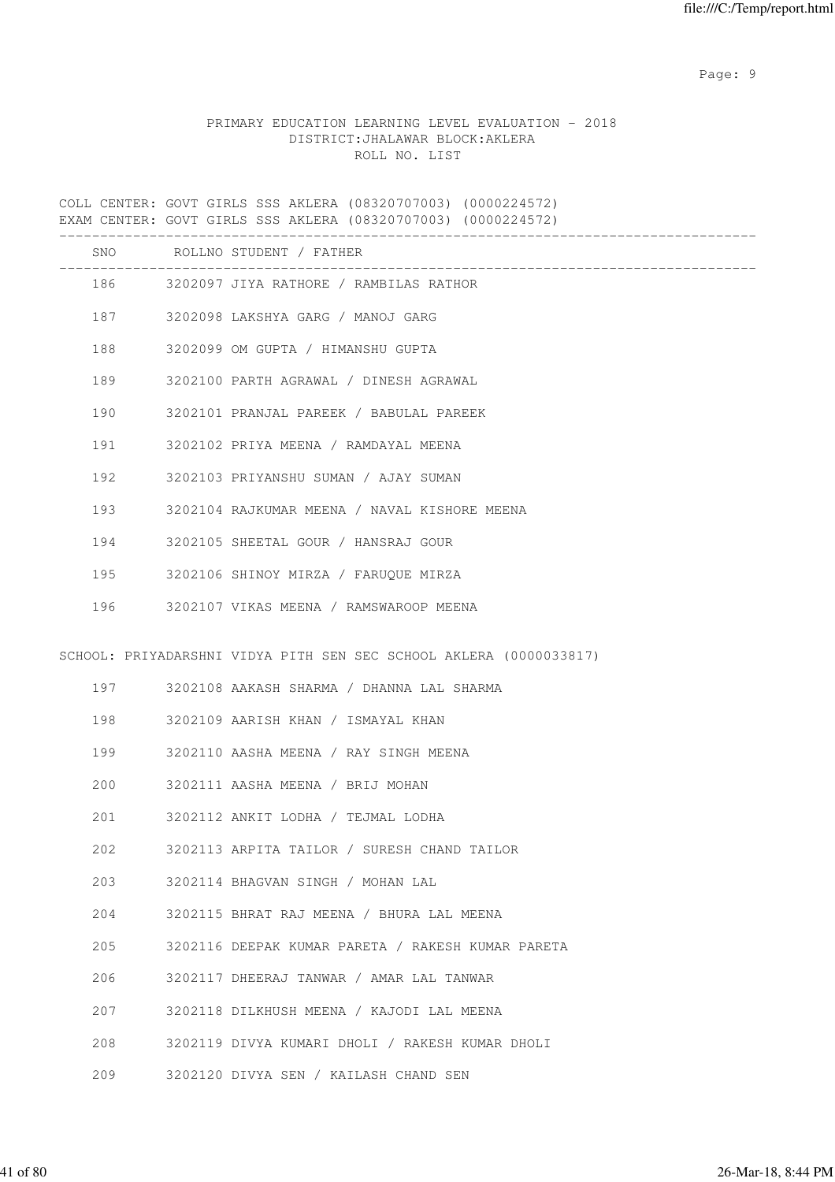PRIMARY EDUCATION LEARNING LEVEL EVALUATION - 2018
DISTRICT:JHALAWAR BLOCK:AKLERA
ROLL NO. LIST

COLL CENTER: GOVT GIRLS SSS AKLERA (08320707003) (0000224572)
EXAM CENTER: GOVT GIRLS SSS AKLERA (08320707003) (0000224572)

| SNO | ROLLNO | STUDENT / FATHER |
|---|---|---|
| 186 | 3202097 | JIYA RATHORE / RAMBILAS RATHOR |
| 187 | 3202098 | LAKSHYA GARG / MANOJ GARG |
| 188 | 3202099 | OM GUPTA / HIMANSHU GUPTA |
| 189 | 3202100 | PARTH AGRAWAL / DINESH AGRAWAL |
| 190 | 3202101 | PRANJAL PAREEK / BABULAL PAREEK |
| 191 | 3202102 | PRIYA MEENA / RAMDAYAL MEENA |
| 192 | 3202103 | PRIYANSHU SUMAN / AJAY SUMAN |
| 193 | 3202104 | RAJKUMAR MEENA / NAVAL KISHORE MEENA |
| 194 | 3202105 | SHEETAL GOUR / HANSRAJ GOUR |
| 195 | 3202106 | SHINOY MIRZA / FARUQUE MIRZA |
| 196 | 3202107 | VIKAS MEENA / RAMSWAROOP MEENA |

SCHOOL: PRIYADARSHNI VIDYA PITH SEN SEC SCHOOL AKLERA (0000033817)

| SNO | ROLLNO | STUDENT / FATHER |
|---|---|---|
| 197 | 3202108 | AAKASH SHARMA / DHANNA LAL SHARMA |
| 198 | 3202109 | AARISH KHAN / ISMAYAL KHAN |
| 199 | 3202110 | AASHA MEENA / RAY SINGH MEENA |
| 200 | 3202111 | AASHA MEENA / BRIJ MOHAN |
| 201 | 3202112 | ANKIT LODHA / TEJMAL LODHA |
| 202 | 3202113 | ARPITA TAILOR / SURESH CHAND TAILOR |
| 203 | 3202114 | BHAGVAN SINGH / MOHAN LAL |
| 204 | 3202115 | BHRAT RAJ MEENA / BHURA LAL MEENA |
| 205 | 3202116 | DEEPAK KUMAR PARETA / RAKESH KUMAR PARETA |
| 206 | 3202117 | DHEERAJ TANWAR / AMAR LAL TANWAR |
| 207 | 3202118 | DILKHUSH MEENA / KAJODI LAL MEENA |
| 208 | 3202119 | DIVYA KUMARI DHOLI / RAKESH KUMAR DHOLI |
| 209 | 3202120 | DIVYA SEN / KAILASH CHAND SEN |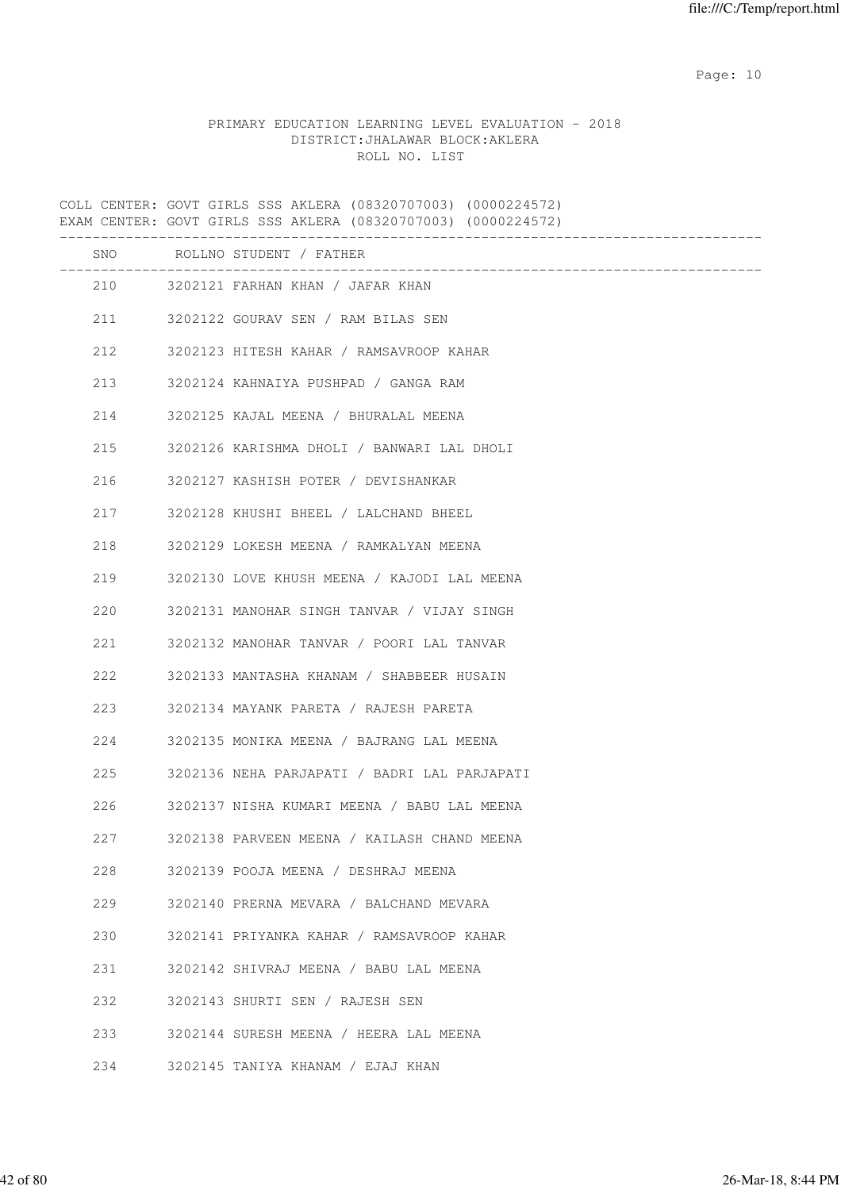PRIMARY EDUCATION LEARNING LEVEL EVALUATION - 2018
DISTRICT:JHALAWAR BLOCK:AKLERA
ROLL NO. LIST

COLL CENTER: GOVT GIRLS SSS AKLERA (08320707003) (0000224572)
EXAM CENTER: GOVT GIRLS SSS AKLERA (08320707003) (0000224572)

| SNO | ROLLNO | STUDENT / FATHER |
|---|---|---|
| 210 | 3202121 | FARHAN KHAN / JAFAR KHAN |
| 211 | 3202122 | GOURAV SEN / RAM BILAS SEN |
| 212 | 3202123 | HITESH KAHAR / RAMSAVROOP KAHAR |
| 213 | 3202124 | KAHNAIYA PUSHPAD / GANGA RAM |
| 214 | 3202125 | KAJAL MEENA / BHURALAL MEENA |
| 215 | 3202126 | KARISHMA DHOLI / BANWARI LAL DHOLI |
| 216 | 3202127 | KASHISH POTER / DEVISHANKAR |
| 217 | 3202128 | KHUSHI BHEEL / LALCHAND BHEEL |
| 218 | 3202129 | LOKESH MEENA / RAMKALYAN MEENA |
| 219 | 3202130 | LOVE KHUSH MEENA / KAJODI LAL MEENA |
| 220 | 3202131 | MANOHAR SINGH TANVAR / VIJAY SINGH |
| 221 | 3202132 | MANOHAR TANVAR / POORI LAL TANVAR |
| 222 | 3202133 | MANTASHA KHANAM / SHABBEER HUSAIN |
| 223 | 3202134 | MAYANK PARETA / RAJESH PARETA |
| 224 | 3202135 | MONIKA MEENA / BAJRANG LAL MEENA |
| 225 | 3202136 | NEHA PARJAPATI / BADRI LAL PARJAPATI |
| 226 | 3202137 | NISHA KUMARI MEENA / BABU LAL MEENA |
| 227 | 3202138 | PARVEEN MEENA / KAILASH CHAND MEENA |
| 228 | 3202139 | POOJA MEENA / DESHRAJ MEENA |
| 229 | 3202140 | PRERNA MEVARA / BALCHAND MEVARA |
| 230 | 3202141 | PRIYANKA KAHAR / RAMSAVROOP KAHAR |
| 231 | 3202142 | SHIVRAJ MEENA / BABU LAL MEENA |
| 232 | 3202143 | SHURTI SEN / RAJESH SEN |
| 233 | 3202144 | SURESH MEENA / HEERA LAL MEENA |
| 234 | 3202145 | TANIYA KHANAM / EJAJ KHAN |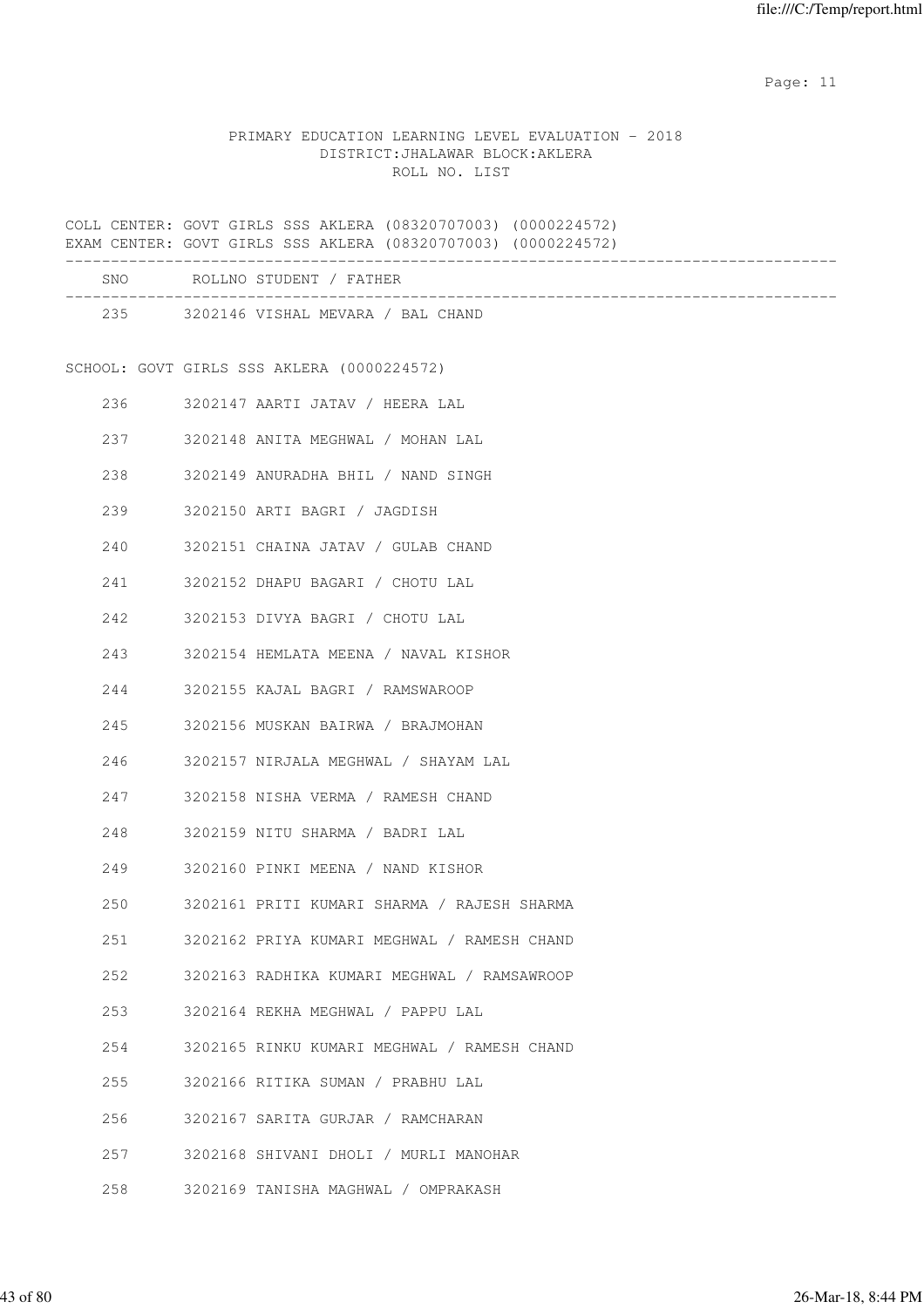PRIMARY EDUCATION LEARNING LEVEL EVALUATION - 2018
DISTRICT:JHALAWAR BLOCK:AKLERA
ROLL NO. LIST

COLL CENTER: GOVT GIRLS SSS AKLERA (08320707003) (0000224572)
EXAM CENTER: GOVT GIRLS SSS AKLERA (08320707003) (0000224572)

| SNO | ROLLNO | STUDENT / FATHER |
|---|---|---|
| 235 | 3202146 | VISHAL MEVARA / BAL CHAND |

SCHOOL: GOVT GIRLS SSS AKLERA (0000224572)

| SNO | ROLLNO | STUDENT / FATHER |
|---|---|---|
| 236 | 3202147 | AARTI JATAV / HEERA LAL |
| 237 | 3202148 | ANITA MEGHWAL / MOHAN LAL |
| 238 | 3202149 | ANURADHA BHIL / NAND SINGH |
| 239 | 3202150 | ARTI BAGRI / JAGDISH |
| 240 | 3202151 | CHAINA JATAV / GULAB CHAND |
| 241 | 3202152 | DHAPU BAGARI / CHOTU LAL |
| 242 | 3202153 | DIVYA BAGRI / CHOTU LAL |
| 243 | 3202154 | HEMLATA MEENA / NAVAL KISHOR |
| 244 | 3202155 | KAJAL BAGRI / RAMSWAROOP |
| 245 | 3202156 | MUSKAN BAIRWA / BRAJMOHAN |
| 246 | 3202157 | NIRJALA MEGHWAL / SHAYAM LAL |
| 247 | 3202158 | NISHA VERMA / RAMESH CHAND |
| 248 | 3202159 | NITU SHARMA / BADRI LAL |
| 249 | 3202160 | PINKI MEENA / NAND KISHOR |
| 250 | 3202161 | PRITI KUMARI SHARMA / RAJESH SHARMA |
| 251 | 3202162 | PRIYA KUMARI MEGHWAL / RAMESH CHAND |
| 252 | 3202163 | RADHIKA KUMARI MEGHWAL / RAMSAWROOP |
| 253 | 3202164 | REKHA MEGHWAL / PAPPU LAL |
| 254 | 3202165 | RINKU KUMARI MEGHWAL / RAMESH CHAND |
| 255 | 3202166 | RITIKA SUMAN / PRABHU LAL |
| 256 | 3202167 | SARITA GURJAR / RAMCHARAN |
| 257 | 3202168 | SHIVANI DHOLI / MURLI MANOHAR |
| 258 | 3202169 | TANISHA MAGHWAL / OMPRAKASH |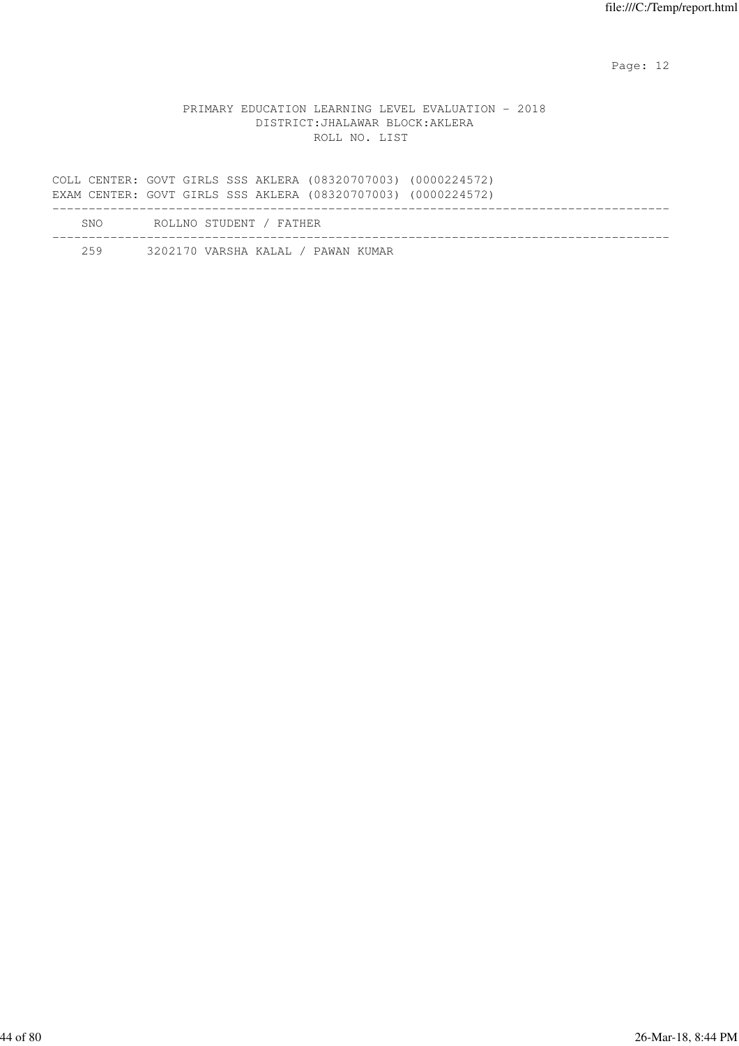PRIMARY EDUCATION LEARNING LEVEL EVALUATION - 2018
DISTRICT:JHALAWAR BLOCK:AKLERA
ROLL NO. LIST

COLL CENTER: GOVT GIRLS SSS AKLERA (08320707003) (0000224572)
EXAM CENTER: GOVT GIRLS SSS AKLERA (08320707003) (0000224572)

| SNO | ROLLNO | STUDENT / FATHER |
|---|---|---|
| 259 | 3202170 | VARSHA KALAL / PAWAN KUMAR |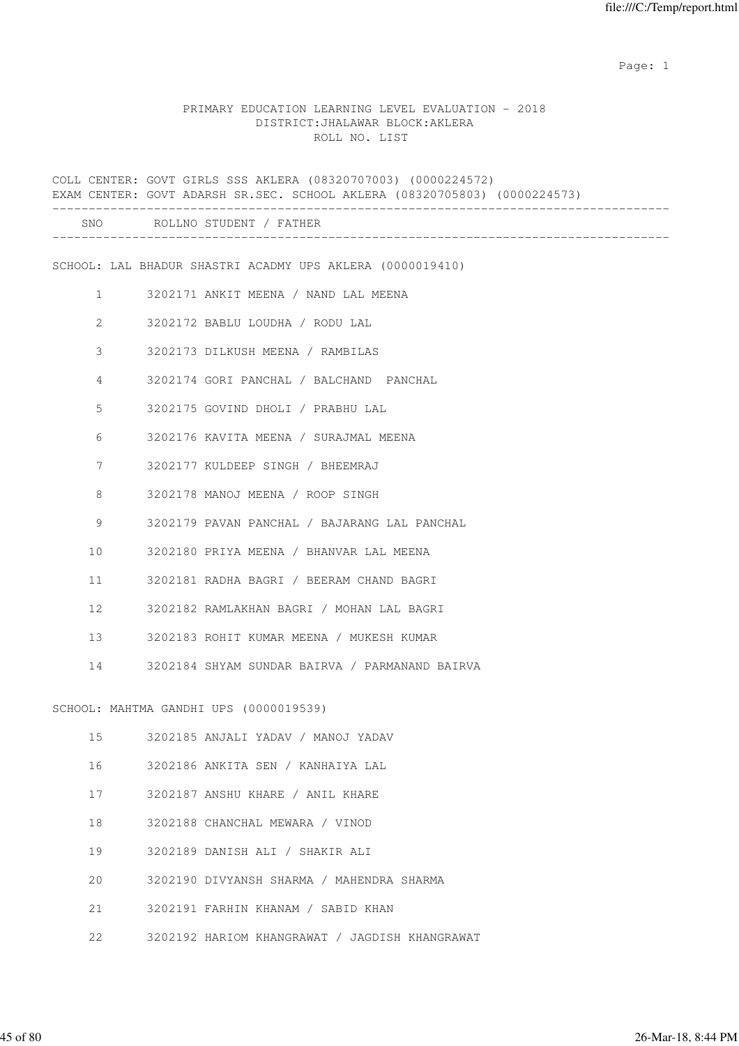PRIMARY EDUCATION LEARNING LEVEL EVALUATION - 2018
DISTRICT:JHALAWAR BLOCK:AKLERA
ROLL NO. LIST

COLL CENTER: GOVT GIRLS SSS AKLERA (08320707003) (0000224572)
EXAM CENTER: GOVT ADARSH SR.SEC. SCHOOL AKLERA (08320705803) (0000224573)

| SNO | ROLLNO | STUDENT / FATHER |
|---|---|---|

SCHOOL: LAL BHADUR SHASTRI ACADMY UPS AKLERA (0000019410)

| SNO | ROLLNO | STUDENT / FATHER |
|---|---|---|
| 1 | 3202171 | ANKIT MEENA / NAND LAL MEENA |
| 2 | 3202172 | BABLU LOUDHA / RODU LAL |
| 3 | 3202173 | DILKUSH MEENA / RAMBILAS |
| 4 | 3202174 | GORI PANCHAL / BALCHAND PANCHAL |
| 5 | 3202175 | GOVIND DHOLI / PRABHU LAL |
| 6 | 3202176 | KAVITA MEENA / SURAJMAL MEENA |
| 7 | 3202177 | KULDEEP SINGH / BHEEMRAJ |
| 8 | 3202178 | MANOJ MEENA / ROOP SINGH |
| 9 | 3202179 | PAVAN PANCHAL / BAJARANG LAL PANCHAL |
| 10 | 3202180 | PRIYA MEENA / BHANVAR LAL MEENA |
| 11 | 3202181 | RADHA BAGRI / BEERAM CHAND BAGRI |
| 12 | 3202182 | RAMLAKHAN BAGRI / MOHAN LAL BAGRI |
| 13 | 3202183 | ROHIT KUMAR MEENA / MUKESH KUMAR |
| 14 | 3202184 | SHYAM SUNDAR BAIRVA / PARMANAND BAIRVA |

SCHOOL: MAHTMA GANDHI UPS (0000019539)

| SNO | ROLLNO | STUDENT / FATHER |
|---|---|---|
| 15 | 3202185 | ANJALI YADAV / MANOJ YADAV |
| 16 | 3202186 | ANKITA SEN / KANHAIYA LAL |
| 17 | 3202187 | ANSHU KHARE / ANIL KHARE |
| 18 | 3202188 | CHANCHAL MEWARA / VINOD |
| 19 | 3202189 | DANISH ALI / SHAKIR ALI |
| 20 | 3202190 | DIVYANSH SHARMA / MAHENDRA SHARMA |
| 21 | 3202191 | FARHIN KHANAM / SABID KHAN |
| 22 | 3202192 | HARIOM KHANGRAWAT / JAGDISH KHANGRAWAT |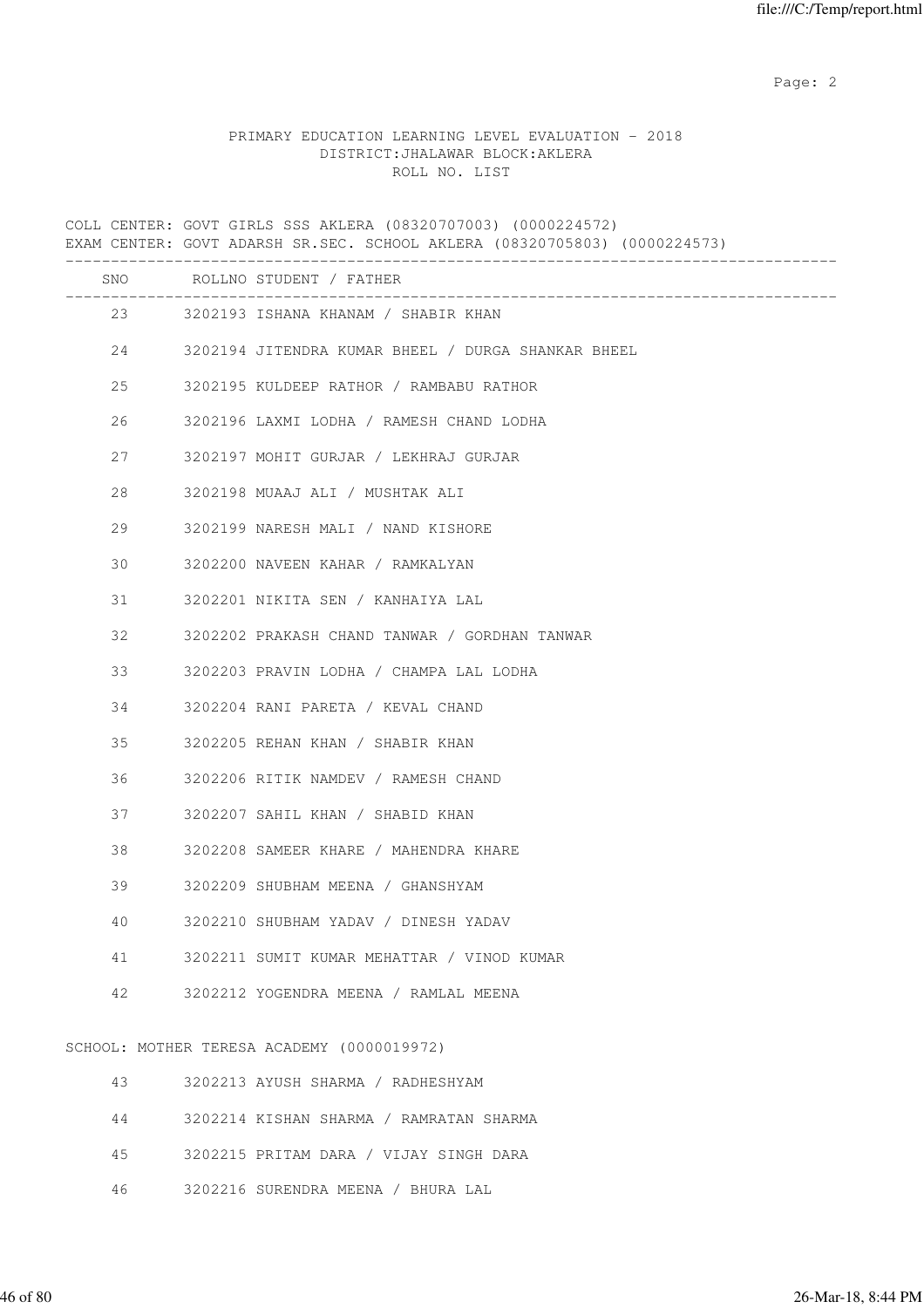PRIMARY EDUCATION LEARNING LEVEL EVALUATION - 2018
DISTRICT:JHALAWAR BLOCK:AKLERA
ROLL NO. LIST

COLL CENTER: GOVT GIRLS SSS AKLERA (08320707003) (0000224572)
EXAM CENTER: GOVT ADARSH SR.SEC. SCHOOL AKLERA (08320705803) (0000224573)

| SNO | ROLLNO | STUDENT / FATHER |
|---|---|---|
| 23 | 3202193 | ISHANA KHANAM / SHABIR KHAN |
| 24 | 3202194 | JITENDRA KUMAR BHEEL / DURGA SHANKAR BHEEL |
| 25 | 3202195 | KULDEEP RATHOR / RAMBABU RATHOR |
| 26 | 3202196 | LAXMI LODHA / RAMESH CHAND LODHA |
| 27 | 3202197 | MOHIT GURJAR / LEKHRAJ GURJAR |
| 28 | 3202198 | MUAAJ ALI / MUSHTAK ALI |
| 29 | 3202199 | NARESH MALI / NAND KISHORE |
| 30 | 3202200 | NAVEEN KAHAR / RAMKALYAN |
| 31 | 3202201 | NIKITA SEN / KANHAIYA LAL |
| 32 | 3202202 | PRAKASH CHAND TANWAR / GORDHAN TANWAR |
| 33 | 3202203 | PRAVIN LODHA / CHAMPA LAL LODHA |
| 34 | 3202204 | RANI PARETA / KEVAL CHAND |
| 35 | 3202205 | REHAN KHAN / SHABIR KHAN |
| 36 | 3202206 | RITIK NAMDEV / RAMESH CHAND |
| 37 | 3202207 | SAHIL KHAN / SHABID KHAN |
| 38 | 3202208 | SAMEER KHARE / MAHENDRA KHARE |
| 39 | 3202209 | SHUBHAM MEENA / GHANSHYAM |
| 40 | 3202210 | SHUBHAM YADAV / DINESH YADAV |
| 41 | 3202211 | SUMIT KUMAR MEHATTAR / VINOD KUMAR |
| 42 | 3202212 | YOGENDRA MEENA / RAMLAL MEENA |

SCHOOL: MOTHER TERESA ACADEMY (0000019972)

| SNO | ROLLNO | STUDENT / FATHER |
|---|---|---|
| 43 | 3202213 | AYUSH SHARMA / RADHESHYAM |
| 44 | 3202214 | KISHAN SHARMA / RAMRATAN SHARMA |
| 45 | 3202215 | PRITAM DARA / VIJAY SINGH DARA |
| 46 | 3202216 | SURENDRA MEENA / BHURA LAL |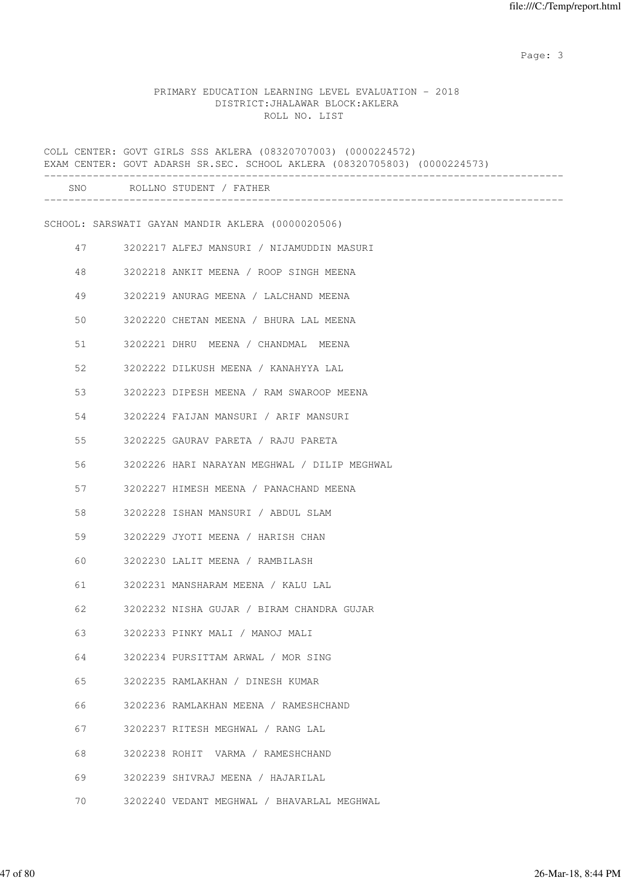PRIMARY EDUCATION LEARNING LEVEL EVALUATION - 2018
DISTRICT:JHALAWAR BLOCK:AKLERA
ROLL NO. LIST

COLL CENTER: GOVT GIRLS SSS AKLERA (08320707003) (0000224572)
EXAM CENTER: GOVT ADARSH SR.SEC. SCHOOL AKLERA (08320705803) (0000224573)

SCHOOL: SARSWATI GAYAN MANDIR AKLERA (0000020506)

| SNO | ROLLNO | STUDENT / FATHER |
|---|---|---|
| 47 | 3202217 | ALFEJ MANSURI / NIJAMUDDIN MASURI |
| 48 | 3202218 | ANKIT MEENA / ROOP SINGH MEENA |
| 49 | 3202219 | ANURAG MEENA / LALCHAND MEENA |
| 50 | 3202220 | CHETAN MEENA / BHURA LAL MEENA |
| 51 | 3202221 | DHRU MEENA / CHANDMAL MEENA |
| 52 | 3202222 | DILKUSH MEENA / KANAHYYA LAL |
| 53 | 3202223 | DIPESH MEENA / RAM SWAROOP MEENA |
| 54 | 3202224 | FAIJAN MANSURI / ARIF MANSURI |
| 55 | 3202225 | GAURAV PARETA / RAJU PARETA |
| 56 | 3202226 | HARI NARAYAN MEGHWAL / DILIP MEGHWAL |
| 57 | 3202227 | HIMESH MEENA / PANACHAND MEENA |
| 58 | 3202228 | ISHAN MANSURI / ABDUL SLAM |
| 59 | 3202229 | JYOTI MEENA / HARISH CHAN |
| 60 | 3202230 | LALIT MEENA / RAMBILASH |
| 61 | 3202231 | MANSHARAM MEENA / KALU LAL |
| 62 | 3202232 | NISHA GUJAR / BIRAM CHANDRA GUJAR |
| 63 | 3202233 | PINKY MALI / MANOJ MALI |
| 64 | 3202234 | PURSITTAM ARWAL / MOR SING |
| 65 | 3202235 | RAMLAKHAN / DINESH KUMAR |
| 66 | 3202236 | RAMLAKHAN MEENA / RAMESHCHAND |
| 67 | 3202237 | RITESH MEGHWAL / RANG LAL |
| 68 | 3202238 | ROHIT VARMA / RAMESHCHAND |
| 69 | 3202239 | SHIVRAJ MEENA / HAJARILAL |
| 70 | 3202240 | VEDANT MEGHWAL / BHAVARLAL MEGHWAL |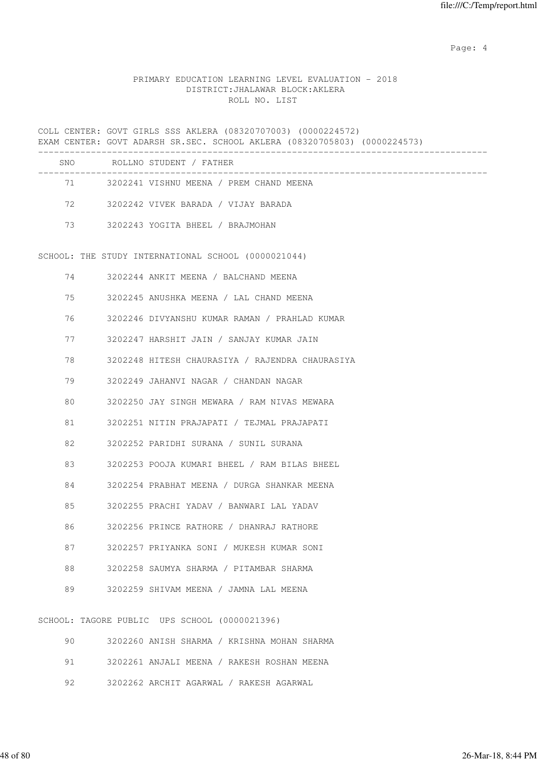PRIMARY EDUCATION LEARNING LEVEL EVALUATION - 2018
DISTRICT:JHALAWAR BLOCK:AKLERA
ROLL NO. LIST

COLL CENTER: GOVT GIRLS SSS AKLERA (08320707003) (0000224572)
EXAM CENTER: GOVT ADARSH SR.SEC. SCHOOL AKLERA (08320705803) (0000224573)

| SNO | ROLLNO | STUDENT / FATHER |
|---|---|---|
| 71 | 3202241 | VISHNU MEENA / PREM CHAND MEENA |
| 72 | 3202242 | VIVEK BARADA / VIJAY BARADA |
| 73 | 3202243 | YOGITA BHEEL / BRAJMOHAN |

SCHOOL: THE STUDY INTERNATIONAL SCHOOL (0000021044)

| SNO | ROLLNO | STUDENT / FATHER |
|---|---|---|
| 74 | 3202244 | ANKIT MEENA / BALCHAND MEENA |
| 75 | 3202245 | ANUSHKA MEENA / LAL CHAND MEENA |
| 76 | 3202246 | DIVYANSHU KUMAR RAMAN / PRAHLAD KUMAR |
| 77 | 3202247 | HARSHIT JAIN / SANJAY KUMAR JAIN |
| 78 | 3202248 | HITESH CHAURASIYA / RAJENDRA CHAURASIYA |
| 79 | 3202249 | JAHANVI NAGAR / CHANDAN NAGAR |
| 80 | 3202250 | JAY SINGH MEWARA / RAM NIVAS MEWARA |
| 81 | 3202251 | NITIN PRAJAPATI / TEJMAL PRAJAPATI |
| 82 | 3202252 | PARIDHI SURANA / SUNIL SURANA |
| 83 | 3202253 | POOJA KUMARI BHEEL / RAM BILAS BHEEL |
| 84 | 3202254 | PRABHAT MEENA / DURGA SHANKAR MEENA |
| 85 | 3202255 | PRACHI YADAV / BANWARI LAL YADAV |
| 86 | 3202256 | PRINCE RATHORE / DHANRAJ RATHORE |
| 87 | 3202257 | PRIYANKA SONI / MUKESH KUMAR SONI |
| 88 | 3202258 | SAUMYA SHARMA / PITAMBAR SHARMA |
| 89 | 3202259 | SHIVAM MEENA / JAMNA LAL MEENA |

SCHOOL: TAGORE PUBLIC UPS SCHOOL (0000021396)

| SNO | ROLLNO | STUDENT / FATHER |
|---|---|---|
| 90 | 3202260 | ANISH SHARMA / KRISHNA MOHAN SHARMA |
| 91 | 3202261 | ANJALI MEENA / RAKESH ROSHAN MEENA |
| 92 | 3202262 | ARCHIT AGARWAL / RAKESH AGARWAL |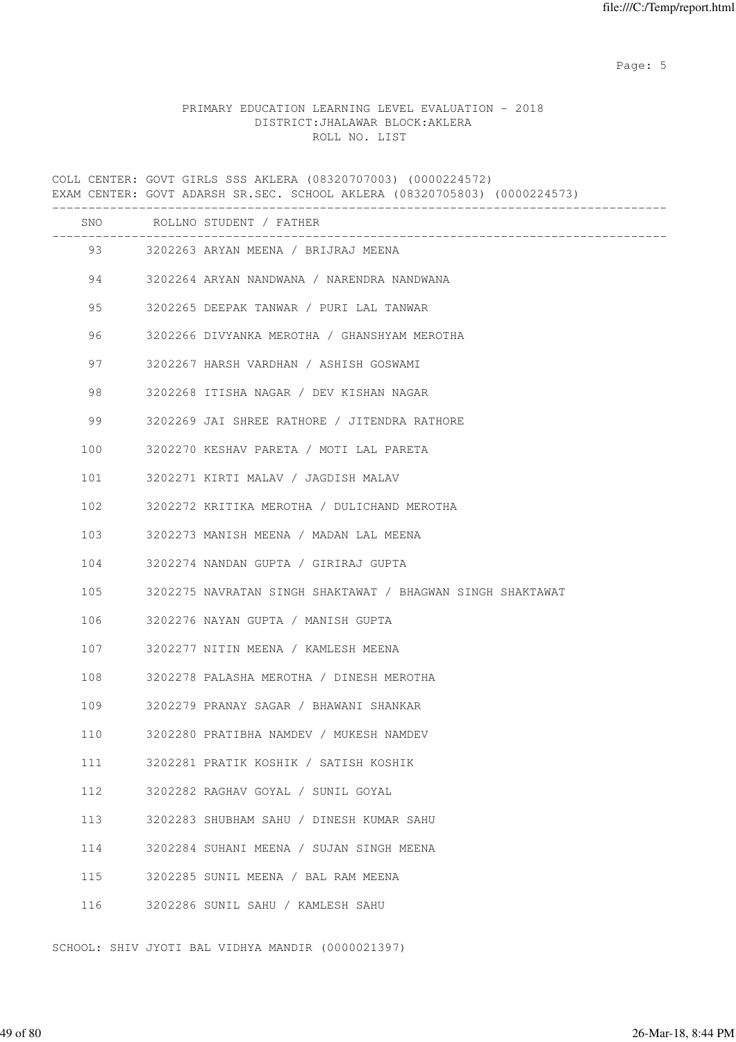PRIMARY EDUCATION LEARNING LEVEL EVALUATION - 2018
DISTRICT:JHALAWAR BLOCK:AKLERA
ROLL NO. LIST

COLL CENTER: GOVT GIRLS SSS AKLERA (08320707003) (0000224572)
EXAM CENTER: GOVT ADARSH SR.SEC. SCHOOL AKLERA (08320705803) (0000224573)

| SNO | ROLLNO | STUDENT / FATHER |
|---|---|---|
| 93 | 3202263 | ARYAN MEENA / BRIJRAJ MEENA |
| 94 | 3202264 | ARYAN NANDWANA / NARENDRA NANDWANA |
| 95 | 3202265 | DEEPAK TANWAR / PURI LAL TANWAR |
| 96 | 3202266 | DIVYANKA MEROTHA / GHANSHYAM MEROTHA |
| 97 | 3202267 | HARSH VARDHAN / ASHISH GOSWAMI |
| 98 | 3202268 | ITISHA NAGAR / DEV KISHAN NAGAR |
| 99 | 3202269 | JAI SHREE RATHORE / JITENDRA RATHORE |
| 100 | 3202270 | KESHAV PARETA / MOTI LAL PARETA |
| 101 | 3202271 | KIRTI MALAV / JAGDISH MALAV |
| 102 | 3202272 | KRITIKA MEROTHA / DULICHAND MEROTHA |
| 103 | 3202273 | MANISH MEENA / MADAN LAL MEENA |
| 104 | 3202274 | NANDAN GUPTA / GIRIRAJ GUPTA |
| 105 | 3202275 | NAVRATAN SINGH SHAKTAWAT / BHAGWAN SINGH SHAKTAWAT |
| 106 | 3202276 | NAYAN GUPTA / MANISH GUPTA |
| 107 | 3202277 | NITIN MEENA / KAMLESH MEENA |
| 108 | 3202278 | PALASHA MEROTHA / DINESH MEROTHA |
| 109 | 3202279 | PRANAY SAGAR / BHAWANI SHANKAR |
| 110 | 3202280 | PRATIBHA NAMDEV / MUKESH NAMDEV |
| 111 | 3202281 | PRATIK KOSHIK / SATISH KOSHIK |
| 112 | 3202282 | RAGHAV GOYAL / SUNIL GOYAL |
| 113 | 3202283 | SHUBHAM SAHU / DINESH KUMAR SAHU |
| 114 | 3202284 | SUHANI MEENA / SUJAN SINGH MEENA |
| 115 | 3202285 | SUNIL MEENA / BAL RAM MEENA |
| 116 | 3202286 | SUNIL SAHU / KAMLESH SAHU |

SCHOOL: SHIV JYOTI BAL VIDHYA MANDIR (0000021397)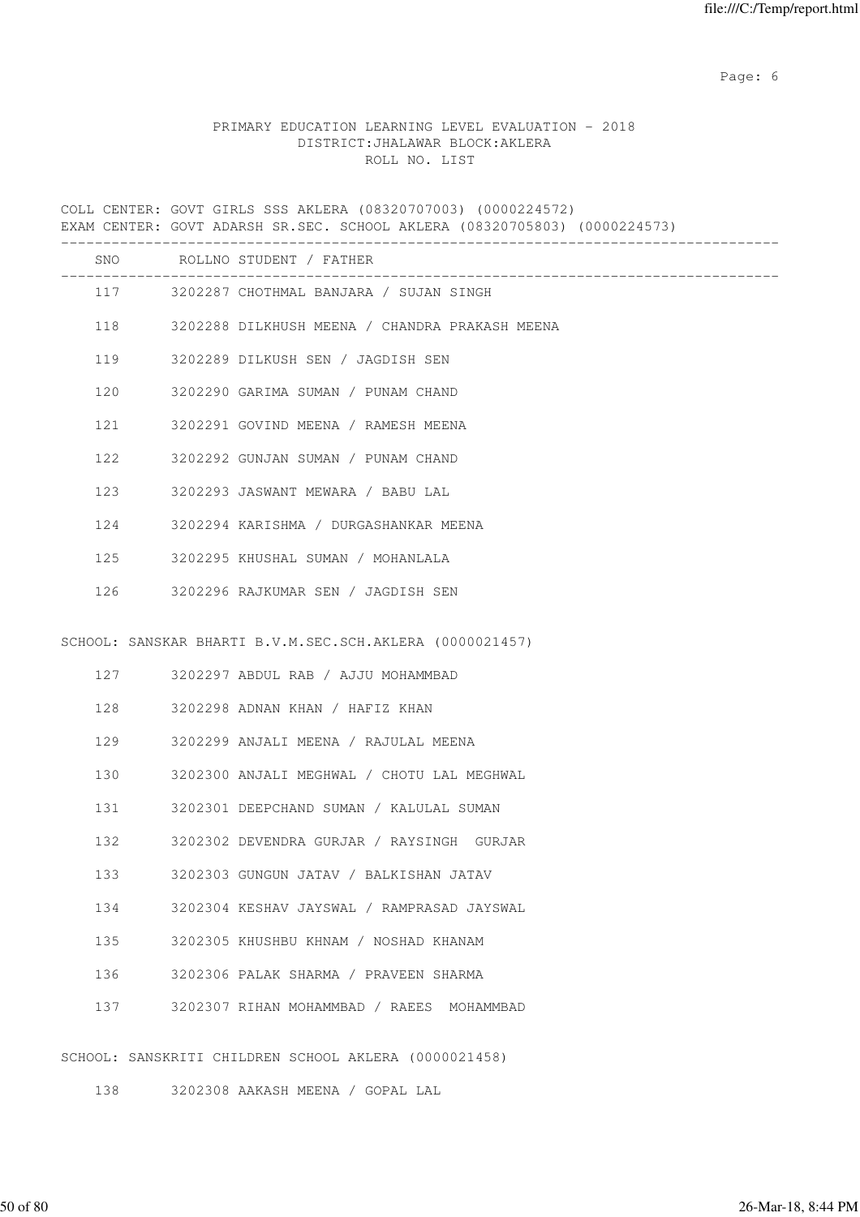PRIMARY EDUCATION LEARNING LEVEL EVALUATION - 2018
DISTRICT:JHALAWAR BLOCK:AKLERA
ROLL NO. LIST

COLL CENTER: GOVT GIRLS SSS AKLERA (08320707003) (0000224572)
EXAM CENTER: GOVT ADARSH SR.SEC. SCHOOL AKLERA (08320705803) (0000224573)

| SNO | ROLLNO | STUDENT / FATHER |
|---|---|---|
| 117 | 3202287 | CHOTHMAL BANJARA / SUJAN SINGH |
| 118 | 3202288 | DILKHUSH MEENA / CHANDRA PRAKASH MEENA |
| 119 | 3202289 | DILKUSH SEN / JAGDISH SEN |
| 120 | 3202290 | GARIMA SUMAN / PUNAM CHAND |
| 121 | 3202291 | GOVIND MEENA / RAMESH MEENA |
| 122 | 3202292 | GUNJAN SUMAN / PUNAM CHAND |
| 123 | 3202293 | JASWANT MEWARA / BABU LAL |
| 124 | 3202294 | KARISHMA / DURGASHANKAR MEENA |
| 125 | 3202295 | KHUSHAL SUMAN / MOHANLALA |
| 126 | 3202296 | RAJKUMAR SEN / JAGDISH SEN |

SCHOOL: SANSKAR BHARTI B.V.M.SEC.SCH.AKLERA (0000021457)

| SNO | ROLLNO | STUDENT / FATHER |
|---|---|---|
| 127 | 3202297 | ABDUL RAB / AJJU MOHAMMBAD |
| 128 | 3202298 | ADNAN KHAN / HAFIZ KHAN |
| 129 | 3202299 | ANJALI MEENA / RAJULAL MEENA |
| 130 | 3202300 | ANJALI MEGHWAL / CHOTU LAL MEGHWAL |
| 131 | 3202301 | DEEPCHAND SUMAN / KALULAL SUMAN |
| 132 | 3202302 | DEVENDRA GURJAR / RAYSINGH GURJAR |
| 133 | 3202303 | GUNGUN JATAV / BALKISHAN JATAV |
| 134 | 3202304 | KESHAV JAYSWAL / RAMPRASAD JAYSWAL |
| 135 | 3202305 | KHUSHBU KHNAM / NOSHAD KHANAM |
| 136 | 3202306 | PALAK SHARMA / PRAVEEN SHARMA |
| 137 | 3202307 | RIHAN MOHAMMBAD / RAEES MOHAMMBAD |

SCHOOL: SANSKRITI CHILDREN SCHOOL AKLERA (0000021458)

| SNO | ROLLNO | STUDENT / FATHER |
|---|---|---|
| 138 | 3202308 | AAKASH MEENA / GOPAL LAL |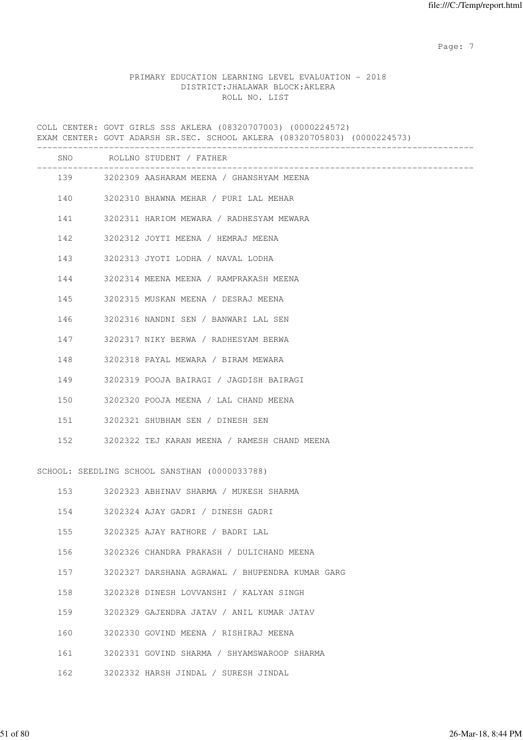PRIMARY EDUCATION LEARNING LEVEL EVALUATION - 2018
DISTRICT:JHALAWAR BLOCK:AKLERA
ROLL NO. LIST

COLL CENTER: GOVT GIRLS SSS AKLERA (08320707003) (0000224572)
EXAM CENTER: GOVT ADARSH SR.SEC. SCHOOL AKLERA (08320705803) (0000224573)

| SNO | ROLLNO | STUDENT / FATHER |
|---|---|---|
| 139 | 3202309 | AASHARAM MEENA / GHANSHYAM MEENA |
| 140 | 3202310 | BHAWNA MEHAR / PURI LAL MEHAR |
| 141 | 3202311 | HARIOM MEWARA / RADHESYAM MEWARA |
| 142 | 3202312 | JOYTI MEENA / HEMRAJ MEENA |
| 143 | 3202313 | JYOTI LODHA / NAVAL LODHA |
| 144 | 3202314 | MEENA MEENA / RAMPRAKASH MEENA |
| 145 | 3202315 | MUSKAN MEENA / DESRAJ MEENA |
| 146 | 3202316 | NANDNI SEN / BANWARI LAL SEN |
| 147 | 3202317 | NIKY BERWA / RADHESYAM BERWA |
| 148 | 3202318 | PAYAL MEWARA / BIRAM MEWARA |
| 149 | 3202319 | POOJA BAIRAGI / JAGDISH BAIRAGI |
| 150 | 3202320 | POOJA MEENA / LAL CHAND MEENA |
| 151 | 3202321 | SHUBHAM SEN / DINESH SEN |
| 152 | 3202322 | TEJ KARAN MEENA / RAMESH CHAND MEENA |

SCHOOL: SEEDLING SCHOOL SANSTHAN (0000033788)

| SNO | ROLLNO | STUDENT / FATHER |
|---|---|---|
| 153 | 3202323 | ABHINAV SHARMA / MUKESH SHARMA |
| 154 | 3202324 | AJAY GADRI / DINESH GADRI |
| 155 | 3202325 | AJAY RATHORE / BADRI LAL |
| 156 | 3202326 | CHANDRA PRAKASH / DULICHAND MEENA |
| 157 | 3202327 | DARSHANA AGRAWAL / BHUPENDRA KUMAR GARG |
| 158 | 3202328 | DINESH LOVVANSHI / KALYAN SINGH |
| 159 | 3202329 | GAJENDRA JATAV / ANIL KUMAR JATAV |
| 160 | 3202330 | GOVIND MEENA / RISHIRAJ MEENA |
| 161 | 3202331 | GOVIND SHARMA / SHYAMSWAROOP SHARMA |
| 162 | 3202332 | HARSH JINDAL / SURESH JINDAL |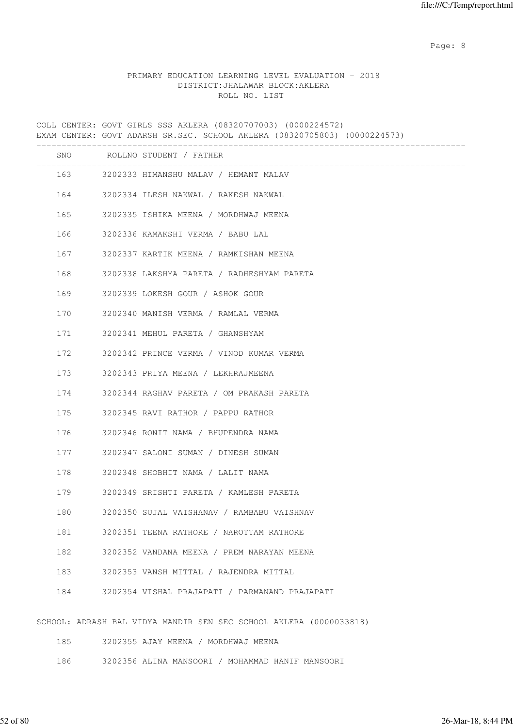PRIMARY EDUCATION LEARNING LEVEL EVALUATION - 2018
DISTRICT:JHALAWAR BLOCK:AKLERA
ROLL NO. LIST

COLL CENTER: GOVT GIRLS SSS AKLERA (08320707003) (0000224572)
EXAM CENTER: GOVT ADARSH SR.SEC. SCHOOL AKLERA (08320705803) (0000224573)

| SNO | ROLLNO STUDENT / FATHER |
|---|---|
| 163 | 3202333 HIMANSHU MALAV / HEMANT MALAV |
| 164 | 3202334 ILESH NAKWAL / RAKESH NAKWAL |
| 165 | 3202335 ISHIKA MEENA / MORDHWAJ MEENA |
| 166 | 3202336 KAMAKSHI VERMA / BABU LAL |
| 167 | 3202337 KARTIK MEENA / RAMKISHAN MEENA |
| 168 | 3202338 LAKSHYA PARETA / RADHESHYAM PARETA |
| 169 | 3202339 LOKESH GOUR / ASHOK GOUR |
| 170 | 3202340 MANISH VERMA / RAMLAL VERMA |
| 171 | 3202341 MEHUL PARETA / GHANSHYAM |
| 172 | 3202342 PRINCE VERMA / VINOD KUMAR VERMA |
| 173 | 3202343 PRIYA MEENA / LEKHRAJMEENA |
| 174 | 3202344 RAGHAV PARETA / OM PRAKASH PARETA |
| 175 | 3202345 RAVI RATHOR / PAPPU RATHOR |
| 176 | 3202346 RONIT NAMA / BHUPENDRA NAMA |
| 177 | 3202347 SALONI SUMAN / DINESH SUMAN |
| 178 | 3202348 SHOBHIT NAMA / LALIT NAMA |
| 179 | 3202349 SRISHTI PARETA / KAMLESH PARETA |
| 180 | 3202350 SUJAL VAISHANAV / RAMBABU VAISHNAV |
| 181 | 3202351 TEENA RATHORE / NAROTTAM RATHORE |
| 182 | 3202352 VANDANA MEENA / PREM NARAYAN MEENA |
| 183 | 3202353 VANSH MITTAL / RAJENDRA MITTAL |
| 184 | 3202354 VISHAL PRAJAPATI / PARMANAND PRAJAPATI |

SCHOOL: ADRASH BAL VIDYA MANDIR SEN SEC SCHOOL AKLERA (0000033818)

| SNO | ROLLNO STUDENT / FATHER |
|---|---|
| 185 | 3202355 AJAY MEENA / MORDHWAJ MEENA |
| 186 | 3202356 ALINA MANSOORI / MOHAMMAD HANIF MANSOORI |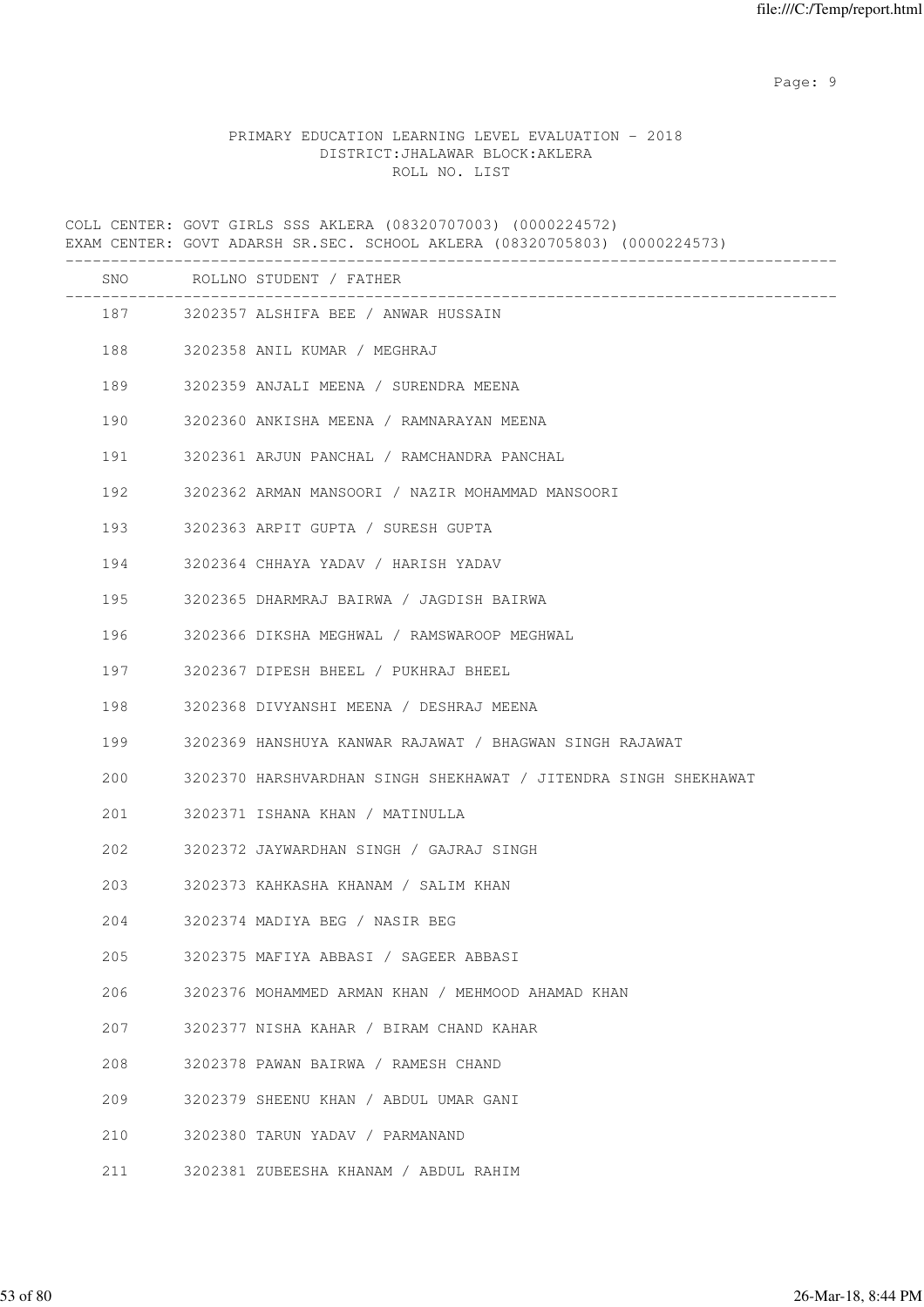PRIMARY EDUCATION LEARNING LEVEL EVALUATION - 2018
DISTRICT:JHALAWAR BLOCK:AKLERA
ROLL NO. LIST

COLL CENTER: GOVT GIRLS SSS AKLERA (08320707003) (0000224572)
EXAM CENTER: GOVT ADARSH SR.SEC. SCHOOL AKLERA (08320705803) (0000224573)

| SNO | ROLLNO | STUDENT / FATHER |
|---|---|---|
| 187 | 3202357 | ALSHIFA BEE / ANWAR HUSSAIN |
| 188 | 3202358 | ANIL KUMAR / MEGHRAJ |
| 189 | 3202359 | ANJALI MEENA / SURENDRA MEENA |
| 190 | 3202360 | ANKISHA MEENA / RAMNARAYAN MEENA |
| 191 | 3202361 | ARJUN PANCHAL / RAMCHANDRA PANCHAL |
| 192 | 3202362 | ARMAN MANSOORI / NAZIR MOHAMMAD MANSOORI |
| 193 | 3202363 | ARPIT GUPTA / SURESH GUPTA |
| 194 | 3202364 | CHHAYA YADAV / HARISH YADAV |
| 195 | 3202365 | DHARMRAJ BAIRWA / JAGDISH BAIRWA |
| 196 | 3202366 | DIKSHA MEGHWAL / RAMSWAROOP MEGHWAL |
| 197 | 3202367 | DIPESH BHEEL / PUKHRAJ BHEEL |
| 198 | 3202368 | DIVYANSHI MEENA / DESHRAJ MEENA |
| 199 | 3202369 | HANSHUYA KANWAR RAJAWAT / BHAGWAN SINGH RAJAWAT |
| 200 | 3202370 | HARSHVARDHAN SINGH SHEKHAWAT / JITENDRA SINGH SHEKHAWAT |
| 201 | 3202371 | ISHANA KHAN / MATINULLA |
| 202 | 3202372 | JAYWARDHAN SINGH / GAJRAJ SINGH |
| 203 | 3202373 | KAHKASHA KHANAM / SALIM KHAN |
| 204 | 3202374 | MADIYA BEG / NASIR BEG |
| 205 | 3202375 | MAFIYA ABBASI / SAGEER ABBASI |
| 206 | 3202376 | MOHAMMED ARMAN KHAN / MEHMOOD AHAMAD KHAN |
| 207 | 3202377 | NISHA KAHAR / BIRAM CHAND KAHAR |
| 208 | 3202378 | PAWAN BAIRWA / RAMESH CHAND |
| 209 | 3202379 | SHEENU KHAN / ABDUL UMAR GANI |
| 210 | 3202380 | TARUN YADAV / PARMANAND |
| 211 | 3202381 | ZUBEESHA KHANAM / ABDUL RAHIM |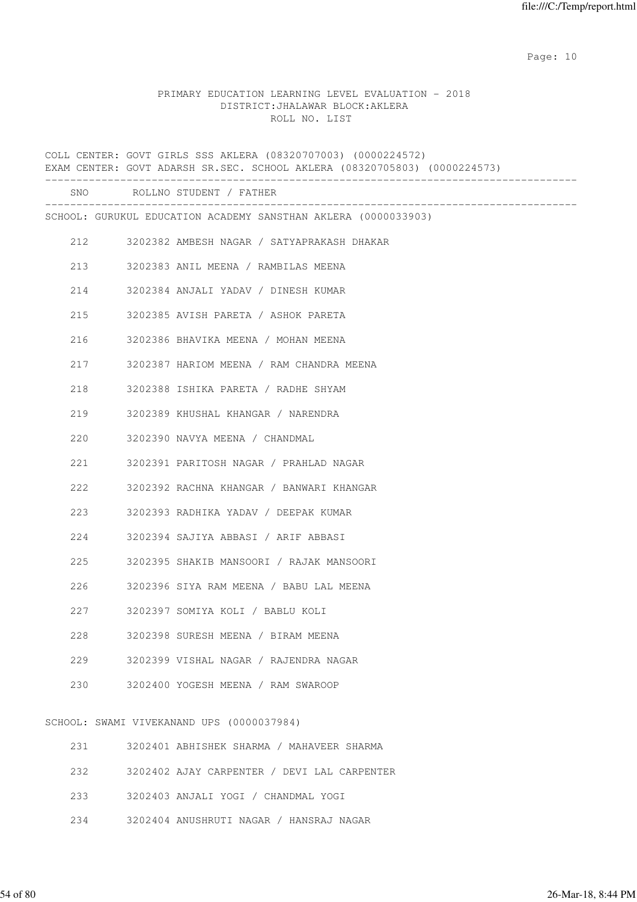PRIMARY EDUCATION LEARNING LEVEL EVALUATION - 2018
DISTRICT:JHALAWAR BLOCK:AKLERA
ROLL NO. LIST

COLL CENTER: GOVT GIRLS SSS AKLERA (08320707003) (0000224572)
EXAM CENTER: GOVT ADARSH SR.SEC. SCHOOL AKLERA (08320705803) (0000224573)

SCHOOL: GURUKUL EDUCATION ACADEMY SANSTHAN AKLERA (0000033903)

| SNO | ROLLNO | STUDENT / FATHER |
|---|---|---|
| 212 | 3202382 | AMBESH NAGAR / SATYAPRAKASH DHAKAR |
| 213 | 3202383 | ANIL MEENA / RAMBILAS MEENA |
| 214 | 3202384 | ANJALI YADAV / DINESH KUMAR |
| 215 | 3202385 | AVISH PARETA / ASHOK PARETA |
| 216 | 3202386 | BHAVIKA MEENA / MOHAN MEENA |
| 217 | 3202387 | HARIOM MEENA / RAM CHANDRA MEENA |
| 218 | 3202388 | ISHIKA PARETA / RADHE SHYAM |
| 219 | 3202389 | KHUSHAL KHANGAR / NARENDRA |
| 220 | 3202390 | NAVYA MEENA / CHANDMAL |
| 221 | 3202391 | PARITOSH NAGAR / PRAHLAD NAGAR |
| 222 | 3202392 | RACHNA KHANGAR / BANWARI KHANGAR |
| 223 | 3202393 | RADHIKA YADAV / DEEPAK KUMAR |
| 224 | 3202394 | SAJIYA ABBASI / ARIF ABBASI |
| 225 | 3202395 | SHAKIB MANSOORI / RAJAK MANSOORI |
| 226 | 3202396 | SIYA RAM MEENA / BABU LAL MEENA |
| 227 | 3202397 | SOMIYA KOLI / BABLU KOLI |
| 228 | 3202398 | SURESH MEENA / BIRAM MEENA |
| 229 | 3202399 | VISHAL NAGAR / RAJENDRA NAGAR |
| 230 | 3202400 | YOGESH MEENA / RAM SWAROOP |

SCHOOL: SWAMI VIVEKANAND UPS (0000037984)

| SNO | ROLLNO | STUDENT / FATHER |
|---|---|---|
| 231 | 3202401 | ABHISHEK SHARMA / MAHAVEER SHARMA |
| 232 | 3202402 | AJAY CARPENTER / DEVI LAL CARPENTER |
| 233 | 3202403 | ANJALI YOGI / CHANDMAL YOGI |
| 234 | 3202404 | ANUSHRUTI NAGAR / HANSRAJ NAGAR |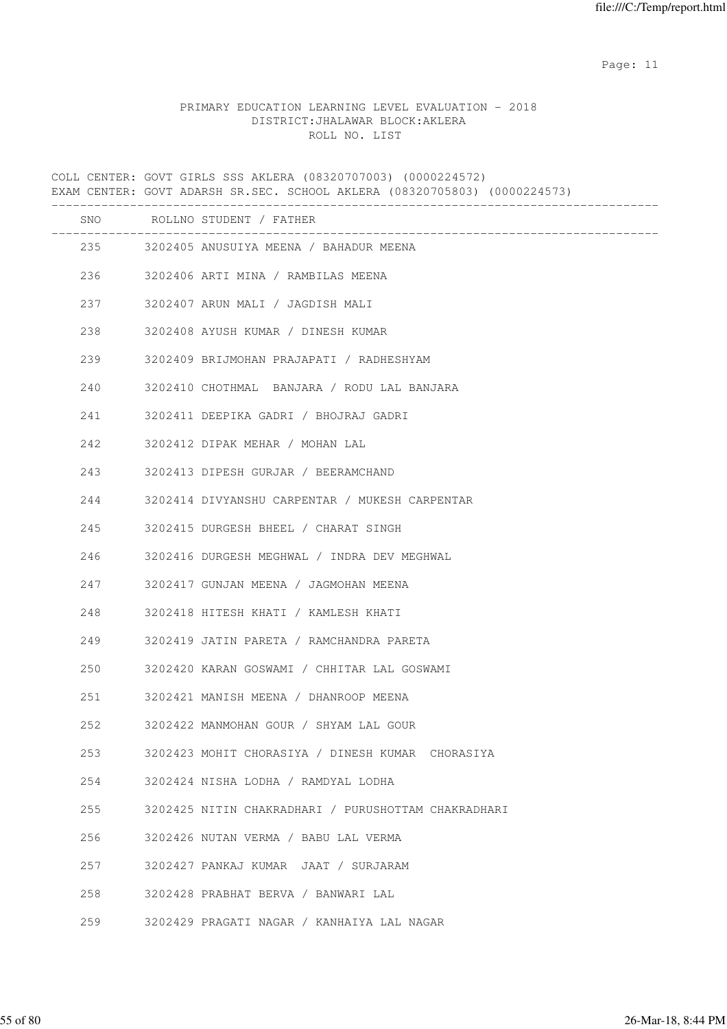PRIMARY EDUCATION LEARNING LEVEL EVALUATION - 2018
DISTRICT:JHALAWAR BLOCK:AKLERA
ROLL NO. LIST

COLL CENTER: GOVT GIRLS SSS AKLERA (08320707003) (0000224572)
EXAM CENTER: GOVT ADARSH SR.SEC. SCHOOL AKLERA (08320705803) (0000224573)

| SNO | ROLLNO | STUDENT / FATHER |
|---|---|---|
| 235 | 3202405 | ANUSUIYA MEENA / BAHADUR MEENA |
| 236 | 3202406 | ARTI MINA / RAMBILAS MEENA |
| 237 | 3202407 | ARUN MALI / JAGDISH MALI |
| 238 | 3202408 | AYUSH KUMAR / DINESH KUMAR |
| 239 | 3202409 | BRIJMOHAN PRAJAPATI / RADHESHYAM |
| 240 | 3202410 | CHOTHMAL BANJARA / RODU LAL BANJARA |
| 241 | 3202411 | DEEPIKA GADRI / BHOJRAJ GADRI |
| 242 | 3202412 | DIPAK MEHAR / MOHAN LAL |
| 243 | 3202413 | DIPESH GURJAR / BEERAMCHAND |
| 244 | 3202414 | DIVYANSHU CARPENTAR / MUKESH CARPENTAR |
| 245 | 3202415 | DURGESH BHEEL / CHARAT SINGH |
| 246 | 3202416 | DURGESH MEGHWAL / INDRA DEV MEGHWAL |
| 247 | 3202417 | GUNJAN MEENA / JAGMOHAN MEENA |
| 248 | 3202418 | HITESH KHATI / KAMLESH KHATI |
| 249 | 3202419 | JATIN PARETA / RAMCHANDRA PARETA |
| 250 | 3202420 | KARAN GOSWAMI / CHHITAR LAL GOSWAMI |
| 251 | 3202421 | MANISH MEENA / DHANROOP MEENA |
| 252 | 3202422 | MANMOHAN GOUR / SHYAM LAL GOUR |
| 253 | 3202423 | MOHIT CHORASIYA / DINESH KUMAR CHORASIYA |
| 254 | 3202424 | NISHA LODHA / RAMDYAL LODHA |
| 255 | 3202425 | NITIN CHAKRADHARI / PURUSHOTTAM CHAKRADHARI |
| 256 | 3202426 | NUTAN VERMA / BABU LAL VERMA |
| 257 | 3202427 | PANKAJ KUMAR JAAT / SURJARAM |
| 258 | 3202428 | PRABHAT BERVA / BANWARI LAL |
| 259 | 3202429 | PRAGATI NAGAR / KANHAIYA LAL NAGAR |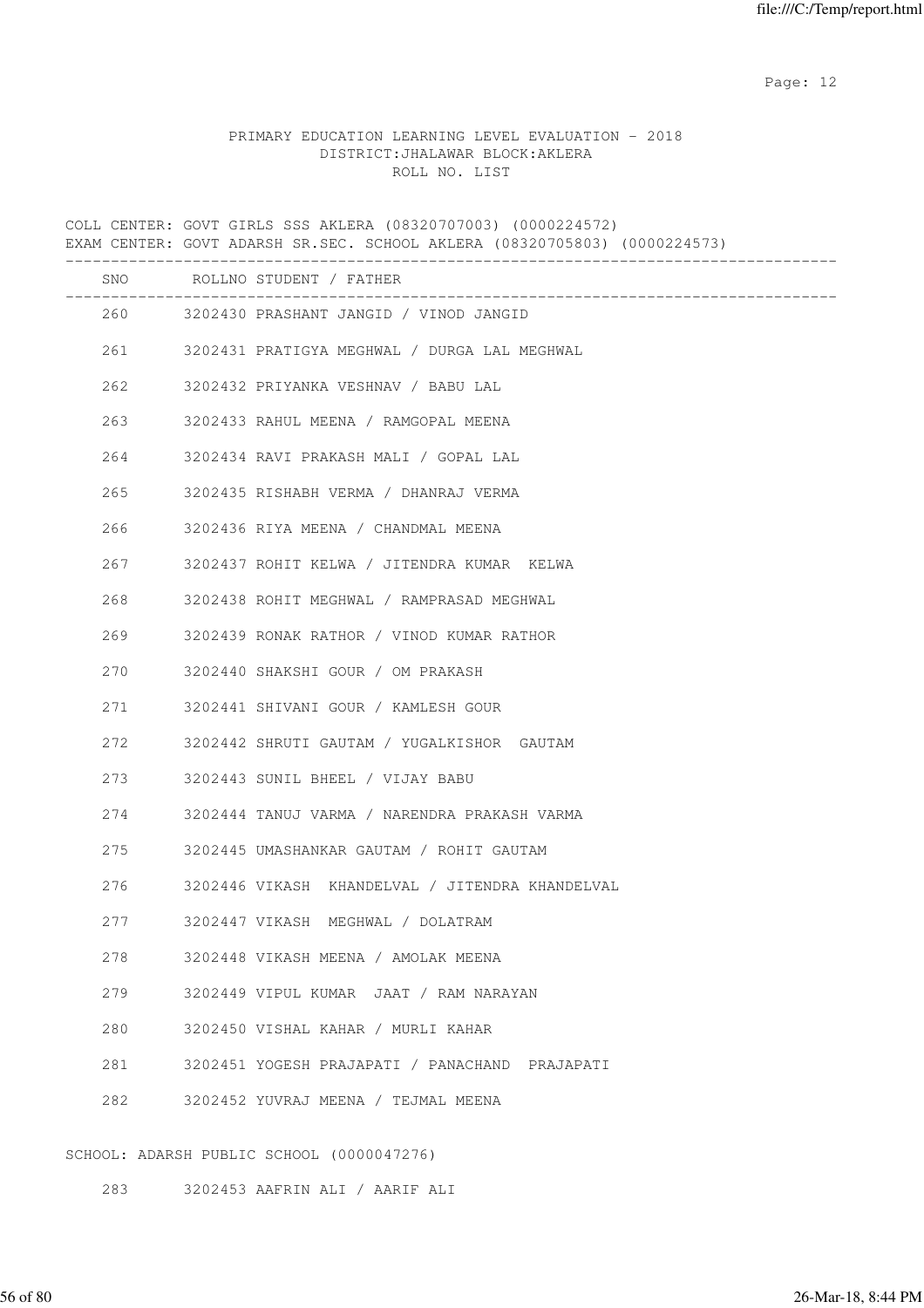PRIMARY EDUCATION LEARNING LEVEL EVALUATION - 2018
DISTRICT:JHALAWAR BLOCK:AKLERA
ROLL NO. LIST

COLL CENTER: GOVT GIRLS SSS AKLERA (08320707003) (0000224572)
EXAM CENTER: GOVT ADARSH SR.SEC. SCHOOL AKLERA (08320705803) (0000224573)

| SNO | ROLLNO | STUDENT / FATHER |
|---|---|---|
| 260 | 3202430 | PRASHANT JANGID / VINOD JANGID |
| 261 | 3202431 | PRATIGYA MEGHWAL / DURGA LAL MEGHWAL |
| 262 | 3202432 | PRIYANKA VESHNAV / BABU LAL |
| 263 | 3202433 | RAHUL MEENA / RAMGOPAL MEENA |
| 264 | 3202434 | RAVI PRAKASH MALI / GOPAL LAL |
| 265 | 3202435 | RISHABH VERMA / DHANRAJ VERMA |
| 266 | 3202436 | RIYA MEENA / CHANDMAL MEENA |
| 267 | 3202437 | ROHIT KELWA / JITENDRA KUMAR KELWA |
| 268 | 3202438 | ROHIT MEGHWAL / RAMPRASAD MEGHWAL |
| 269 | 3202439 | RONAK RATHOR / VINOD KUMAR RATHOR |
| 270 | 3202440 | SHAKSHI GOUR / OM PRAKASH |
| 271 | 3202441 | SHIVANI GOUR / KAMLESH GOUR |
| 272 | 3202442 | SHRUTI GAUTAM / YUGALKISHOR GAUTAM |
| 273 | 3202443 | SUNIL BHEEL / VIJAY BABU |
| 274 | 3202444 | TANUJ VARMA / NARENDRA PRAKASH VARMA |
| 275 | 3202445 | UMASHANKAR GAUTAM / ROHIT GAUTAM |
| 276 | 3202446 | VIKASH KHANDELVAL / JITENDRA KHANDELVAL |
| 277 | 3202447 | VIKASH MEGHWAL / DOLATRAM |
| 278 | 3202448 | VIKASH MEENA / AMOLAK MEENA |
| 279 | 3202449 | VIPUL KUMAR JAAT / RAM NARAYAN |
| 280 | 3202450 | VISHAL KAHAR / MURLI KAHAR |
| 281 | 3202451 | YOGESH PRAJAPATI / PANACHAND PRAJAPATI |
| 282 | 3202452 | YUVRAJ MEENA / TEJMAL MEENA |

SCHOOL: ADARSH PUBLIC SCHOOL (0000047276)

| SNO | ROLLNO | STUDENT / FATHER |
|---|---|---|
| 283 | 3202453 | AAFRIN ALI / AARIF ALI |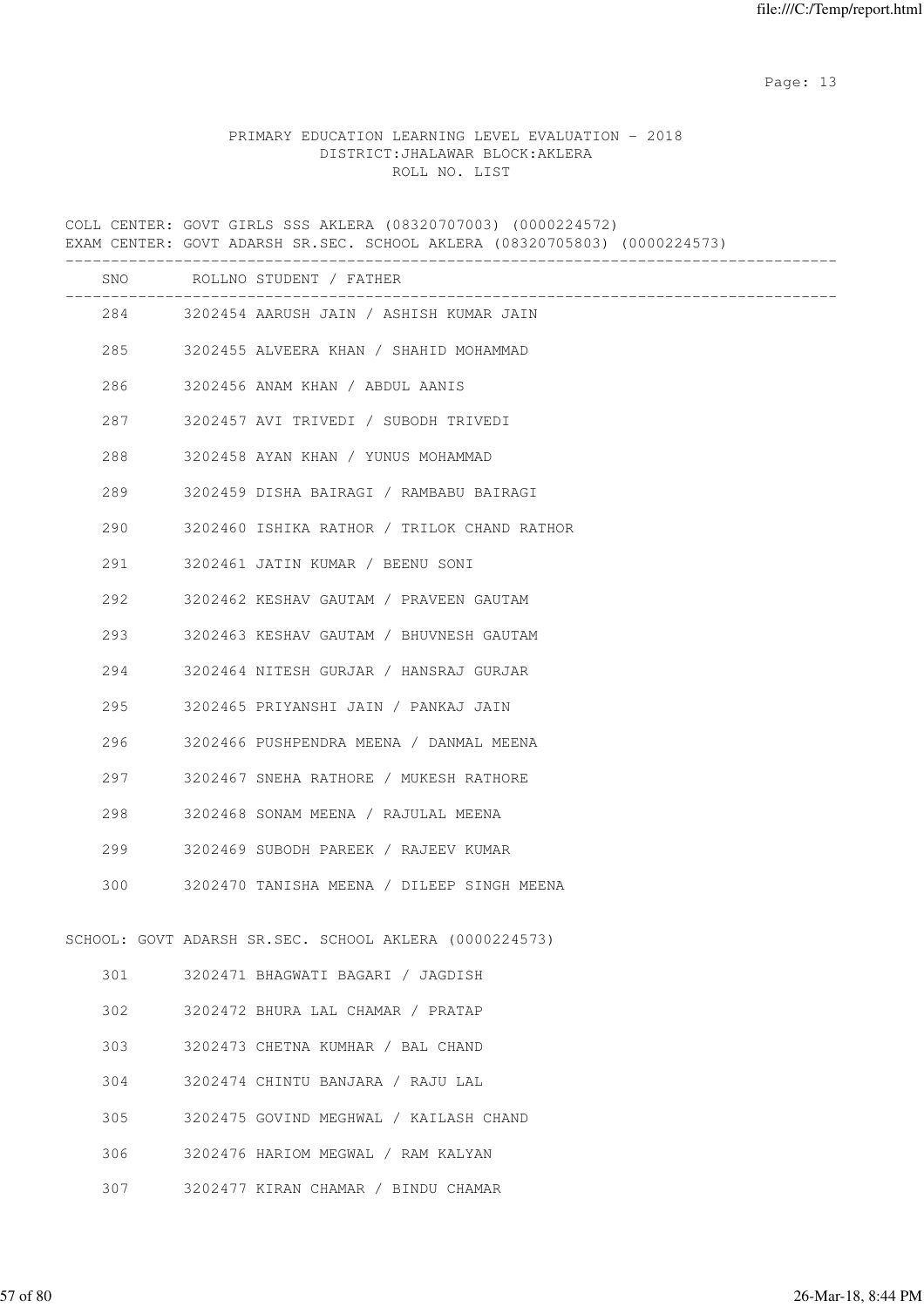PRIMARY EDUCATION LEARNING LEVEL EVALUATION - 2018
DISTRICT:JHALAWAR BLOCK:AKLERA
ROLL NO. LIST

COLL CENTER: GOVT GIRLS SSS AKLERA (08320707003) (0000224572)
EXAM CENTER: GOVT ADARSH SR.SEC. SCHOOL AKLERA (08320705803) (0000224573)

| SNO | ROLLNO | STUDENT / FATHER |
|---|---|---|
| 284 | 3202454 | AARUSH JAIN / ASHISH KUMAR JAIN |
| 285 | 3202455 | ALVEERA KHAN / SHAHID MOHAMMAD |
| 286 | 3202456 | ANAM KHAN / ABDUL AANIS |
| 287 | 3202457 | AVI TRIVEDI / SUBODH TRIVEDI |
| 288 | 3202458 | AYAN KHAN / YUNUS MOHAMMAD |
| 289 | 3202459 | DISHA BAIRAGI / RAMBABU BAIRAGI |
| 290 | 3202460 | ISHIKA RATHOR / TRILOK CHAND RATHOR |
| 291 | 3202461 | JATIN KUMAR / BEENU SONI |
| 292 | 3202462 | KESHAV GAUTAM / PRAVEEN GAUTAM |
| 293 | 3202463 | KESHAV GAUTAM / BHUVNESH GAUTAM |
| 294 | 3202464 | NITESH GURJAR / HANSRAJ GURJAR |
| 295 | 3202465 | PRIYANSHI JAIN / PANKAJ JAIN |
| 296 | 3202466 | PUSHPENDRA MEENA / DANMAL MEENA |
| 297 | 3202467 | SNEHA RATHORE / MUKESH RATHORE |
| 298 | 3202468 | SONAM MEENA / RAJULAL MEENA |
| 299 | 3202469 | SUBODH PAREEK / RAJEEV KUMAR |
| 300 | 3202470 | TANISHA MEENA / DILEEP SINGH MEENA |

SCHOOL: GOVT ADARSH SR.SEC. SCHOOL AKLERA (0000224573)

| SNO | ROLLNO | STUDENT / FATHER |
|---|---|---|
| 301 | 3202471 | BHAGWATI BAGARI / JAGDISH |
| 302 | 3202472 | BHURA LAL CHAMAR / PRATAP |
| 303 | 3202473 | CHETNA KUMHAR / BAL CHAND |
| 304 | 3202474 | CHINTU BANJARA / RAJU LAL |
| 305 | 3202475 | GOVIND MEGHWAL / KAILASH CHAND |
| 306 | 3202476 | HARIOM MEGWAL / RAM KALYAN |
| 307 | 3202477 | KIRAN CHAMAR / BINDU CHAMAR |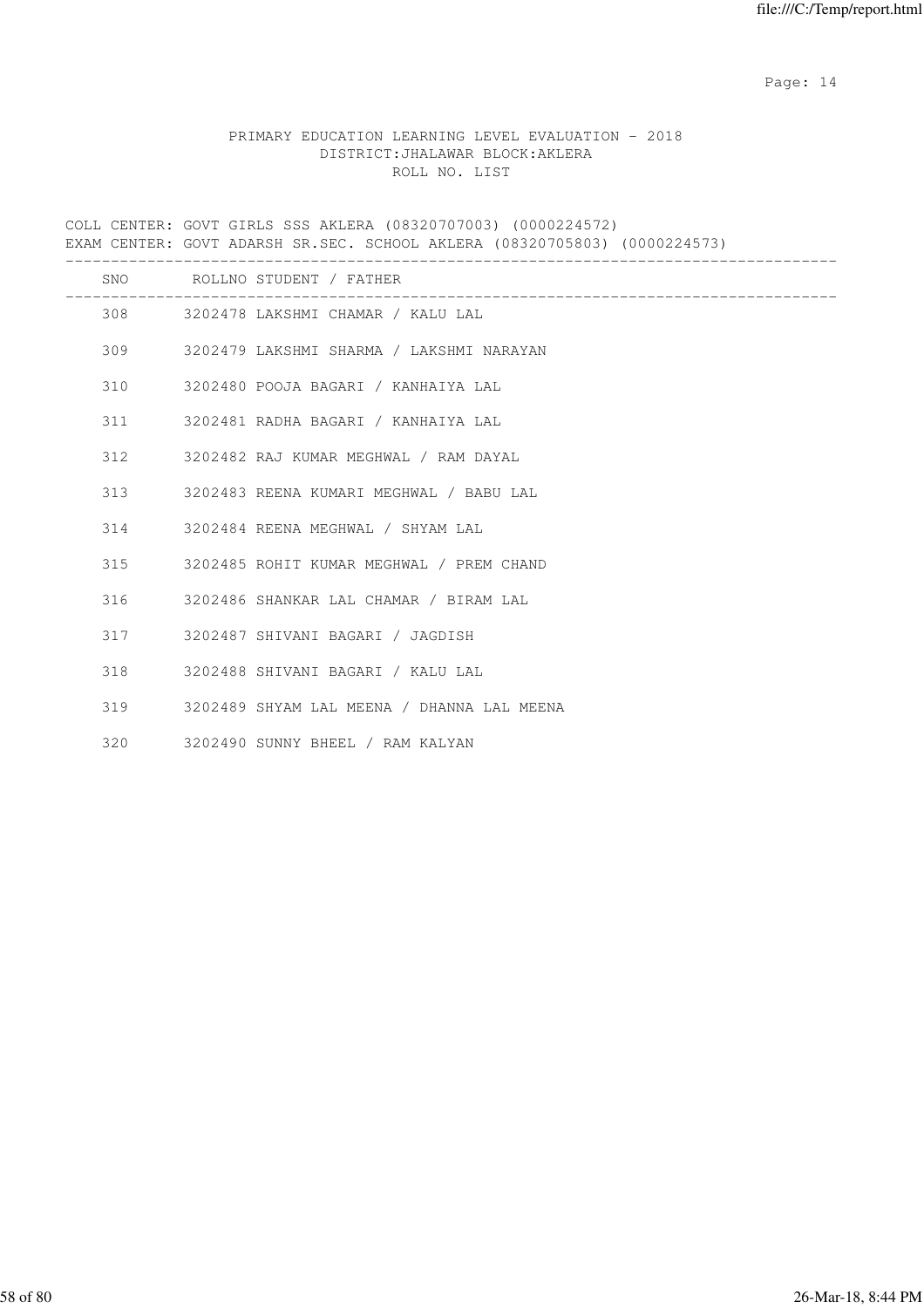PRIMARY EDUCATION LEARNING LEVEL EVALUATION - 2018
DISTRICT:JHALAWAR BLOCK:AKLERA
ROLL NO. LIST

COLL CENTER: GOVT GIRLS SSS AKLERA (08320707003) (0000224572)
EXAM CENTER: GOVT ADARSH SR.SEC. SCHOOL AKLERA (08320705803) (0000224573)

| SNO | ROLLNO | STUDENT / FATHER |
|---|---|---|
| 308 | 3202478 | LAKSHMI CHAMAR / KALU LAL |
| 309 | 3202479 | LAKSHMI SHARMA / LAKSHMI NARAYAN |
| 310 | 3202480 | POOJA BAGARI / KANHAIYA LAL |
| 311 | 3202481 | RADHA BAGARI / KANHAIYA LAL |
| 312 | 3202482 | RAJ KUMAR MEGHWAL / RAM DAYAL |
| 313 | 3202483 | REENA KUMARI MEGHWAL / BABU LAL |
| 314 | 3202484 | REENA MEGHWAL / SHYAM LAL |
| 315 | 3202485 | ROHIT KUMAR MEGHWAL / PREM CHAND |
| 316 | 3202486 | SHANKAR LAL CHAMAR / BIRAM LAL |
| 317 | 3202487 | SHIVANI BAGARI / JAGDISH |
| 318 | 3202488 | SHIVANI BAGARI / KALU LAL |
| 319 | 3202489 | SHYAM LAL MEENA / DHANNA LAL MEENA |
| 320 | 3202490 | SUNNY BHEEL / RAM KALYAN |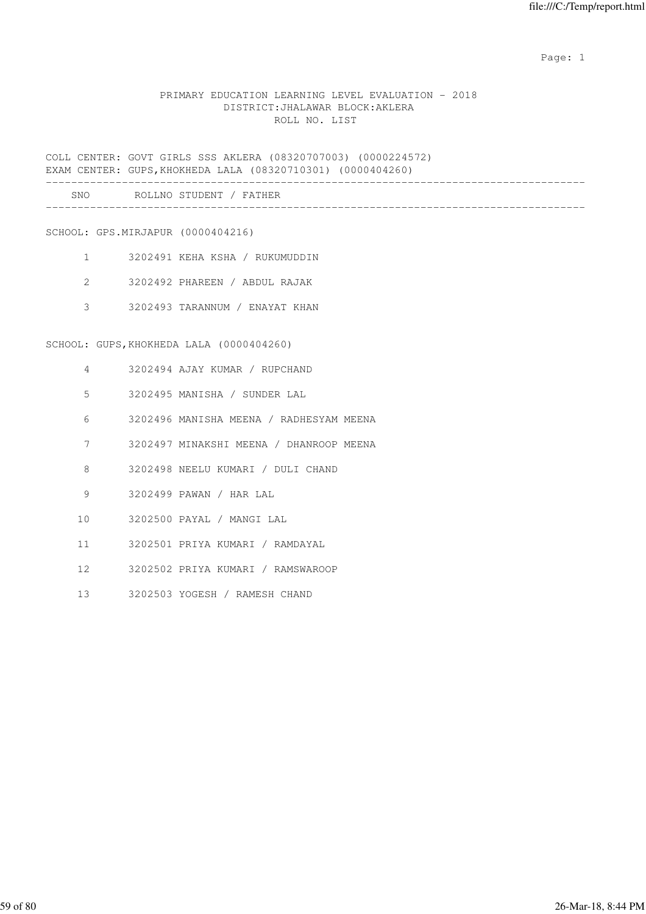PRIMARY EDUCATION LEARNING LEVEL EVALUATION - 2018
DISTRICT:JHALAWAR BLOCK:AKLERA
ROLL NO. LIST

COLL CENTER: GOVT GIRLS SSS AKLERA (08320707003) (0000224572)
EXAM CENTER: GUPS,KHOKHEDA LALA (08320710301) (0000404260)

| SNO | ROLLNO | STUDENT / FATHER |
|---|---|---|
| **SCHOOL: GPS.MIRJAPUR (0000404216)** | | |
| 1 | 3202491 | KEHA KSHA / RUKUMUDDIN |
| 2 | 3202492 | PHAREEN / ABDUL RAJAK |
| 3 | 3202493 | TARANNUM / ENAYAT KHAN |
| **SCHOOL: GUPS,KHOKHEDA LALA (0000404260)** | | |
| 4 | 3202494 | AJAY KUMAR / RUPCHAND |
| 5 | 3202495 | MANISHA / SUNDER LAL |
| 6 | 3202496 | MANISHA MEENA / RADHESYAM MEENA |
| 7 | 3202497 | MINAKSHI MEENA / DHANROOP MEENA |
| 8 | 3202498 | NEELU KUMARI / DULI CHAND |
| 9 | 3202499 | PAWAN / HAR LAL |
| 10 | 3202500 | PAYAL / MANGI LAL |
| 11 | 3202501 | PRIYA KUMARI / RAMDAYAL |
| 12 | 3202502 | PRIYA KUMARI / RAMSWAROOP |
| 13 | 3202503 | YOGESH / RAMESH CHAND |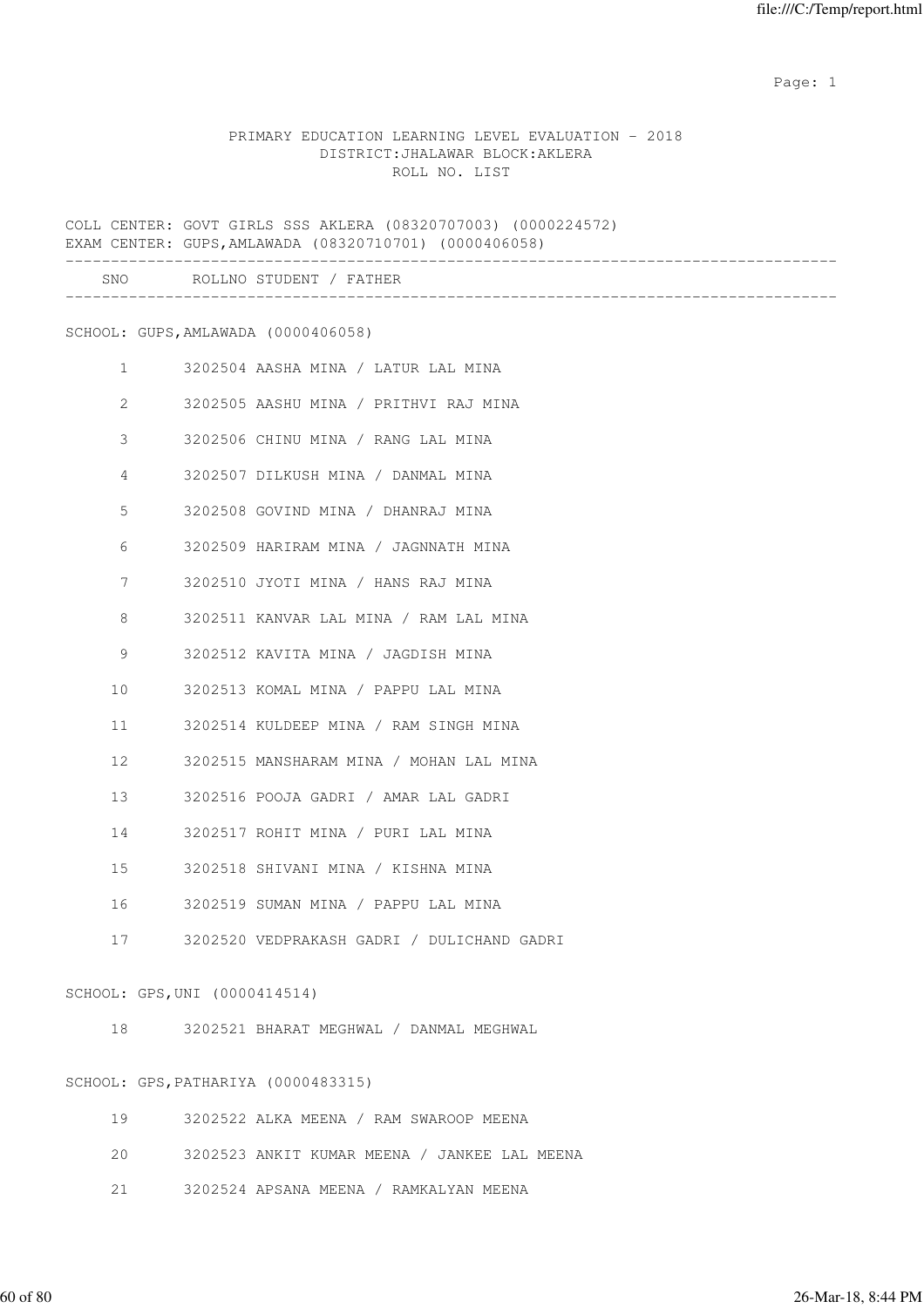PRIMARY EDUCATION LEARNING LEVEL EVALUATION - 2018
DISTRICT:JHALAWAR BLOCK:AKLERA
ROLL NO. LIST

COLL CENTER: GOVT GIRLS SSS AKLERA (08320707003) (0000224572)
EXAM CENTER: GUPS,AMLAWADA (08320710701) (0000406058)

| SNO | ROLLNO | STUDENT / FATHER |
|---|---|---|

SCHOOL: GUPS,AMLAWADA (0000406058)

| SNO | ROLLNO | STUDENT / FATHER |
|---|---|---|
| 1 | 3202504 | AASHA MINA / LATUR LAL MINA |
| 2 | 3202505 | AASHU MINA / PRITHVI RAJ MINA |
| 3 | 3202506 | CHINU MINA / RANG LAL MINA |
| 4 | 3202507 | DILKUSH MINA / DANMAL MINA |
| 5 | 3202508 | GOVIND MINA / DHANRAJ MINA |
| 6 | 3202509 | HARIRAM MINA / JAGNNATH MINA |
| 7 | 3202510 | JYOTI MINA / HANS RAJ MINA |
| 8 | 3202511 | KANVAR LAL MINA / RAM LAL MINA |
| 9 | 3202512 | KAVITA MINA / JAGDISH MINA |
| 10 | 3202513 | KOMAL MINA / PAPPU LAL MINA |
| 11 | 3202514 | KULDEEP MINA / RAM SINGH MINA |
| 12 | 3202515 | MANSHARAM MINA / MOHAN LAL MINA |
| 13 | 3202516 | POOJA GADRI / AMAR LAL GADRI |
| 14 | 3202517 | ROHIT MINA / PURI LAL MINA |
| 15 | 3202518 | SHIVANI MINA / KISHNA MINA |
| 16 | 3202519 | SUMAN MINA / PAPPU LAL MINA |
| 17 | 3202520 | VEDPRAKASH GADRI / DULICHAND GADRI |

SCHOOL: GPS,UNI (0000414514)

| SNO | ROLLNO | STUDENT / FATHER |
|---|---|---|
| 18 | 3202521 | BHARAT MEGHWAL / DANMAL MEGHWAL |

SCHOOL: GPS,PATHARIYA (0000483315)

| SNO | ROLLNO | STUDENT / FATHER |
|---|---|---|
| 19 | 3202522 | ALKA MEENA / RAM SWAROOP MEENA |
| 20 | 3202523 | ANKIT KUMAR MEENA / JANKEE LAL MEENA |
| 21 | 3202524 | APSANA MEENA / RAMKALYAN MEENA |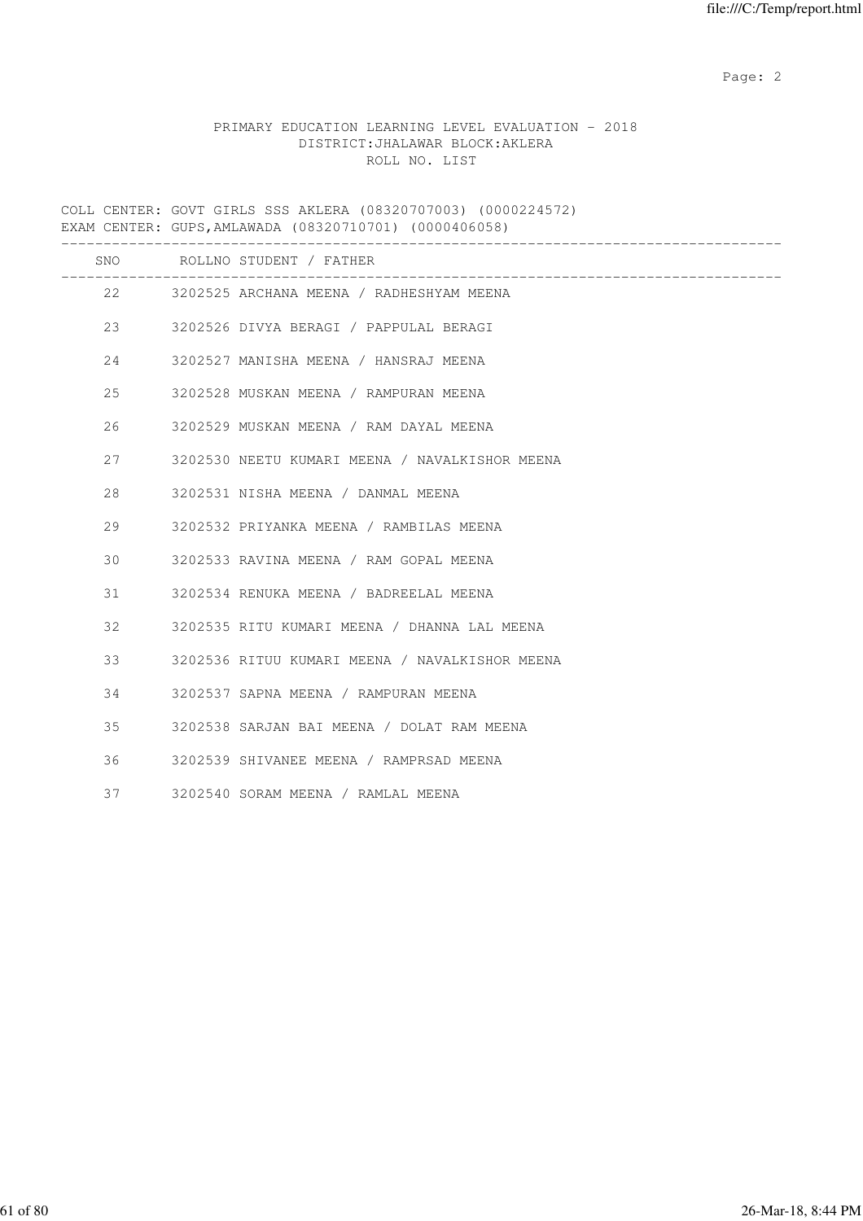PRIMARY EDUCATION LEARNING LEVEL EVALUATION - 2018
DISTRICT:JHALAWAR BLOCK:AKLERA
ROLL NO. LIST

COLL CENTER: GOVT GIRLS SSS AKLERA (08320707003) (0000224572)
EXAM CENTER: GUPS,AMLAWADA (08320710701) (0000406058)

| SNO | ROLLNO | STUDENT / FATHER |
|---|---|---|
| 22 | 3202525 | ARCHANA MEENA / RADHESHYAM MEENA |
| 23 | 3202526 | DIVYA BERAGI / PAPPULAL BERAGI |
| 24 | 3202527 | MANISHA MEENA / HANSRAJ MEENA |
| 25 | 3202528 | MUSKAN MEENA / RAMPURAN MEENA |
| 26 | 3202529 | MUSKAN MEENA / RAM DAYAL MEENA |
| 27 | 3202530 | NEETU KUMARI MEENA / NAVALKISHOR MEENA |
| 28 | 3202531 | NISHA MEENA / DANMAL MEENA |
| 29 | 3202532 | PRIYANKA MEENA / RAMBILAS MEENA |
| 30 | 3202533 | RAVINA MEENA / RAM GOPAL MEENA |
| 31 | 3202534 | RENUKA MEENA / BADREELAL MEENA |
| 32 | 3202535 | RITU KUMARI MEENA / DHANNA LAL MEENA |
| 33 | 3202536 | RITUU KUMARI MEENA / NAVALKISHOR MEENA |
| 34 | 3202537 | SAPNA MEENA / RAMPURAN MEENA |
| 35 | 3202538 | SARJAN BAI MEENA / DOLAT RAM MEENA |
| 36 | 3202539 | SHIVANEE MEENA / RAMPRSAD MEENA |
| 37 | 3202540 | SORAM MEENA / RAMLAL MEENA |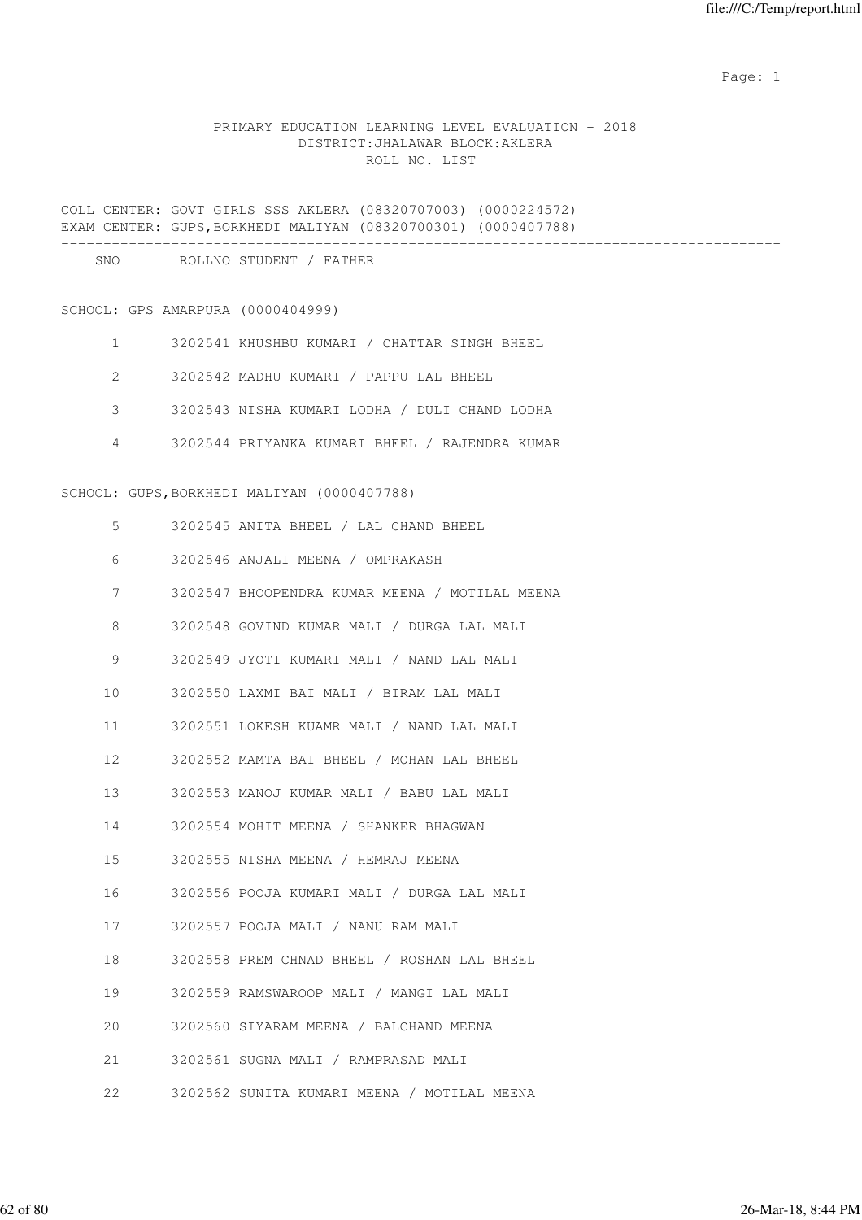PRIMARY EDUCATION LEARNING LEVEL EVALUATION - 2018
DISTRICT:JHALAWAR BLOCK:AKLERA
ROLL NO. LIST

COLL CENTER: GOVT GIRLS SSS AKLERA (08320707003) (0000224572)
EXAM CENTER: GUPS,BORKHEDI MALIYAN (08320700301) (0000407788)

| SNO | ROLLNO | STUDENT / FATHER |
|---|---|---|

SCHOOL: GPS AMARPURA (0000404999)

| SNO | ROLLNO | STUDENT / FATHER |
|---|---|---|
| 1 | 3202541 | KHUSHBU KUMARI / CHATTAR SINGH BHEEL |
| 2 | 3202542 | MADHU KUMARI / PAPPU LAL BHEEL |
| 3 | 3202543 | NISHA KUMARI LODHA / DULI CHAND LODHA |
| 4 | 3202544 | PRIYANKA KUMARI BHEEL / RAJENDRA KUMAR |

SCHOOL: GUPS,BORKHEDI MALIYAN (0000407788)

| SNO | ROLLNO | STUDENT / FATHER |
|---|---|---|
| 5 | 3202545 | ANITA BHEEL / LAL CHAND BHEEL |
| 6 | 3202546 | ANJALI MEENA / OMPRAKASH |
| 7 | 3202547 | BHOOPENDRA KUMAR MEENA / MOTILAL MEENA |
| 8 | 3202548 | GOVIND KUMAR MALI / DURGA LAL MALI |
| 9 | 3202549 | JYOTI KUMARI MALI / NAND LAL MALI |
| 10 | 3202550 | LAXMI BAI MALI / BIRAM LAL MALI |
| 11 | 3202551 | LOKESH KUAMR MALI / NAND LAL MALI |
| 12 | 3202552 | MAMTA BAI BHEEL / MOHAN LAL BHEEL |
| 13 | 3202553 | MANOJ KUMAR MALI / BABU LAL MALI |
| 14 | 3202554 | MOHIT MEENA / SHANKER BHAGWAN |
| 15 | 3202555 | NISHA MEENA / HEMRAJ MEENA |
| 16 | 3202556 | POOJA KUMARI MALI / DURGA LAL MALI |
| 17 | 3202557 | POOJA MALI / NANU RAM MALI |
| 18 | 3202558 | PREM CHNAD BHEEL / ROSHAN LAL BHEEL |
| 19 | 3202559 | RAMSWAROOP MALI / MANGI LAL MALI |
| 20 | 3202560 | SIYARAM MEENA / BALCHAND MEENA |
| 21 | 3202561 | SUGNA MALI / RAMPRASAD MALI |
| 22 | 3202562 | SUNITA KUMARI MEENA / MOTILAL MEENA |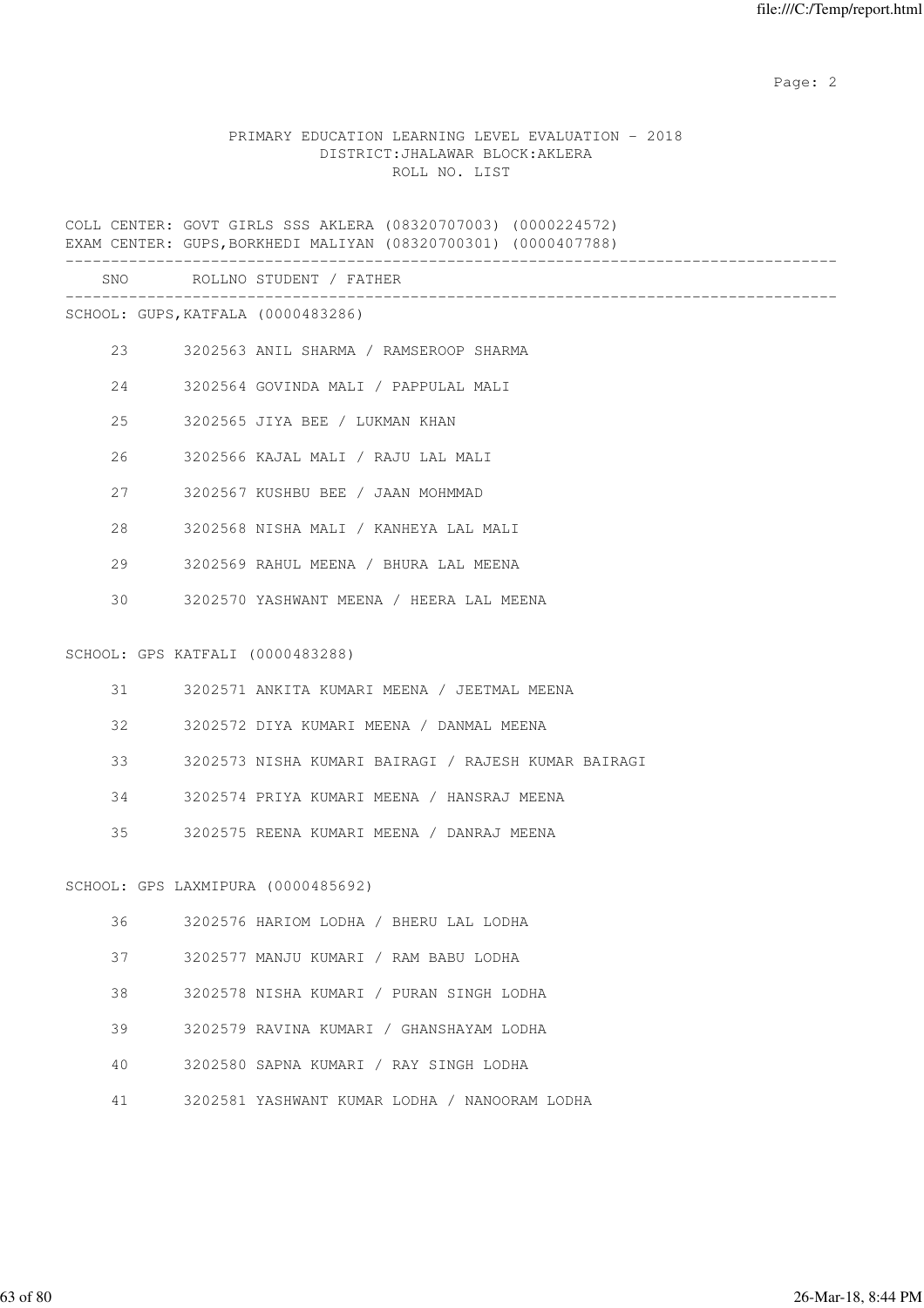PRIMARY EDUCATION LEARNING LEVEL EVALUATION - 2018
DISTRICT:JHALAWAR BLOCK:AKLERA
ROLL NO. LIST

COLL CENTER: GOVT GIRLS SSS AKLERA (08320707003) (0000224572)
EXAM CENTER: GUPS,BORKHEDI MALIYAN (08320700301) (0000407788)

| SNO | ROLLNO | STUDENT / FATHER |
|---|---|---|
| **SCHOOL: GUPS,KATFALA (0000483286)** | | |
| 23 | 3202563 | ANIL SHARMA / RAMSEROOP SHARMA |
| 24 | 3202564 | GOVINDA MALI / PAPPULAL MALI |
| 25 | 3202565 | JIYA BEE / LUKMAN KHAN |
| 26 | 3202566 | KAJAL MALI / RAJU LAL MALI |
| 27 | 3202567 | KUSHBU BEE / JAAN MOHMMAD |
| 28 | 3202568 | NISHA MALI / KANHEYA LAL MALI |
| 29 | 3202569 | RAHUL MEENA / BHURA LAL MEENA |
| 30 | 3202570 | YASHWANT MEENA / HEERA LAL MEENA |
| **SCHOOL: GPS KATFALI (0000483288)** | | |
| 31 | 3202571 | ANKITA KUMARI MEENA / JEETMAL MEENA |
| 32 | 3202572 | DIYA KUMARI MEENA / DANMAL MEENA |
| 33 | 3202573 | NISHA KUMARI BAIRAGI / RAJESH KUMAR BAIRAGI |
| 34 | 3202574 | PRIYA KUMARI MEENA / HANSRAJ MEENA |
| 35 | 3202575 | REENA KUMARI MEENA / DANRAJ MEENA |
| **SCHOOL: GPS LAXMIPURA (0000485692)** | | |
| 36 | 3202576 | HARIOM LODHA / BHERU LAL LODHA |
| 37 | 3202577 | MANJU KUMARI / RAM BABU LODHA |
| 38 | 3202578 | NISHA KUMARI / PURAN SINGH LODHA |
| 39 | 3202579 | RAVINA KUMARI / GHANSHAYAM LODHA |
| 40 | 3202580 | SAPNA KUMARI / RAY SINGH LODHA |
| 41 | 3202581 | YASHWANT KUMAR LODHA / NANOORAM LODHA |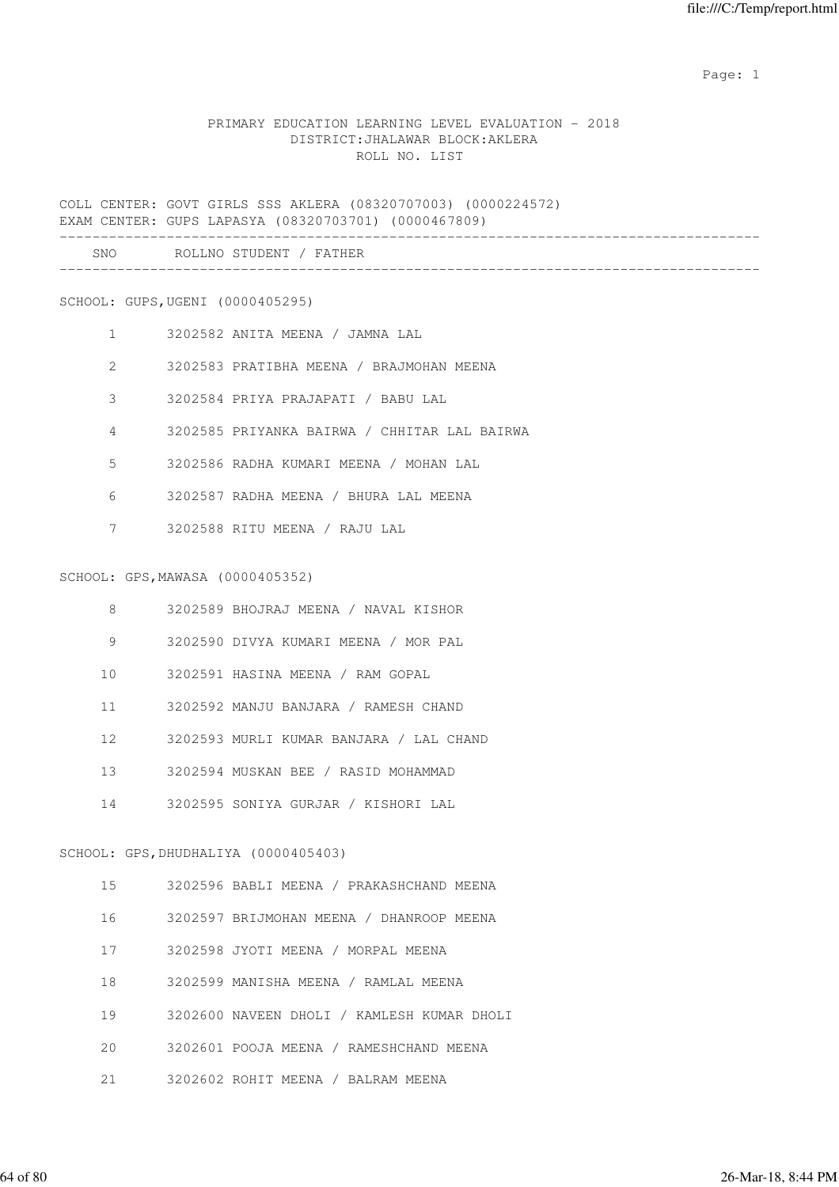PRIMARY EDUCATION LEARNING LEVEL EVALUATION - 2018
DISTRICT:JHALAWAR BLOCK:AKLERA
ROLL NO. LIST

COLL CENTER: GOVT GIRLS SSS AKLERA (08320707003) (0000224572)
EXAM CENTER: GUPS LAPASYA (08320703701) (0000467809)

| SNO | ROLLNO | STUDENT / FATHER |
|---|---|---|
| | | **SCHOOL: GUPS,UGENI (0000405295)** |
| 1 | 3202582 | ANITA MEENA / JAMNA LAL |
| 2 | 3202583 | PRATIBHA MEENA / BRAJMOHAN MEENA |
| 3 | 3202584 | PRIYA PRAJAPATI / BABU LAL |
| 4 | 3202585 | PRIYANKA BAIRWA / CHHITAR LAL BAIRWA |
| 5 | 3202586 | RADHA KUMARI MEENA / MOHAN LAL |
| 6 | 3202587 | RADHA MEENA / BHURA LAL MEENA |
| 7 | 3202588 | RITU MEENA / RAJU LAL |
| | | **SCHOOL: GPS,MAWASA (0000405352)** |
| 8 | 3202589 | BHOJRAJ MEENA / NAVAL KISHOR |
| 9 | 3202590 | DIVYA KUMARI MEENA / MOR PAL |
| 10 | 3202591 | HASINA MEENA / RAM GOPAL |
| 11 | 3202592 | MANJU BANJARA / RAMESH CHAND |
| 12 | 3202593 | MURLI KUMAR BANJARA / LAL CHAND |
| 13 | 3202594 | MUSKAN BEE / RASID MOHAMMAD |
| 14 | 3202595 | SONIYA GURJAR / KISHORI LAL |
| | | **SCHOOL: GPS,DHUDHALIYA (0000405403)** |
| 15 | 3202596 | BABLI MEENA / PRAKASHCHAND MEENA |
| 16 | 3202597 | BRIJMOHAN MEENA / DHANROOP MEENA |
| 17 | 3202598 | JYOTI MEENA / MORPAL MEENA |
| 18 | 3202599 | MANISHA MEENA / RAMLAL MEENA |
| 19 | 3202600 | NAVEEN DHOLI / KAMLESH KUMAR DHOLI |
| 20 | 3202601 | POOJA MEENA / RAMESHCHAND MEENA |
| 21 | 3202602 | ROHIT MEENA / BALRAM MEENA |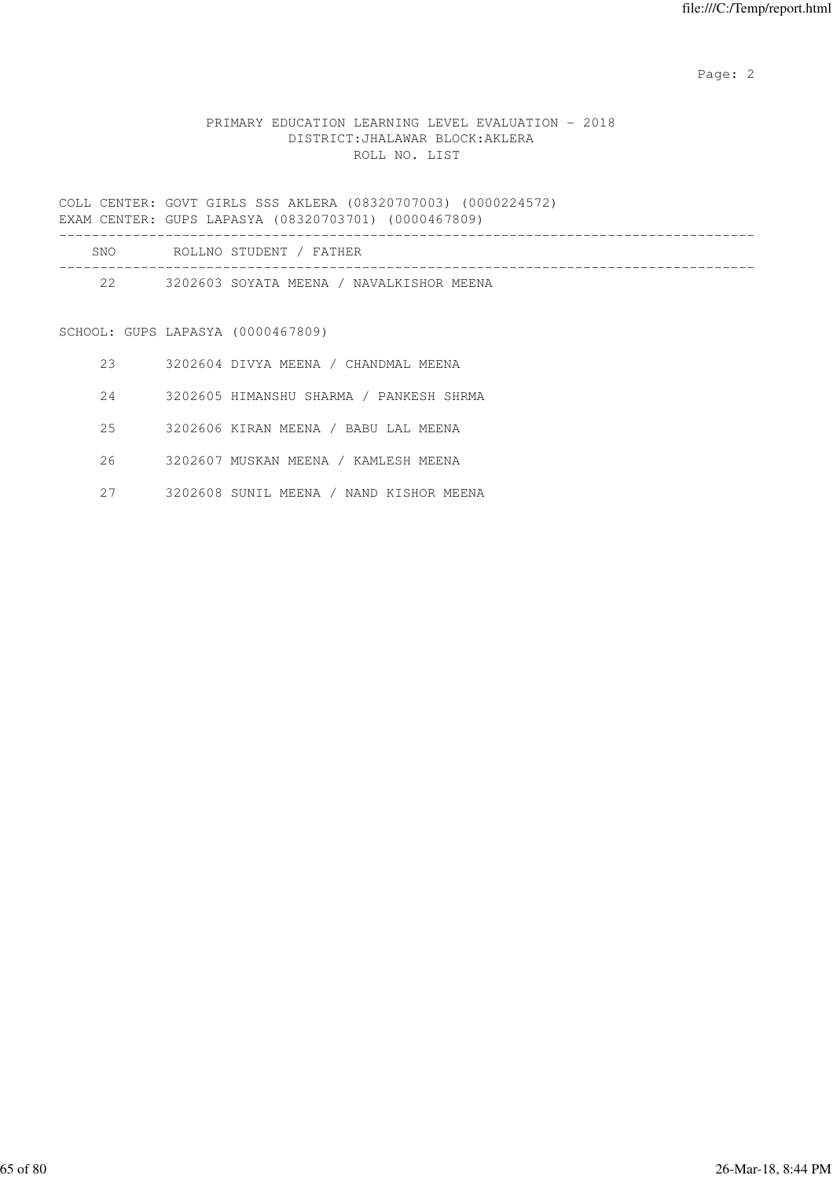PRIMARY EDUCATION LEARNING LEVEL EVALUATION - 2018
DISTRICT:JHALAWAR BLOCK:AKLERA
ROLL NO. LIST

COLL CENTER: GOVT GIRLS SSS AKLERA (08320707003) (0000224572)
EXAM CENTER: GUPS LAPASYA (08320703701) (0000467809)

| SNO | ROLLNO | STUDENT / FATHER |
|---|---|---|
| 22 | 3202603 | SOYATA MEENA / NAVALKISHOR MEENA |

SCHOOL: GUPS LAPASYA (0000467809)

| SNO | ROLLNO | STUDENT / FATHER |
|---|---|---|
| 23 | 3202604 | DIVYA MEENA / CHANDMAL MEENA |
| 24 | 3202605 | HIMANSHU SHARMA / PANKESH SHRMA |
| 25 | 3202606 | KIRAN MEENA / BABU LAL MEENA |
| 26 | 3202607 | MUSKAN MEENA / KAMLESH MEENA |
| 27 | 3202608 | SUNIL MEENA / NAND KISHOR MEENA |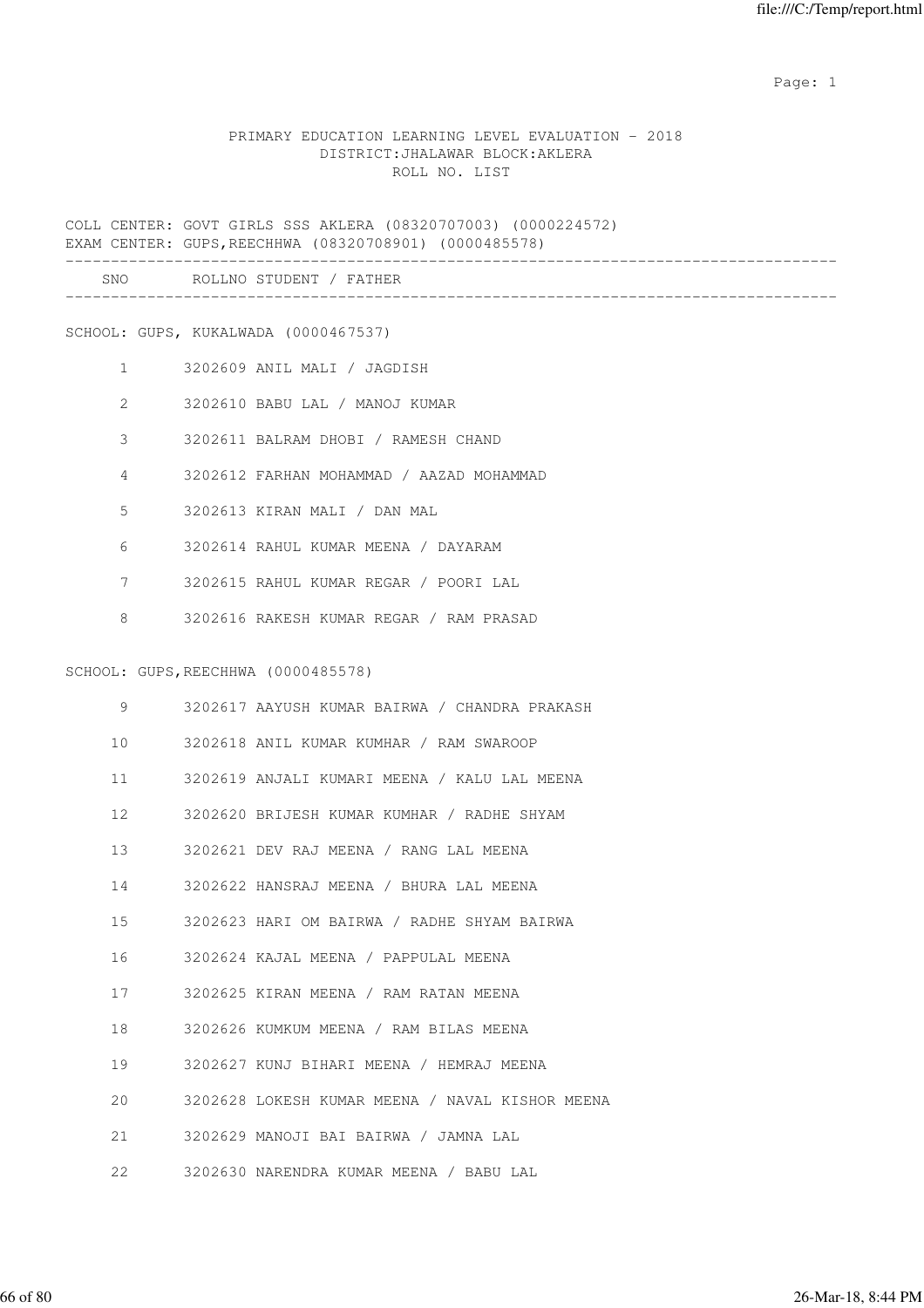PRIMARY EDUCATION LEARNING LEVEL EVALUATION - 2018
DISTRICT:JHALAWAR BLOCK:AKLERA
ROLL NO. LIST

COLL CENTER: GOVT GIRLS SSS AKLERA (08320707003) (0000224572)
EXAM CENTER: GUPS,REECHHWA (08320708901) (0000485578)

| SNO | ROLLNO | STUDENT / FATHER |
|---|---|---|

SCHOOL: GUPS, KUKALWADA (0000467537)

| SNO | ROLLNO | STUDENT / FATHER |
|---|---|---|
| 1 | 3202609 | ANIL MALI / JAGDISH |
| 2 | 3202610 | BABU LAL / MANOJ KUMAR |
| 3 | 3202611 | BALRAM DHOBI / RAMESH CHAND |
| 4 | 3202612 | FARHAN MOHAMMAD / AAZAD MOHAMMAD |
| 5 | 3202613 | KIRAN MALI / DAN MAL |
| 6 | 3202614 | RAHUL KUMAR MEENA / DAYARAM |
| 7 | 3202615 | RAHUL KUMAR REGAR / POORI LAL |
| 8 | 3202616 | RAKESH KUMAR REGAR / RAM PRASAD |

SCHOOL: GUPS,REECHHWA (0000485578)

| SNO | ROLLNO | STUDENT / FATHER |
|---|---|---|
| 9 | 3202617 | AAYUSH KUMAR BAIRWA / CHANDRA PRAKASH |
| 10 | 3202618 | ANIL KUMAR KUMHAR / RAM SWAROOP |
| 11 | 3202619 | ANJALI KUMARI MEENA / KALU LAL MEENA |
| 12 | 3202620 | BRIJESH KUMAR KUMHAR / RADHE SHYAM |
| 13 | 3202621 | DEV RAJ MEENA / RANG LAL MEENA |
| 14 | 3202622 | HANSRAJ MEENA / BHURA LAL MEENA |
| 15 | 3202623 | HARI OM BAIRWA / RADHE SHYAM BAIRWA |
| 16 | 3202624 | KAJAL MEENA / PAPPULAL MEENA |
| 17 | 3202625 | KIRAN MEENA / RAM RATAN MEENA |
| 18 | 3202626 | KUMKUM MEENA / RAM BILAS MEENA |
| 19 | 3202627 | KUNJ BIHARI MEENA / HEMRAJ MEENA |
| 20 | 3202628 | LOKESH KUMAR MEENA / NAVAL KISHOR MEENA |
| 21 | 3202629 | MANOJI BAI BAIRWA / JAMNA LAL |
| 22 | 3202630 | NARENDRA KUMAR MEENA / BABU LAL |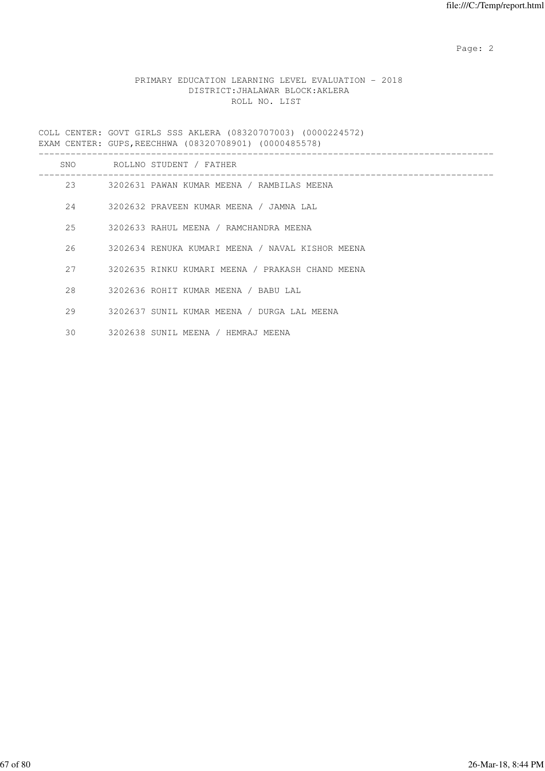PRIMARY EDUCATION LEARNING LEVEL EVALUATION - 2018
DISTRICT:JHALAWAR BLOCK:AKLERA
ROLL NO. LIST

COLL CENTER: GOVT GIRLS SSS AKLERA (08320707003) (0000224572)
EXAM CENTER: GUPS,REECHHWA (08320708901) (0000485578)

| SNO | ROLLNO | STUDENT / FATHER |
|---|---|---|
| 23 | 3202631 | PAWAN KUMAR MEENA / RAMBILAS MEENA |
| 24 | 3202632 | PRAVEEN KUMAR MEENA / JAMNA LAL |
| 25 | 3202633 | RAHUL MEENA / RAMCHANDRA MEENA |
| 26 | 3202634 | RENUKA KUMARI MEENA / NAVAL KISHOR MEENA |
| 27 | 3202635 | RINKU KUMARI MEENA / PRAKASH CHAND MEENA |
| 28 | 3202636 | ROHIT KUMAR MEENA / BABU LAL |
| 29 | 3202637 | SUNIL KUMAR MEENA / DURGA LAL MEENA |
| 30 | 3202638 | SUNIL MEENA / HEMRAJ MEENA |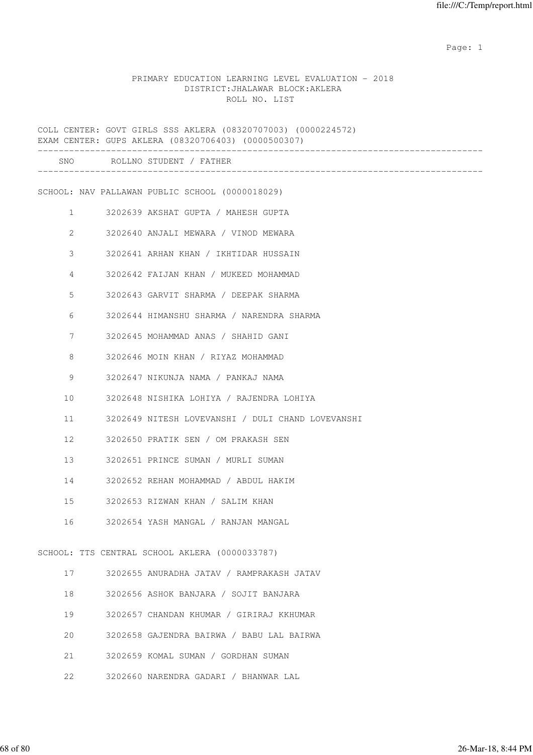PRIMARY EDUCATION LEARNING LEVEL EVALUATION - 2018
DISTRICT:JHALAWAR BLOCK:AKLERA
ROLL NO. LIST

COLL CENTER: GOVT GIRLS SSS AKLERA (08320707003) (0000224572)
EXAM CENTER: GUPS AKLERA (08320706403) (0000500307)

| SNO | ROLLNO | STUDENT / FATHER |
|---|---|---|

SCHOOL: NAV PALLAWAN PUBLIC SCHOOL (0000018029)

| SNO | ROLLNO | STUDENT / FATHER |
|---|---|---|
| 1 | 3202639 | AKSHAT GUPTA / MAHESH GUPTA |
| 2 | 3202640 | ANJALI MEWARA / VINOD MEWARA |
| 3 | 3202641 | ARHAN KHAN / IKHTIDAR HUSSAIN |
| 4 | 3202642 | FAIJAN KHAN / MUKEED MOHAMMAD |
| 5 | 3202643 | GARVIT SHARMA / DEEPAK SHARMA |
| 6 | 3202644 | HIMANSHU SHARMA / NARENDRA SHARMA |
| 7 | 3202645 | MOHAMMAD ANAS / SHAHID GANI |
| 8 | 3202646 | MOIN KHAN / RIYAZ MOHAMMAD |
| 9 | 3202647 | NIKUNJA NAMA / PANKAJ NAMA |
| 10 | 3202648 | NISHIKA LOHIYA / RAJENDRA LOHIYA |
| 11 | 3202649 | NITESH LOVEVANSHI / DULI CHAND LOVEVANSHI |
| 12 | 3202650 | PRATIK SEN / OM PRAKASH SEN |
| 13 | 3202651 | PRINCE SUMAN / MURLI SUMAN |
| 14 | 3202652 | REHAN MOHAMMAD / ABDUL HAKIM |
| 15 | 3202653 | RIZWAN KHAN / SALIM KHAN |
| 16 | 3202654 | YASH MANGAL / RANJAN MANGAL |

SCHOOL: TTS CENTRAL SCHOOL AKLERA (0000033787)

| SNO | ROLLNO | STUDENT / FATHER |
|---|---|---|
| 17 | 3202655 | ANURADHA JATAV / RAMPRAKASH JATAV |
| 18 | 3202656 | ASHOK BANJARA / SOJIT BANJARA |
| 19 | 3202657 | CHANDAN KHUMAR / GIRIRAJ KKHUMAR |
| 20 | 3202658 | GAJENDRA BAIRWA / BABU LAL BAIRWA |
| 21 | 3202659 | KOMAL SUMAN / GORDHAN SUMAN |
| 22 | 3202660 | NARENDRA GADARI / BHANWAR LAL |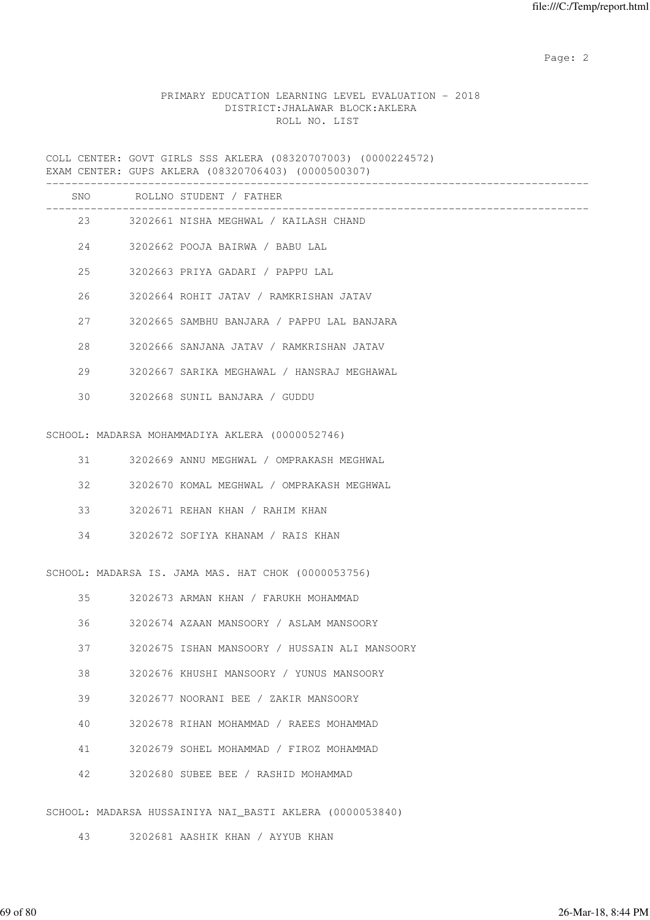PRIMARY EDUCATION LEARNING LEVEL EVALUATION - 2018
DISTRICT:JHALAWAR BLOCK:AKLERA
ROLL NO. LIST

COLL CENTER: GOVT GIRLS SSS AKLERA (08320707003) (0000224572)
EXAM CENTER: GUPS AKLERA (08320706403) (0000500307)

| SNO | ROLLNO | STUDENT / FATHER |
|---|---|---|
| 23 | 3202661 | NISHA MEGHWAL / KAILASH CHAND |
| 24 | 3202662 | POOJA BAIRWA / BABU LAL |
| 25 | 3202663 | PRIYA GADARI / PAPPU LAL |
| 26 | 3202664 | ROHIT JATAV / RAMKRISHAN JATAV |
| 27 | 3202665 | SAMBHU BANJARA / PAPPU LAL BANJARA |
| 28 | 3202666 | SANJANA JATAV / RAMKRISHAN JATAV |
| 29 | 3202667 | SARIKA MEGHAWAL / HANSRAJ MEGHAWAL |
| 30 | 3202668 | SUNIL BANJARA / GUDDU |

SCHOOL: MADARSA MOHAMMADIYA AKLERA (0000052746)

| SNO | ROLLNO | STUDENT / FATHER |
|---|---|---|
| 31 | 3202669 | ANNU MEGHWAL / OMPRAKASH MEGHWAL |
| 32 | 3202670 | KOMAL MEGHWAL / OMPRAKASH MEGHWAL |
| 33 | 3202671 | REHAN KHAN / RAHIM KHAN |
| 34 | 3202672 | SOFIYA KHANAM / RAIS KHAN |

SCHOOL: MADARSA IS. JAMA MAS. HAT CHOK (0000053756)

| SNO | ROLLNO | STUDENT / FATHER |
|---|---|---|
| 35 | 3202673 | ARMAN KHAN / FARUKH MOHAMMAD |
| 36 | 3202674 | AZAAN MANSOORY / ASLAM MANSOORY |
| 37 | 3202675 | ISHAN MANSOORY / HUSSAIN ALI MANSOORY |
| 38 | 3202676 | KHUSHI MANSOORY / YUNUS MANSOORY |
| 39 | 3202677 | NOORANI BEE / ZAKIR MANSOORY |
| 40 | 3202678 | RIHAN MOHAMMAD / RAEES MOHAMMAD |
| 41 | 3202679 | SOHEL MOHAMMAD / FIROZ MOHAMMAD |
| 42 | 3202680 | SUBEE BEE / RASHID MOHAMMAD |

SCHOOL: MADARSA HUSSAINIYA NAI_BASTI AKLERA (0000053840)

| SNO | ROLLNO | STUDENT / FATHER |
|---|---|---|
| 43 | 3202681 | AASHIK KHAN / AYYUB KHAN |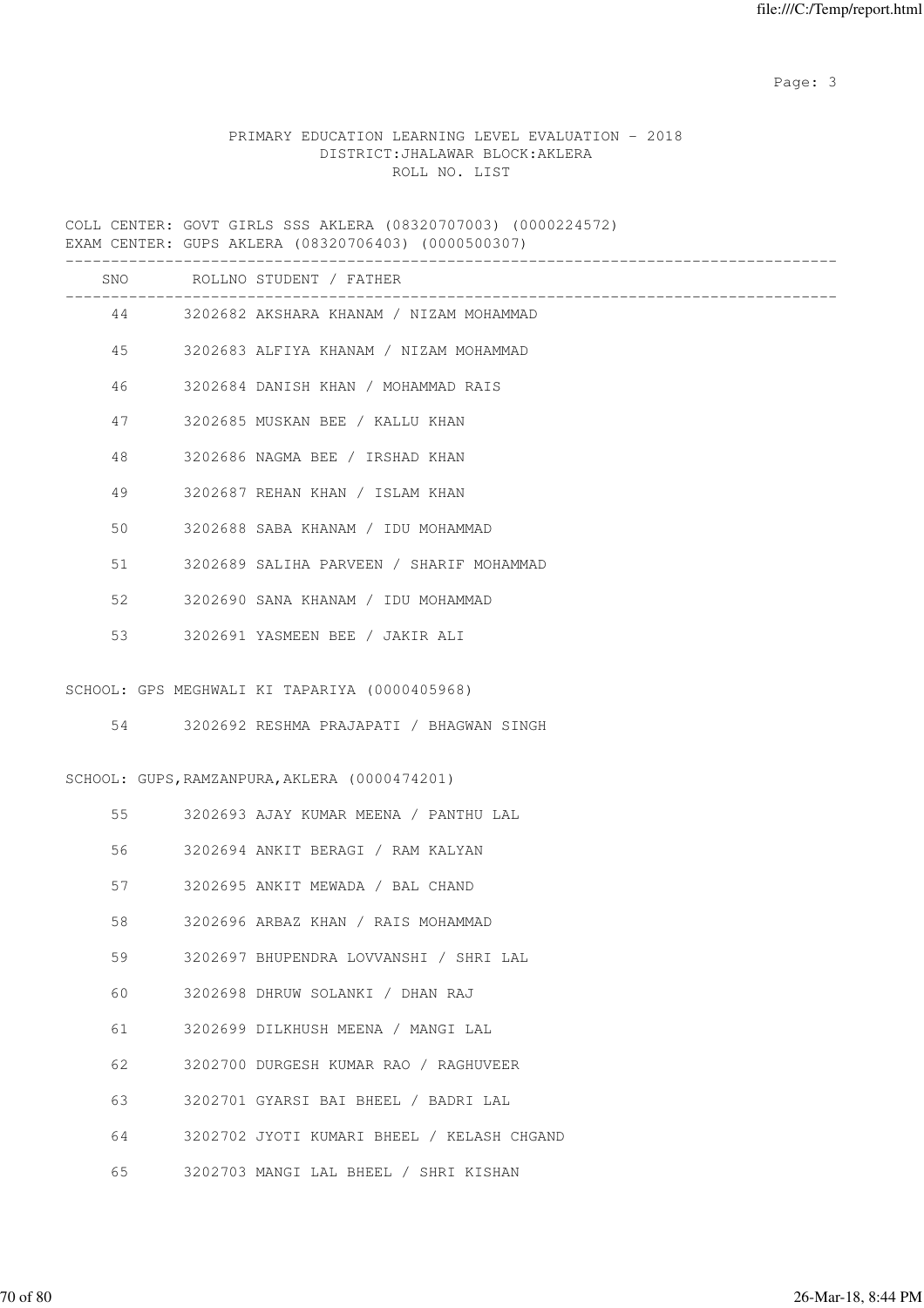PRIMARY EDUCATION LEARNING LEVEL EVALUATION - 2018
DISTRICT:JHALAWAR BLOCK:AKLERA
ROLL NO. LIST

COLL CENTER: GOVT GIRLS SSS AKLERA (08320707003) (0000224572)
EXAM CENTER: GUPS AKLERA (08320706403) (0000500307)

| SNO | ROLLNO | STUDENT / FATHER |
|---|---|---|
| 44 | 3202682 | AKSHARA KHANAM / NIZAM MOHAMMAD |
| 45 | 3202683 | ALFIYA KHANAM / NIZAM MOHAMMAD |
| 46 | 3202684 | DANISH KHAN / MOHAMMAD RAIS |
| 47 | 3202685 | MUSKAN BEE / KALLU KHAN |
| 48 | 3202686 | NAGMA BEE / IRSHAD KHAN |
| 49 | 3202687 | REHAN KHAN / ISLAM KHAN |
| 50 | 3202688 | SABA KHANAM / IDU MOHAMMAD |
| 51 | 3202689 | SALIHA PARVEEN / SHARIF MOHAMMAD |
| 52 | 3202690 | SANA KHANAM / IDU MOHAMMAD |
| 53 | 3202691 | YASMEEN BEE / JAKIR ALI |

SCHOOL: GPS MEGHWALI KI TAPARIYA (0000405968)

| SNO | ROLLNO | STUDENT / FATHER |
|---|---|---|
| 54 | 3202692 | RESHMA PRAJAPATI / BHAGWAN SINGH |

SCHOOL: GUPS,RAMZANPURA,AKLERA (0000474201)

| SNO | ROLLNO | STUDENT / FATHER |
|---|---|---|
| 55 | 3202693 | AJAY KUMAR MEENA / PANTHU LAL |
| 56 | 3202694 | ANKIT BERAGI / RAM KALYAN |
| 57 | 3202695 | ANKIT MEWADA / BAL CHAND |
| 58 | 3202696 | ARBAZ KHAN / RAIS MOHAMMAD |
| 59 | 3202697 | BHUPENDRA LOVVANSHI / SHRI LAL |
| 60 | 3202698 | DHRUW SOLANKI / DHAN RAJ |
| 61 | 3202699 | DILKHUSH MEENA / MANGI LAL |
| 62 | 3202700 | DURGESH KUMAR RAO / RAGHUVEER |
| 63 | 3202701 | GYARSI BAI BHEEL / BADRI LAL |
| 64 | 3202702 | JYOTI KUMARI BHEEL / KELASH CHGAND |
| 65 | 3202703 | MANGI LAL BHEEL / SHRI KISHAN |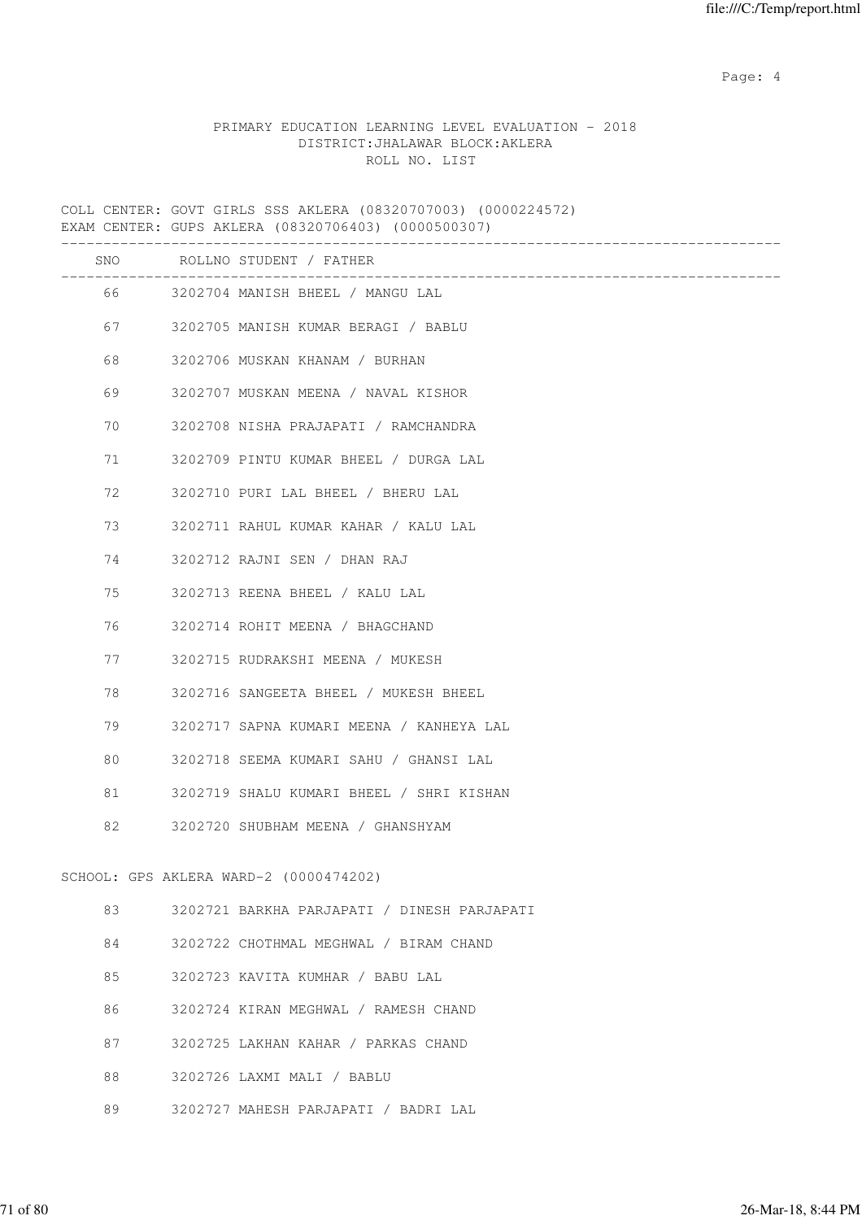PRIMARY EDUCATION LEARNING LEVEL EVALUATION - 2018
DISTRICT:JHALAWAR BLOCK:AKLERA
ROLL NO. LIST

COLL CENTER: GOVT GIRLS SSS AKLERA (08320707003) (0000224572)
EXAM CENTER: GUPS AKLERA (08320706403) (0000500307)

| SNO | ROLLNO | STUDENT / FATHER |
|---|---|---|
| 66 | 3202704 | MANISH BHEEL / MANGU LAL |
| 67 | 3202705 | MANISH KUMAR BERAGI / BABLU |
| 68 | 3202706 | MUSKAN KHANAM / BURHAN |
| 69 | 3202707 | MUSKAN MEENA / NAVAL KISHOR |
| 70 | 3202708 | NISHA PRAJAPATI / RAMCHANDRA |
| 71 | 3202709 | PINTU KUMAR BHEEL / DURGA LAL |
| 72 | 3202710 | PURI LAL BHEEL / BHERU LAL |
| 73 | 3202711 | RAHUL KUMAR KAHAR / KALU LAL |
| 74 | 3202712 | RAJNI SEN / DHAN RAJ |
| 75 | 3202713 | REENA BHEEL / KALU LAL |
| 76 | 3202714 | ROHIT MEENA / BHAGCHAND |
| 77 | 3202715 | RUDRAKSHI MEENA / MUKESH |
| 78 | 3202716 | SANGEETA BHEEL / MUKESH BHEEL |
| 79 | 3202717 | SAPNA KUMARI MEENA / KANHEYA LAL |
| 80 | 3202718 | SEEMA KUMARI SAHU / GHANSI LAL |
| 81 | 3202719 | SHALU KUMARI BHEEL / SHRI KISHAN |
| 82 | 3202720 | SHUBHAM MEENA / GHANSHYAM |

SCHOOL: GPS AKLERA WARD-2 (0000474202)

| SNO | ROLLNO | STUDENT / FATHER |
|---|---|---|
| 83 | 3202721 | BARKHA PARJAPATI / DINESH PARJAPATI |
| 84 | 3202722 | CHOTHMAL MEGHWAL / BIRAM CHAND |
| 85 | 3202723 | KAVITA KUMHAR / BABU LAL |
| 86 | 3202724 | KIRAN MEGHWAL / RAMESH CHAND |
| 87 | 3202725 | LAKHAN KAHAR / PARKAS CHAND |
| 88 | 3202726 | LAXMI MALI / BABLU |
| 89 | 3202727 | MAHESH PARJAPATI / BADRI LAL |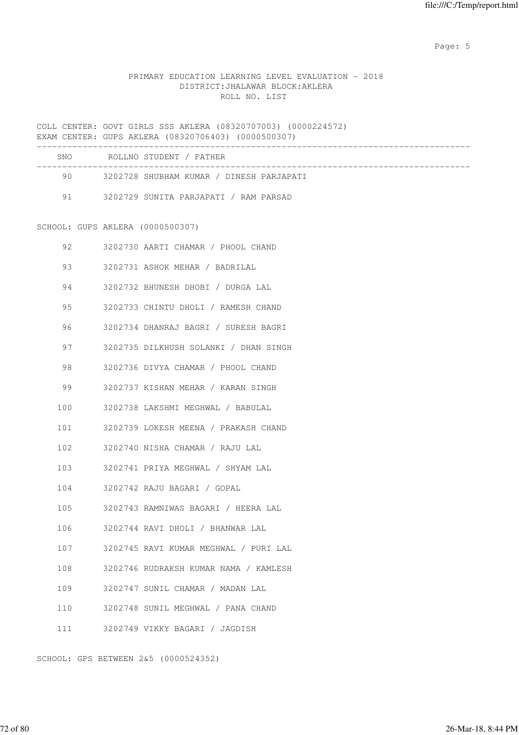PRIMARY EDUCATION LEARNING LEVEL EVALUATION - 2018
DISTRICT:JHALAWAR BLOCK:AKLERA
ROLL NO. LIST

COLL CENTER: GOVT GIRLS SSS AKLERA (08320707003) (0000224572)
EXAM CENTER: GUPS AKLERA (08320706403) (0000500307)

| SNO | ROLLNO | STUDENT / FATHER |
|---|---|---|
| 90 | 3202728 | SHUBHAM KUMAR / DINESH PARJAPATI |
| 91 | 3202729 | SUNITA PARJAPATI / RAM PARSAD |

SCHOOL: GUPS AKLERA (0000500307)

| SNO | ROLLNO | STUDENT / FATHER |
|---|---|---|
| 92 | 3202730 | AARTI CHAMAR / PHOOL CHAND |
| 93 | 3202731 | ASHOK MEHAR / BADRILAL |
| 94 | 3202732 | BHUNESH DHOBI / DURGA LAL |
| 95 | 3202733 | CHINTU DHOLI / RAMESH CHAND |
| 96 | 3202734 | DHANRAJ BAGRI / SURESH BAGRI |
| 97 | 3202735 | DILKHUSH SOLANKI / DHAN SINGH |
| 98 | 3202736 | DIVYA CHAMAR / PHOOL CHAND |
| 99 | 3202737 | KISHAN MEHAR / KARAN SINGH |
| 100 | 3202738 | LAKSHMI MEGHWAL / BABULAL |
| 101 | 3202739 | LOKESH MEENA / PRAKASH CHAND |
| 102 | 3202740 | NISHA CHAMAR / RAJU LAL |
| 103 | 3202741 | PRIYA MEGHWAL / SHYAM LAL |
| 104 | 3202742 | RAJU BAGARI / GOPAL |
| 105 | 3202743 | RAMNIWAS BAGARI / HEERA LAL |
| 106 | 3202744 | RAVI DHOLI / BHANWAR LAL |
| 107 | 3202745 | RAVI KUMAR MEGHWAL / PURI LAL |
| 108 | 3202746 | RUDRAKSH KUMAR NAMA / KAMLESH |
| 109 | 3202747 | SUNIL CHAMAR / MADAN LAL |
| 110 | 3202748 | SUNIL MEGHWAL / PANA CHAND |
| 111 | 3202749 | VIKKY BAGARI / JAGDISH |

SCHOOL: GPS BETWEEN 2&5 (0000524352)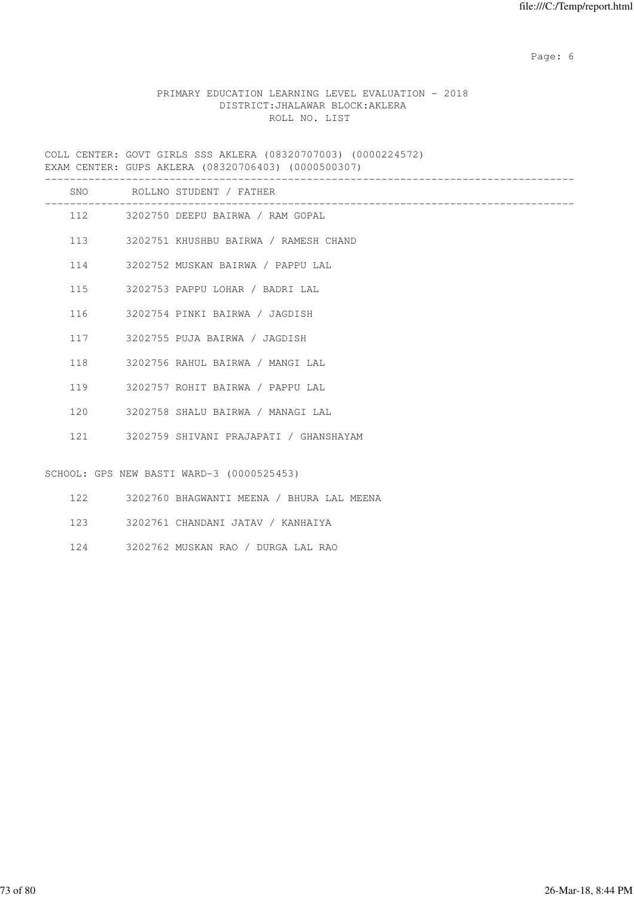PRIMARY EDUCATION LEARNING LEVEL EVALUATION - 2018
DISTRICT:JHALAWAR BLOCK:AKLERA
ROLL NO. LIST

COLL CENTER: GOVT GIRLS SSS AKLERA (08320707003) (0000224572)
EXAM CENTER: GUPS AKLERA (08320706403) (0000500307)

| SNO | ROLLNO | STUDENT / FATHER |
|---|---|---|
| 112 | 3202750 | DEEPU BAIRWA / RAM GOPAL |
| 113 | 3202751 | KHUSHBU BAIRWA / RAMESH CHAND |
| 114 | 3202752 | MUSKAN BAIRWA / PAPPU LAL |
| 115 | 3202753 | PAPPU LOHAR / BADRI LAL |
| 116 | 3202754 | PINKI BAIRWA / JAGDISH |
| 117 | 3202755 | PUJA BAIRWA / JAGDISH |
| 118 | 3202756 | RAHUL BAIRWA / MANGI LAL |
| 119 | 3202757 | ROHIT BAIRWA / PAPPU LAL |
| 120 | 3202758 | SHALU BAIRWA / MANAGI LAL |
| 121 | 3202759 | SHIVANI PRAJAPATI / GHANSHAYAM |

SCHOOL: GPS NEW BASTI WARD-3 (0000525453)

| SNO | ROLLNO | STUDENT / FATHER |
|---|---|---|
| 122 | 3202760 | BHAGWANTI MEENA / BHURA LAL MEENA |
| 123 | 3202761 | CHANDANI JATAV / KANHAIYA |
| 124 | 3202762 | MUSKAN RAO / DURGA LAL RAO |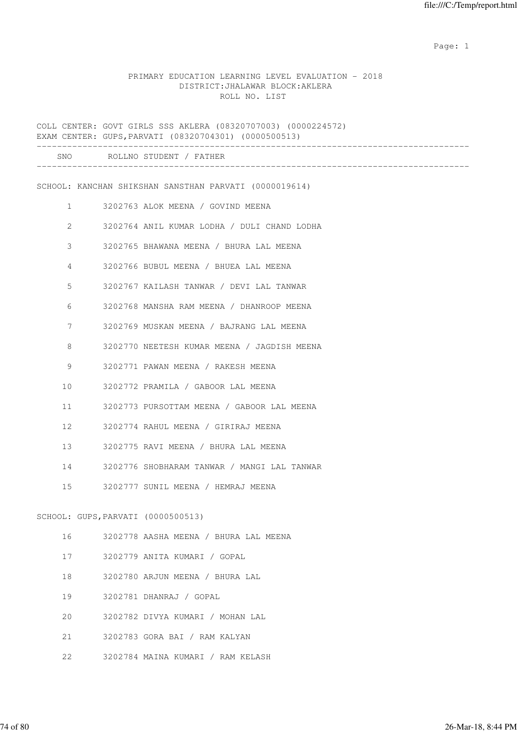PRIMARY EDUCATION LEARNING LEVEL EVALUATION - 2018
DISTRICT:JHALAWAR BLOCK:AKLERA
ROLL NO. LIST

COLL CENTER: GOVT GIRLS SSS AKLERA (08320707003) (0000224572)
EXAM CENTER: GUPS,PARVATI (08320704301) (0000500513)

| SNO | ROLLNO STUDENT / FATHER |
|---|---|

SCHOOL: KANCHAN SHIKSHAN SANSTHAN PARVATI (0000019614)

| SNO | ROLLNO | STUDENT / FATHER |
|---|---|---|
| 1 | 3202763 | ALOK MEENA / GOVIND MEENA |
| 2 | 3202764 | ANIL KUMAR LODHA / DULI CHAND LODHA |
| 3 | 3202765 | BHAWANA MEENA / BHURA LAL MEENA |
| 4 | 3202766 | BUBUL MEENA / BHUEA LAL MEENA |
| 5 | 3202767 | KAILASH TANWAR / DEVI LAL TANWAR |
| 6 | 3202768 | MANSHA RAM MEENA / DHANROOP MEENA |
| 7 | 3202769 | MUSKAN MEENA / BAJRANG LAL MEENA |
| 8 | 3202770 | NEETESH KUMAR MEENA / JAGDISH MEENA |
| 9 | 3202771 | PAWAN MEENA / RAKESH MEENA |
| 10 | 3202772 | PRAMILA / GABOOR LAL MEENA |
| 11 | 3202773 | PURSOTTAM MEENA / GABOOR LAL MEENA |
| 12 | 3202774 | RAHUL MEENA / GIRIRAJ MEENA |
| 13 | 3202775 | RAVI MEENA / BHURA LAL MEENA |
| 14 | 3202776 | SHOBHARAM TANWAR / MANGI LAL TANWAR |
| 15 | 3202777 | SUNIL MEENA / HEMRAJ MEENA |

SCHOOL: GUPS,PARVATI (0000500513)

| SNO | ROLLNO | STUDENT / FATHER |
|---|---|---|
| 16 | 3202778 | AASHA MEENA / BHURA LAL MEENA |
| 17 | 3202779 | ANITA KUMARI / GOPAL |
| 18 | 3202780 | ARJUN MEENA / BHURA LAL |
| 19 | 3202781 | DHANRAJ / GOPAL |
| 20 | 3202782 | DIVYA KUMARI / MOHAN LAL |
| 21 | 3202783 | GORA BAI / RAM KALYAN |
| 22 | 3202784 | MAINA KUMARI / RAM KELASH |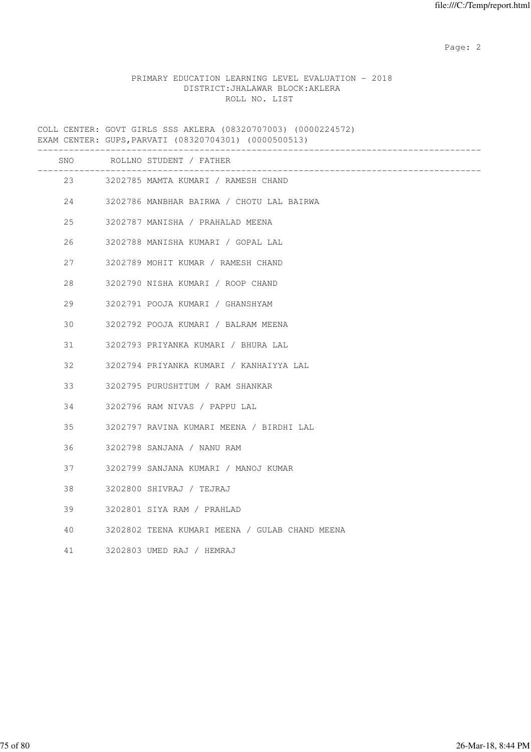PRIMARY EDUCATION LEARNING LEVEL EVALUATION - 2018
DISTRICT:JHALAWAR BLOCK:AKLERA
ROLL NO. LIST

COLL CENTER: GOVT GIRLS SSS AKLERA (08320707003) (0000224572)
EXAM CENTER: GUPS,PARVATI (08320704301) (0000500513)

| SNO | ROLLNO | STUDENT / FATHER |
|---|---|---|
| 23 | 3202785 | MAMTA KUMARI / RAMESH CHAND |
| 24 | 3202786 | MANBHAR BAIRWA / CHOTU LAL BAIRWA |
| 25 | 3202787 | MANISHA / PRAHALAD MEENA |
| 26 | 3202788 | MANISHA KUMARI / GOPAL LAL |
| 27 | 3202789 | MOHIT KUMAR / RAMESH CHAND |
| 28 | 3202790 | NISHA KUMARI / ROOP CHAND |
| 29 | 3202791 | POOJA KUMARI / GHANSHYAM |
| 30 | 3202792 | POOJA KUMARI / BALRAM MEENA |
| 31 | 3202793 | PRIYANKA KUMARI / BHURA LAL |
| 32 | 3202794 | PRIYANKA KUMARI / KANHAIYYA LAL |
| 33 | 3202795 | PURUSHTTUM / RAM SHANKAR |
| 34 | 3202796 | RAM NIVAS / PAPPU LAL |
| 35 | 3202797 | RAVINA KUMARI MEENA / BIRDHI LAL |
| 36 | 3202798 | SANJANA / NANU RAM |
| 37 | 3202799 | SANJANA KUMARI / MANOJ KUMAR |
| 38 | 3202800 | SHIVRAJ / TEJRAJ |
| 39 | 3202801 | SIYA RAM / PRAHLAD |
| 40 | 3202802 | TEENA KUMARI MEENA / GULAB CHAND MEENA |
| 41 | 3202803 | UMED RAJ / HEMRAJ |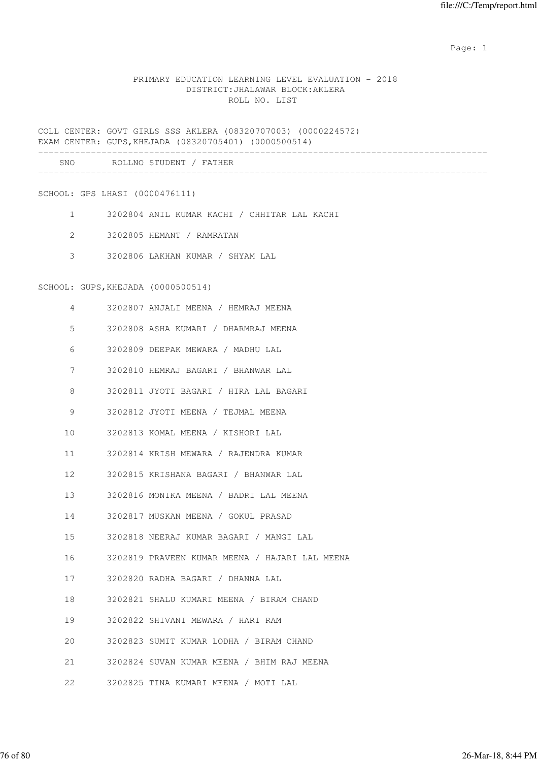PRIMARY EDUCATION LEARNING LEVEL EVALUATION - 2018
DISTRICT:JHALAWAR BLOCK:AKLERA
ROLL NO. LIST

COLL CENTER: GOVT GIRLS SSS AKLERA (08320707003) (0000224572)
EXAM CENTER: GUPS,KHEJADA (08320705401) (0000500514)

| SNO | ROLLNO | STUDENT / FATHER |
|---|---|---|
| **SCHOOL: GPS LHASI (0000476111)** | | |
| 1 | 3202804 | ANIL KUMAR KACHI / CHHITAR LAL KACHI |
| 2 | 3202805 | HEMANT / RAMRATAN |
| 3 | 3202806 | LAKHAN KUMAR / SHYAM LAL |
| **SCHOOL: GUPS,KHEJADA (0000500514)** | | |
| 4 | 3202807 | ANJALI MEENA / HEMRAJ MEENA |
| 5 | 3202808 | ASHA KUMARI / DHARMRAJ MEENA |
| 6 | 3202809 | DEEPAK MEWARA / MADHU LAL |
| 7 | 3202810 | HEMRAJ BAGARI / BHANWAR LAL |
| 8 | 3202811 | JYOTI BAGARI / HIRA LAL BAGARI |
| 9 | 3202812 | JYOTI MEENA / TEJMAL MEENA |
| 10 | 3202813 | KOMAL MEENA / KISHORI LAL |
| 11 | 3202814 | KRISH MEWARA / RAJENDRA KUMAR |
| 12 | 3202815 | KRISHANA BAGARI / BHANWAR LAL |
| 13 | 3202816 | MONIKA MEENA / BADRI LAL MEENA |
| 14 | 3202817 | MUSKAN MEENA / GOKUL PRASAD |
| 15 | 3202818 | NEERAJ KUMAR BAGARI / MANGI LAL |
| 16 | 3202819 | PRAVEEN KUMAR MEENA / HAJARI LAL MEENA |
| 17 | 3202820 | RADHA BAGARI / DHANNA LAL |
| 18 | 3202821 | SHALU KUMARI MEENA / BIRAM CHAND |
| 19 | 3202822 | SHIVANI MEWARA / HARI RAM |
| 20 | 3202823 | SUMIT KUMAR LODHA / BIRAM CHAND |
| 21 | 3202824 | SUVAN KUMAR MEENA / BHIM RAJ MEENA |
| 22 | 3202825 | TINA KUMARI MEENA / MOTI LAL |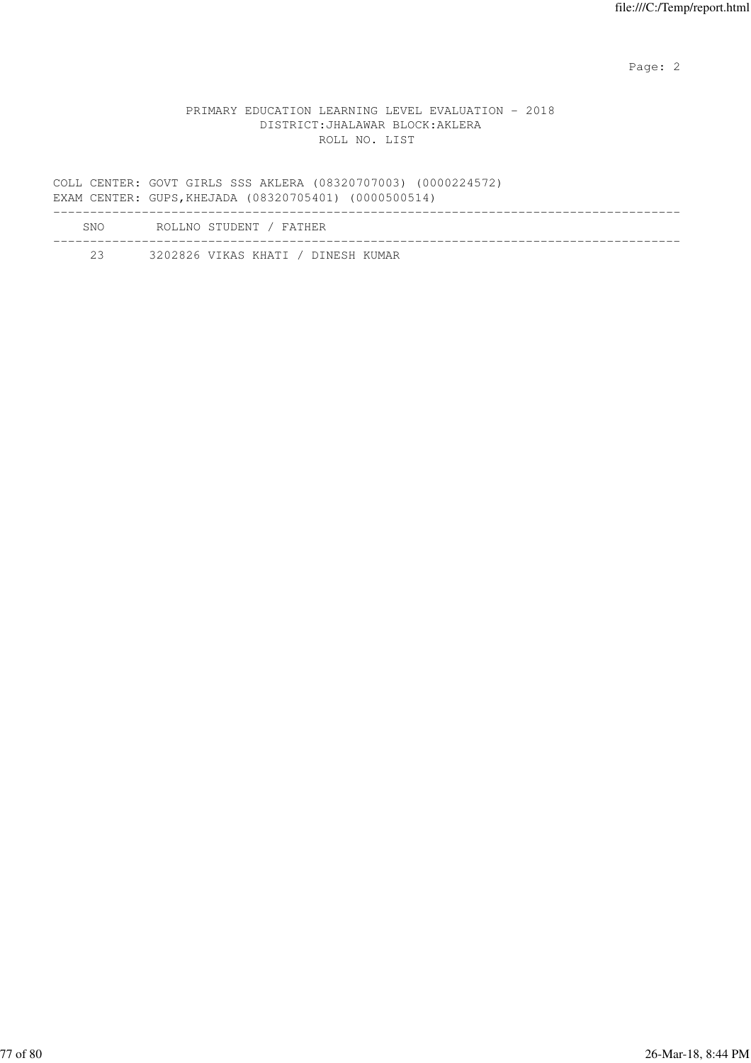PRIMARY EDUCATION LEARNING LEVEL EVALUATION - 2018
DISTRICT:JHALAWAR BLOCK:AKLERA
ROLL NO. LIST

COLL CENTER: GOVT GIRLS SSS AKLERA (08320707003) (0000224572)
EXAM CENTER: GUPS,KHEJADA (08320705401) (0000500514)

| SNO | ROLLNO | STUDENT / FATHER |
|---|---|---|
| 23 | 3202826 | VIKAS KHATI / DINESH KUMAR |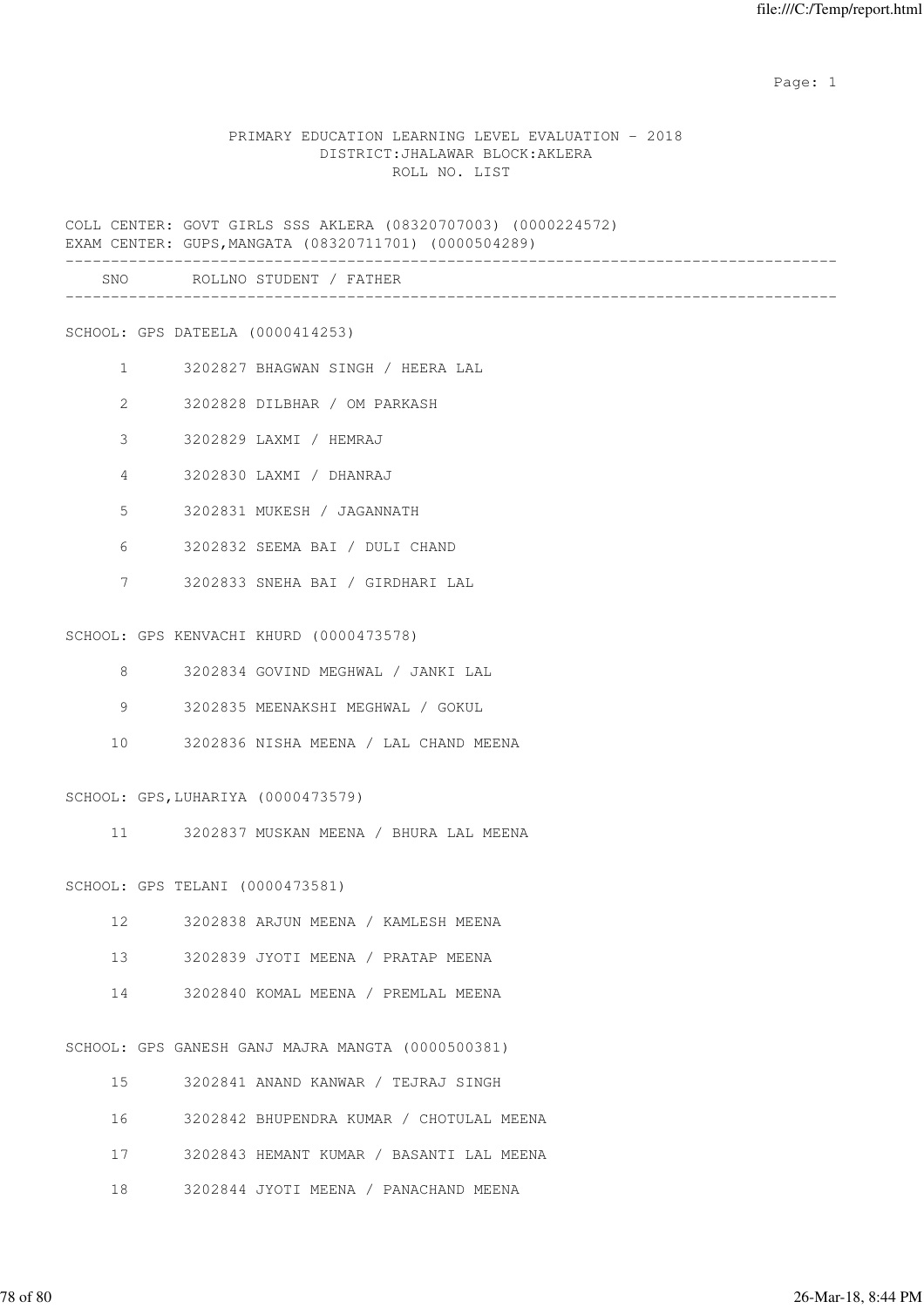PRIMARY EDUCATION LEARNING LEVEL EVALUATION - 2018
DISTRICT:JHALAWAR BLOCK:AKLERA
ROLL NO. LIST

COLL CENTER: GOVT GIRLS SSS AKLERA (08320707003) (0000224572)
EXAM CENTER: GUPS,MANGATA (08320711701) (0000504289)

| SNO | ROLLNO | STUDENT / FATHER |
|---|---|---|
| **SCHOOL: GPS DATEELA (0000414253)** | | |
| 1 | 3202827 | BHAGWAN SINGH / HEERA LAL |
| 2 | 3202828 | DILBHAR / OM PARKASH |
| 3 | 3202829 | LAXMI / HEMRAJ |
| 4 | 3202830 | LAXMI / DHANRAJ |
| 5 | 3202831 | MUKESH / JAGANNATH |
| 6 | 3202832 | SEEMA BAI / DULI CHAND |
| 7 | 3202833 | SNEHA BAI / GIRDHARI LAL |
| **SCHOOL: GPS KENVACHI KHURD (0000473578)** | | |
| 8 | 3202834 | GOVIND MEGHWAL / JANKI LAL |
| 9 | 3202835 | MEENAKSHI MEGHWAL / GOKUL |
| 10 | 3202836 | NISHA MEENA / LAL CHAND MEENA |
| **SCHOOL: GPS,LUHARIYA (0000473579)** | | |
| 11 | 3202837 | MUSKAN MEENA / BHURA LAL MEENA |
| **SCHOOL: GPS TELANI (0000473581)** | | |
| 12 | 3202838 | ARJUN MEENA / KAMLESH MEENA |
| 13 | 3202839 | JYOTI MEENA / PRATAP MEENA |
| 14 | 3202840 | KOMAL MEENA / PREMLAL MEENA |
| **SCHOOL: GPS GANESH GANJ MAJRA MANGTA (0000500381)** | | |
| 15 | 3202841 | ANAND KANWAR / TEJRAJ SINGH |
| 16 | 3202842 | BHUPENDRA KUMAR / CHOTULAL MEENA |
| 17 | 3202843 | HEMANT KUMAR / BASANTI LAL MEENA |
| 18 | 3202844 | JYOTI MEENA / PANACHAND MEENA |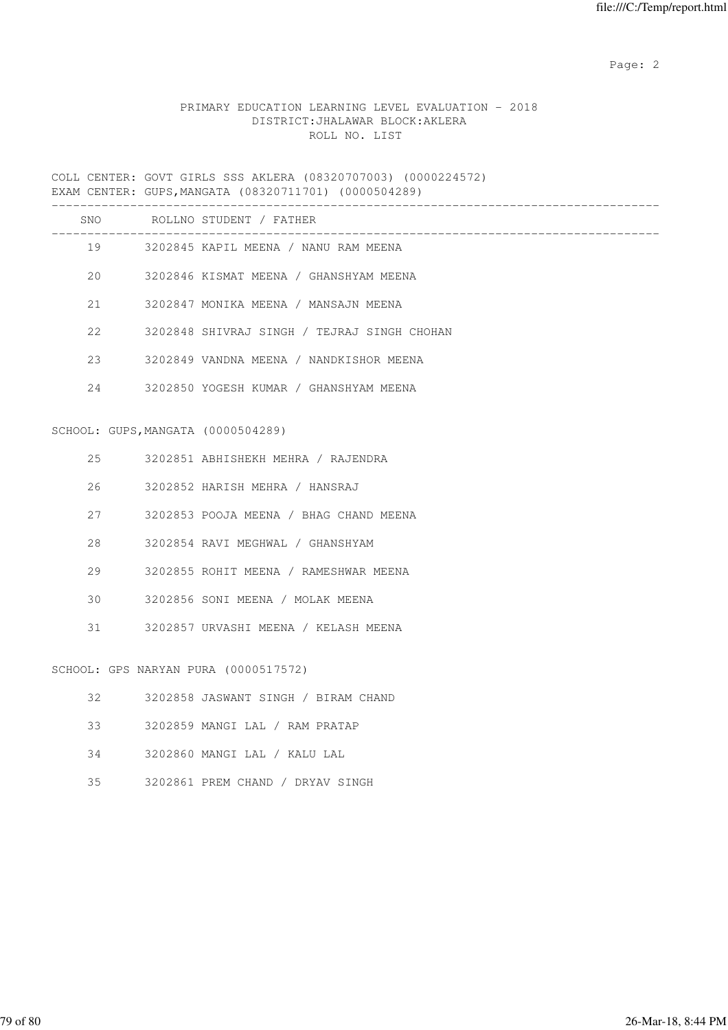PRIMARY EDUCATION LEARNING LEVEL EVALUATION - 2018
DISTRICT:JHALAWAR BLOCK:AKLERA
ROLL NO. LIST

COLL CENTER: GOVT GIRLS SSS AKLERA (08320707003) (0000224572)
EXAM CENTER: GUPS,MANGATA (08320711701) (0000504289)

| SNO | ROLLNO | STUDENT / FATHER |
|---|---|---|
| 19 | 3202845 | KAPIL MEENA / NANU RAM MEENA |
| 20 | 3202846 | KISMAT MEENA / GHANSHYAM MEENA |
| 21 | 3202847 | MONIKA MEENA / MANSAJN MEENA |
| 22 | 3202848 | SHIVRAJ SINGH / TEJRAJ SINGH CHOHAN |
| 23 | 3202849 | VANDNA MEENA / NANDKISHOR MEENA |
| 24 | 3202850 | YOGESH KUMAR / GHANSHYAM MEENA |

SCHOOL: GUPS,MANGATA (0000504289)

| SNO | ROLLNO | STUDENT / FATHER |
|---|---|---|
| 25 | 3202851 | ABHISHEKH MEHRA / RAJENDRA |
| 26 | 3202852 | HARISH MEHRA / HANSRAJ |
| 27 | 3202853 | POOJA MEENA / BHAG CHAND MEENA |
| 28 | 3202854 | RAVI MEGHWAL / GHANSHYAM |
| 29 | 3202855 | ROHIT MEENA / RAMESHWAR MEENA |
| 30 | 3202856 | SONI MEENA / MOLAK MEENA |
| 31 | 3202857 | URVASHI MEENA / KELASH MEENA |

SCHOOL: GPS NARYAN PURA (0000517572)

| SNO | ROLLNO | STUDENT / FATHER |
|---|---|---|
| 32 | 3202858 | JASWANT SINGH / BIRAM CHAND |
| 33 | 3202859 | MANGI LAL / RAM PRATAP |
| 34 | 3202860 | MANGI LAL / KALU LAL |
| 35 | 3202861 | PREM CHAND / DRYAV SINGH |